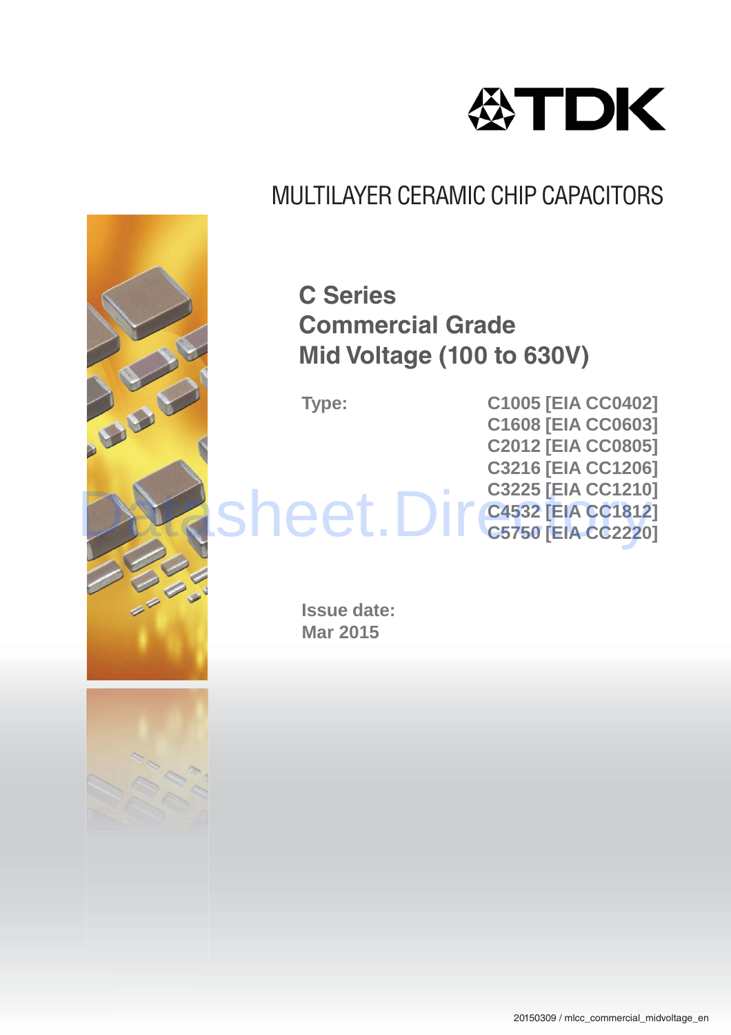# MULTILAYER CERAMIC CHIP CAPACITORS

## C Series
## Commercial Grade
## Mid Voltage (100 to 630V)

**Type:**

**C1005 [EIA CC0402]**
**C1608 [EIA CC0603]**
**C2012 [EIA CC0805]**
**C3216 [EIA CC1206]**
**C3225 [EIA CC1210]**
**C4532 [EIA CC1812]**
**C5750 [EIA CC2220]**

**Issue date:**
**Mar 2015**

20150309 / mlcc_commercial_midvoltage_en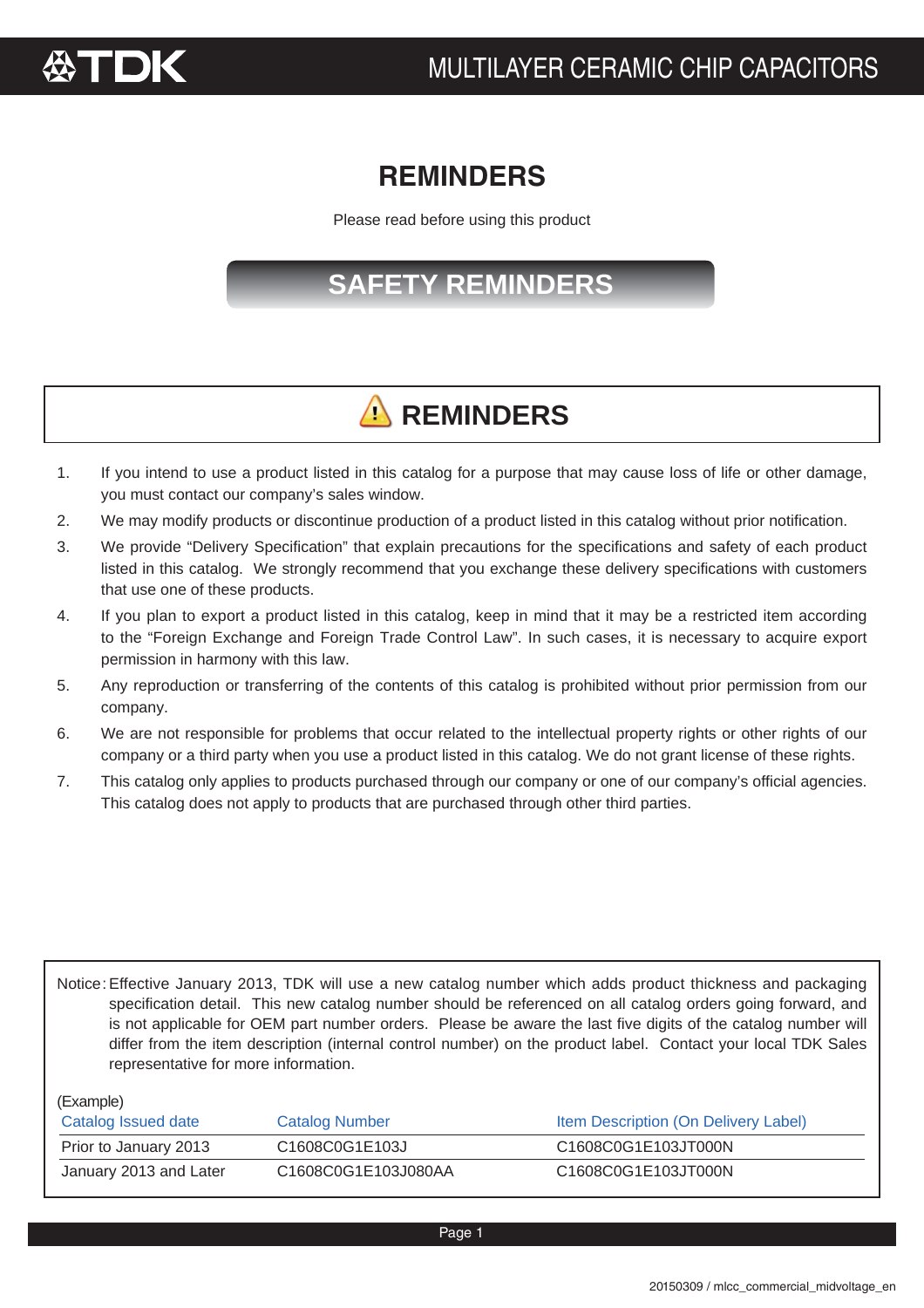# REMINDERS

Please read before using this product

## SAFETY REMINDERS

## ⚠ REMINDERS

1. If you intend to use a product listed in this catalog for a purpose that may cause loss of life or other damage, you must contact our company's sales window.
2. We may modify products or discontinue production of a product listed in this catalog without prior notification.
3. We provide "Delivery Specification" that explain precautions for the specifications and safety of each product listed in this catalog. We strongly recommend that you exchange these delivery specifications with customers that use one of these products.
4. If you plan to export a product listed in this catalog, keep in mind that it may be a restricted item according to the "Foreign Exchange and Foreign Trade Control Law". In such cases, it is necessary to acquire export permission in harmony with this law.
5. Any reproduction or transferring of the contents of this catalog is prohibited without prior permission from our company.
6. We are not responsible for problems that occur related to the intellectual property rights or other rights of our company or a third party when you use a product listed in this catalog. We do not grant license of these rights.
7. This catalog only applies to products purchased through our company or one of our company's official agencies. This catalog does not apply to products that are purchased through other third parties.

Notice: Effective January 2013, TDK will use a new catalog number which adds product thickness and packaging specification detail. This new catalog number should be referenced on all catalog orders going forward, and is not applicable for OEM part number orders. Please be aware the last five digits of the catalog number will differ from the item description (internal control number) on the product label. Contact your local TDK Sales representative for more information.

(Example)

| Catalog Issued date | Catalog Number | Item Description (On Delivery Label) |
|---|---|---|
| Prior to January 2013 | C1608C0G1E103J | C1608C0G1E103JT000N |
| January 2013 and Later | C1608C0G1E103J080AA | C1608C0G1E103JT000N |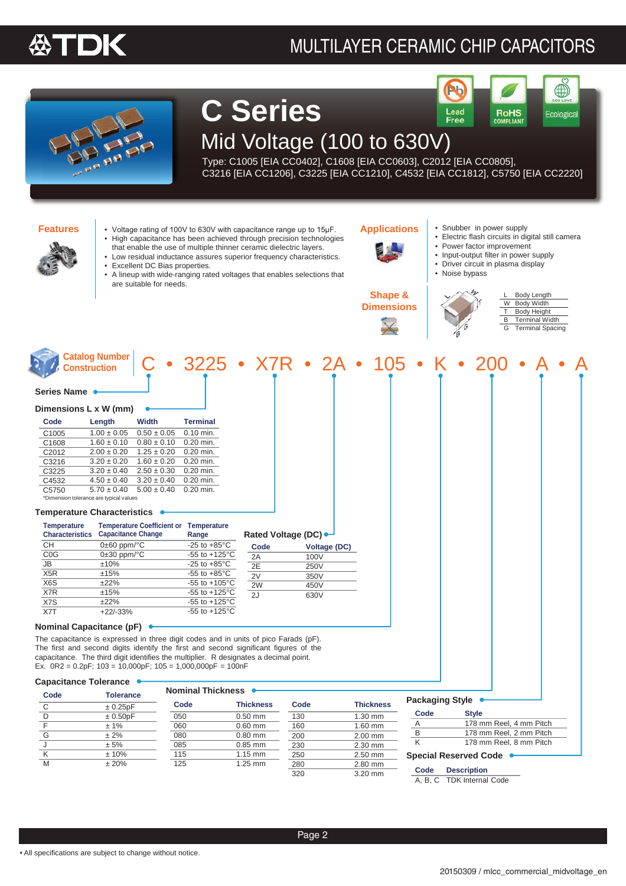# MULTILAYER CERAMIC CHIP CAPACITORS

# C Series

## Mid Voltage (100 to 630V)

Type: C1005 [EIA CC0402], C1608 [EIA CC0603], C2012 [EIA CC0805], C3216 [EIA CC1206], C3225 [EIA CC1210], C4532 [EIA CC1812], C5750 [EIA CC2220]

Lead Free · RoHS COMPLIANT · Ecological

### Features

- Voltage rating of 100V to 630V with capacitance range up to 15μF.
- High capacitance has been achieved through precision technologies that enable the use of multiple thinner ceramic dielectric layers.
- Low residual inductance assures superior frequency characteristics.
- Excellent DC Bias properties.
- A lineup with wide-ranging rated voltages that enables selections that are suitable for needs.

### Applications

- Snubber in power supply
- Electric flash circuits in digital still camera
- Power factor improvement
- Input-output filter in power supply
- Driver circuit in plasma display
- Noise bypass

### Shape & Dimensions

| | |
|---|---|
| L | Body Length |
| W | Body Width |
| T | Body Height |
| B | Terminal Width |
| G | Terminal Spacing |

### Catalog Number Construction

C • 3225 • X7R • 2A • 105 • K • 200 • A • A

#### Series Name

#### Dimensions L x W (mm)

| Code | Length | Width | Terminal |
|---|---|---|---|
| C1005 | 1.00 ± 0.05 | 0.50 ± 0.05 | 0.10 min. |
| C1608 | 1.60 ± 0.10 | 0.80 ± 0.10 | 0.20 min. |
| C2012 | 2.00 ± 0.20 | 1.25 ± 0.20 | 0.20 min. |
| C3216 | 3.20 ± 0.20 | 1.60 ± 0.20 | 0.20 min. |
| C3225 | 3.20 ± 0.40 | 2.50 ± 0.30 | 0.20 min. |
| C4532 | 4.50 ± 0.40 | 3.20 ± 0.40 | 0.20 min. |
| C5750 | 5.70 ± 0.40 | 5.00 ± 0.40 | 0.20 min. |

*Dimension tolerance are typical values

#### Temperature Characteristics

| Temperature Characteristics | Temperature Coefficient or Capacitance Change | Temperature Range |
|---|---|---|
| CH | 0±60 ppm/°C | -25 to +85°C |
| C0G | 0±30 ppm/°C | -55 to +125°C |
| JB | ±10% | -25 to +85°C |
| X5R | ±15% | -55 to +85°C |
| X6S | ±22% | -55 to +105°C |
| X7R | ±15% | -55 to +125°C |
| X7S | ±22% | -55 to +125°C |
| X7T | +22/-33% | -55 to +125°C |

#### Rated Voltage (DC)

| Code | Voltage (DC) |
|---|---|
| 2A | 100V |
| 2E | 250V |
| 2V | 350V |
| 2W | 450V |
| 2J | 630V |

#### Nominal Capacitance (pF)

The capacitance is expressed in three digit codes and in units of pico Farads (pF). The first and second digits identify the first and second significant figures of the capacitance. The third digit identifies the multiplier. R designates a decimal point.
Ex. 0R2 = 0.2pF; 103 = 10,000pF; 105 = 1,000,000pF = 100nF

#### Capacitance Tolerance

| Code | Tolerance |
|---|---|
| C | ± 0.25pF |
| D | ± 0.50pF |
| F | ± 1% |
| G | ± 2% |
| J | ± 5% |
| K | ± 10% |
| M | ± 20% |

#### Nominal Thickness

| Code | Thickness | Code | Thickness |
|---|---|---|---|
| 050 | 0.50 mm | 130 | 1.30 mm |
| 060 | 0.60 mm | 160 | 1.60 mm |
| 080 | 0.80 mm | 200 | 2.00 mm |
| 085 | 0.85 mm | 230 | 2.30 mm |
| 115 | 1.15 mm | 250 | 2.50 mm |
| 125 | 1.25 mm | 280 | 2.80 mm |
| | | 320 | 3.20 mm |

#### Packaging Style

| Code | Style |
|---|---|
| A | 178 mm Reel, 4 mm Pitch |
| B | 178 mm Reel, 2 mm Pitch |
| K | 178 mm Reel, 8 mm Pitch |

#### Special Reserved Code

| Code | Description |
|---|---|
| A, B, C | TDK Internal Code |

• All specifications are subject to change without notice.

20150309 / mlcc_commercial_midvoltage_en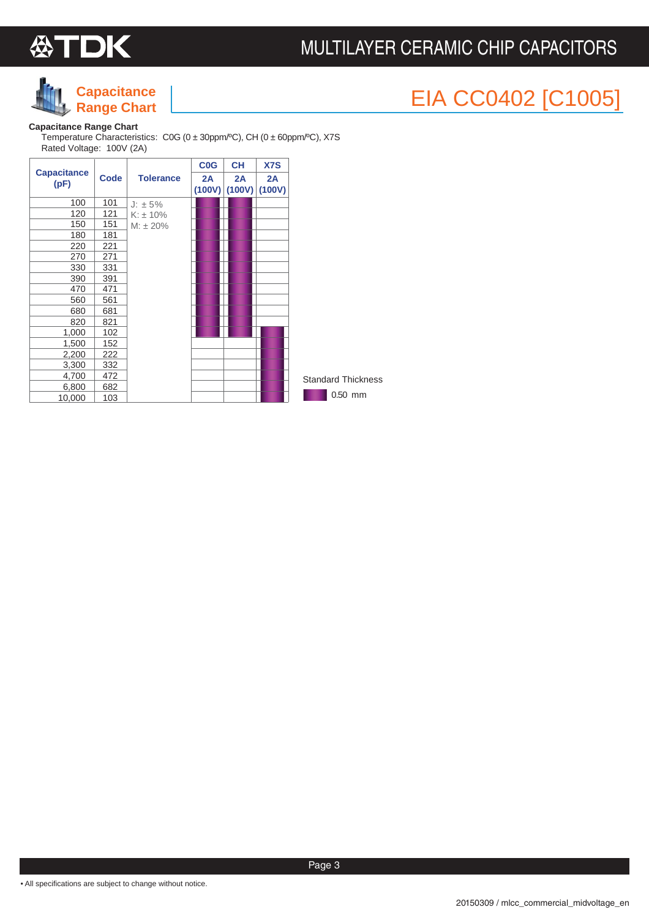# Capacitance Range Chart

## EIA CC0402 [C1005]

**Capacitance Range Chart**

Temperature Characteristics: C0G (0 ± 30ppm/ºC), CH (0 ± 60ppm/ºC), X7S

Rated Voltage: 100V (2A)

| Capacitance (pF) | Code | Tolerance | C0G 2A (100V) | CH 2A (100V) | X7S 2A (100V) |
|---|---|---|---|---|---|
| 100 | 101 | J: ± 5% K: ± 10% M: ± 20% | 0.50 mm | 0.50 mm | |
| 120 | 121 | | 0.50 mm | 0.50 mm | |
| 150 | 151 | | 0.50 mm | 0.50 mm | |
| 180 | 181 | | 0.50 mm | 0.50 mm | |
| 220 | 221 | | 0.50 mm | 0.50 mm | |
| 270 | 271 | | 0.50 mm | 0.50 mm | |
| 330 | 331 | | 0.50 mm | 0.50 mm | |
| 390 | 391 | | 0.50 mm | 0.50 mm | |
| 470 | 471 | | 0.50 mm | 0.50 mm | |
| 560 | 561 | | 0.50 mm | 0.50 mm | |
| 680 | 681 | | 0.50 mm | 0.50 mm | |
| 820 | 821 | | 0.50 mm | 0.50 mm | |
| 1,000 | 102 | | 0.50 mm | 0.50 mm | 0.50 mm |
| 1,500 | 152 | | | | 0.50 mm |
| 2,200 | 222 | | | | 0.50 mm |
| 3,300 | 332 | | | | 0.50 mm |
| 4,700 | 472 | | | | 0.50 mm |
| 6,800 | 682 | | | | 0.50 mm |
| 10,000 | 103 | | | | 0.50 mm |

Standard Thickness

0.50 mm

• All specifications are subject to change without notice.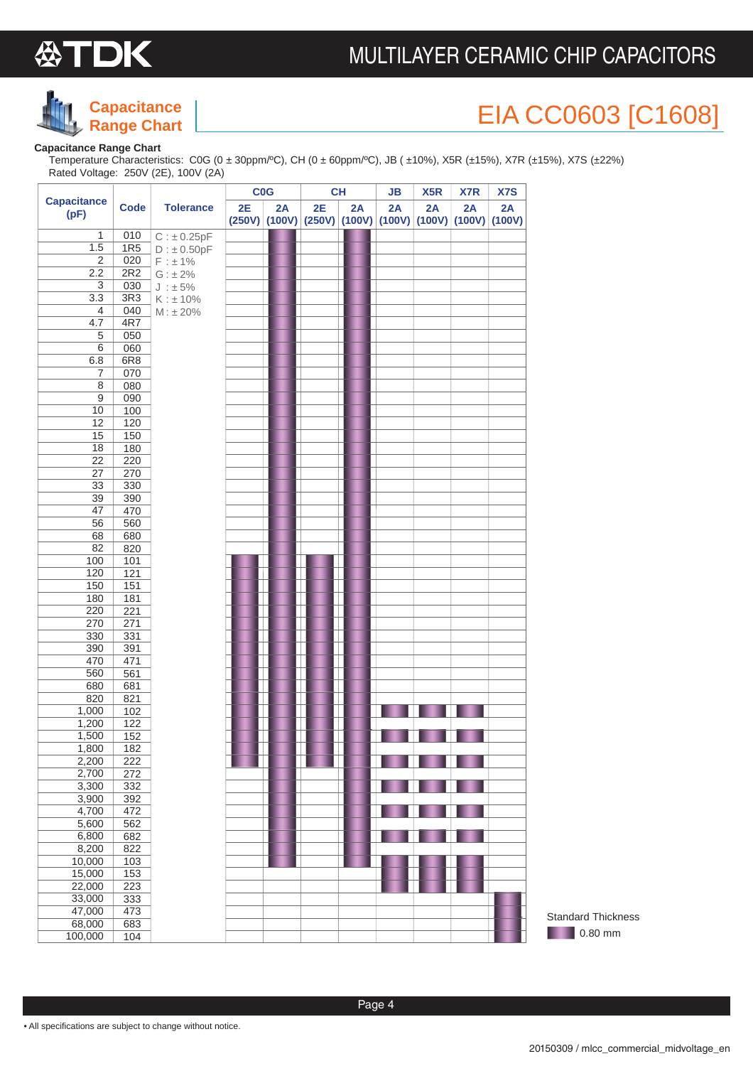# Capacitance Range Chart

# EIA CC0603 [C1608]

**Capacitance Range Chart**

Temperature Characteristics: C0G (0 ± 30ppm/ºC), CH (0 ± 60ppm/ºC), JB ( ±10%), X5R (±15%), X7R (±15%), X7S (±22%)

Rated Voltage: 250V (2E), 100V (2A)

| Capacitance (pF) | Code | Tolerance | C0G | | CH | | JB | X5R | X7R | X7S |
|---|---|---|---|---|---|---|---|---|---|---|
| | | | 2E (250V) | 2A (100V) | 2E (250V) | 2A (100V) | 2A (100V) | 2A (100V) | 2A (100V) | 2A (100V) |
| 1 | 010 | C : ± 0.25pF | | ■ | | ■ | | | | |
| 1.5 | 1R5 | D : ± 0.50pF | | ■ | | ■ | | | | |
| 2 | 020 | F : ± 1% | | ■ | | ■ | | | | |
| 2.2 | 2R2 | G : ± 2% | | ■ | | ■ | | | | |
| 3 | 030 | J : ± 5% | | ■ | | ■ | | | | |
| 3.3 | 3R3 | K : ± 10% | | ■ | | ■ | | | | |
| 4 | 040 | M : ± 20% | | ■ | | ■ | | | | |
| 4.7 | 4R7 | | | ■ | | ■ | | | | |
| 5 | 050 | | | ■ | | ■ | | | | |
| 6 | 060 | | | ■ | | ■ | | | | |
| 6.8 | 6R8 | | | ■ | | ■ | | | | |
| 7 | 070 | | | ■ | | ■ | | | | |
| 8 | 080 | | | ■ | | ■ | | | | |
| 9 | 090 | | | ■ | | ■ | | | | |
| 10 | 100 | | | ■ | | ■ | | | | |
| 12 | 120 | | | ■ | | ■ | | | | |
| 15 | 150 | | | ■ | | ■ | | | | |
| 18 | 180 | | | ■ | | ■ | | | | |
| 22 | 220 | | | ■ | | ■ | | | | |
| 27 | 270 | | | ■ | | ■ | | | | |
| 33 | 330 | | | ■ | | ■ | | | | |
| 39 | 390 | | | ■ | | ■ | | | | |
| 47 | 470 | | | ■ | | ■ | | | | |
| 56 | 560 | | | ■ | | ■ | | | | |
| 68 | 680 | | | ■ | | ■ | | | | |
| 82 | 820 | | | ■ | | ■ | | | | |
| 100 | 101 | | ■ | ■ | ■ | ■ | | | | |
| 120 | 121 | | ■ | ■ | ■ | ■ | | | | |
| 150 | 151 | | ■ | ■ | ■ | ■ | | | | |
| 180 | 181 | | ■ | ■ | ■ | ■ | | | | |
| 220 | 221 | | ■ | ■ | ■ | ■ | | | | |
| 270 | 271 | | ■ | ■ | ■ | ■ | | | | |
| 330 | 331 | | ■ | ■ | ■ | ■ | | | | |
| 390 | 391 | | ■ | ■ | ■ | ■ | | | | |
| 470 | 471 | | ■ | ■ | ■ | ■ | | | | |
| 560 | 561 | | ■ | ■ | ■ | ■ | | | | |
| 680 | 681 | | ■ | ■ | ■ | ■ | | | | |
| 820 | 821 | | ■ | ■ | ■ | ■ | | | | |
| 1,000 | 102 | | ■ | ■ | ■ | ■ | ■ | ■ | ■ | |
| 1,200 | 122 | | ■ | ■ | ■ | ■ | | | | |
| 1,500 | 152 | | ■ | ■ | ■ | ■ | ■ | ■ | ■ | |
| 1,800 | 182 | | ■ | ■ | ■ | ■ | | | | |
| 2,200 | 222 | | ■ | ■ | ■ | ■ | ■ | ■ | ■ | |
| 2,700 | 272 | | | ■ | | ■ | | | | |
| 3,300 | 332 | | | ■ | | ■ | ■ | ■ | ■ | |
| 3,900 | 392 | | | ■ | | ■ | | | | |
| 4,700 | 472 | | | ■ | | ■ | ■ | ■ | ■ | |
| 5,600 | 562 | | | ■ | | ■ | | | | |
| 6,800 | 682 | | | ■ | | ■ | ■ | ■ | ■ | |
| 8,200 | 822 | | | ■ | | ■ | | | | |
| 10,000 | 103 | | | ■ | | ■ | ■ | ■ | ■ | |
| 15,000 | 153 | | | | | | ■ | ■ | ■ | |
| 22,000 | 223 | | | | | | ■ | ■ | ■ | |
| 33,000 | 333 | | | | | | | | | ■ |
| 47,000 | 473 | | | | | | | | | ■ |
| 68,000 | 683 | | | | | | | | | ■ |
| 100,000 | 104 | | | | | | | | | ■ |

Standard Thickness

■ 0.80 mm

• All specifications are subject to change without notice.

20150309 / mlcc_commercial_midvoltage_en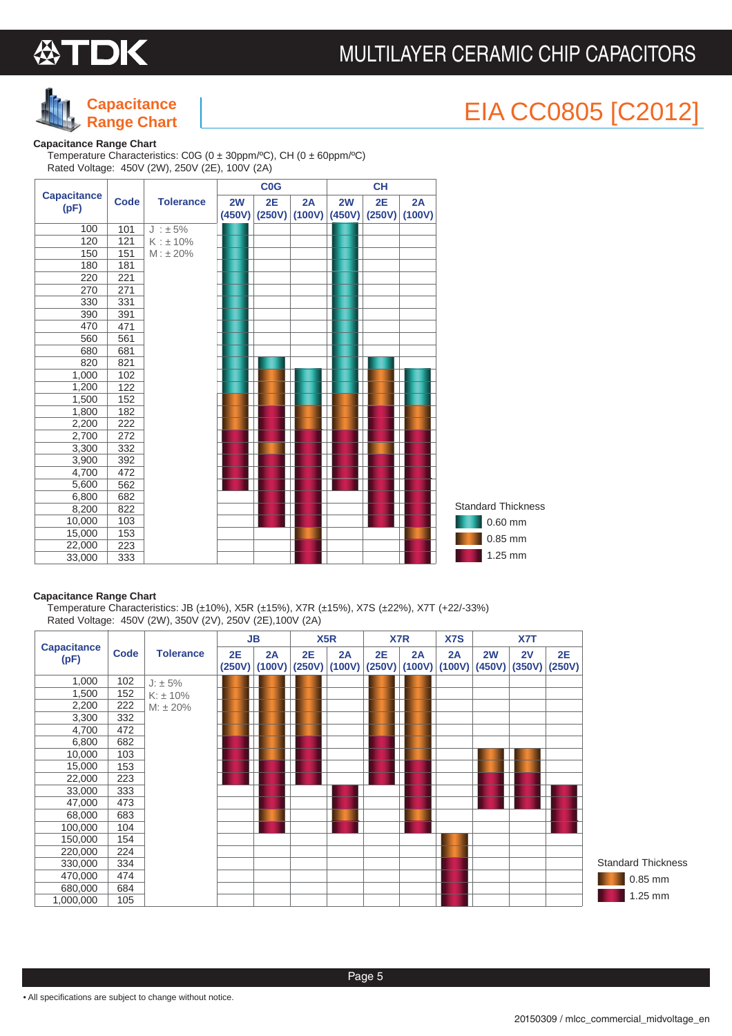# Capacitance Range Chart

## EIA CC0805 [C2012]

**Capacitance Range Chart**

Temperature Characteristics: C0G (0 ± 30ppm/ºC), CH (0 ± 60ppm/ºC)
Rated Voltage: 450V (2W), 250V (2E), 100V (2A)

Cells show the standard thickness in mm (see legend below).

| Capacitance (pF) | Code | Tolerance | C0G 2W (450V) | C0G 2E (250V) | C0G 2A (100V) | CH 2W (450V) | CH 2E (250V) | CH 2A (100V) |
|---|---|---|---|---|---|---|---|---|
| 100 | 101 | J : ± 5% | 0.60 | | | 0.60 | | |
| 120 | 121 | K : ± 10% | 0.60 | | | 0.60 | | |
| 150 | 151 | M : ± 20% | 0.60 | | | 0.60 | | |
| 180 | 181 | | 0.60 | | | 0.60 | | |
| 220 | 221 | | 0.60 | | | 0.60 | | |
| 270 | 271 | | 0.60 | | | 0.60 | | |
| 330 | 331 | | 0.60 | | | 0.60 | | |
| 390 | 391 | | 0.60 | | | 0.60 | | |
| 470 | 471 | | 0.60 | | | 0.60 | | |
| 560 | 561 | | 0.60 | | | 0.60 | | |
| 680 | 681 | | 0.60 | | | 0.60 | | |
| 820 | 821 | | 0.60 | 0.60 | | 0.60 | 0.60 | |
| 1,000 | 102 | | 0.60 | 0.85 | 0.60 | 0.60 | 0.85 | 0.60 |
| 1,200 | 122 | | 0.60 | 0.85 | 0.60 | 0.60 | 0.85 | 0.60 |
| 1,500 | 152 | | 0.85 | 0.85 | 0.60 | 0.85 | 0.85 | 0.60 |
| 1,800 | 182 | | 0.85 | 1.25 | 0.85 | 0.85 | 1.25 | 0.85 |
| 2,200 | 222 | | 0.85 | 1.25 | 0.85 | 0.85 | 1.25 | 0.85 |
| 2,700 | 272 | | 1.25 | 1.25 | 1.25 | 1.25 | 1.25 | 1.25 |
| 3,300 | 332 | | 1.25 | 0.85 | 1.25 | 1.25 | 0.85 | 1.25 |
| 3,900 | 392 | | 1.25 | 1.25 | 1.25 | 1.25 | 1.25 | 1.25 |
| 4,700 | 472 | | 1.25 | 1.25 | 1.25 | 1.25 | 1.25 | 1.25 |
| 5,600 | 562 | | 1.25 | 1.25 | 1.25 | 1.25 | 1.25 | 1.25 |
| 6,800 | 682 | | | 1.25 | 1.25 | | 1.25 | 1.25 |
| 8,200 | 822 | | | 1.25 | 1.25 | | 1.25 | 1.25 |
| 10,000 | 103 | | | 1.25 | 1.25 | | 1.25 | 1.25 |
| 15,000 | 153 | | | | 0.85 | | | 0.85 |
| 22,000 | 223 | | | | 1.25 | | | 1.25 |
| 33,000 | 333 | | | | 1.25 | | | 1.25 |

Standard Thickness
- 0.60 mm
- 0.85 mm
- 1.25 mm

**Capacitance Range Chart**

Temperature Characteristics: JB (±10%), X5R (±15%), X7R (±15%), X7S (±22%), X7T (+22/-33%)
Rated Voltage: 450V (2W), 350V (2V), 250V (2E),100V (2A)

| Capacitance (pF) | Code | Tolerance | JB 2E (250V) | JB 2A (100V) | X5R 2E (250V) | X5R 2A (100V) | X7R 2E (250V) | X7R 2A (100V) | X7S 2A (100V) | X7T 2W (450V) | X7T 2V (350V) | X7T 2E (250V) |
|---|---|---|---|---|---|---|---|---|---|---|---|---|
| 1,000 | 102 | J: ± 5% | 0.85 | 0.85 | 0.85 | | 0.85 | 0.85 | | | | |
| 1,500 | 152 | K: ± 10% | 0.85 | 0.85 | 0.85 | | 0.85 | 0.85 | | | | |
| 2,200 | 222 | M: ± 20% | 0.85 | 0.85 | 0.85 | | 0.85 | 0.85 | | | | |
| 3,300 | 332 | | 0.85 | 0.85 | 0.85 | | 0.85 | 0.85 | | | | |
| 4,700 | 472 | | 0.85 | 0.85 | 0.85 | | 0.85 | 0.85 | | | | |
| 6,800 | 682 | | 1.25 | 0.85 | 1.25 | | 1.25 | 0.85 | | | | |
| 10,000 | 103 | | 1.25 | 0.85 | 1.25 | | 1.25 | 0.85 | | 0.85 | 0.85 | |
| 15,000 | 153 | | 1.25 | 1.25 | 1.25 | | 1.25 | 1.25 | | 0.85 | 0.85 | |
| 22,000 | 223 | | 1.25 | 1.25 | 1.25 | | 1.25 | 1.25 | | 1.25 | 1.25 | |
| 33,000 | 333 | | | 1.25 | | 1.25 | | 1.25 | | 1.25 | 1.25 | 1.25 |
| 47,000 | 473 | | | 1.25 | | 1.25 | | 1.25 | | 1.25 | 1.25 | 1.25 |
| 68,000 | 683 | | | 0.85 | | 0.85 | | 0.85 | | | | 1.25 |
| 100,000 | 104 | | | 1.25 | | 1.25 | | 1.25 | | | | 1.25 |
| 150,000 | 154 | | | | | | | | 0.85 | | | |
| 220,000 | 224 | | | | | | | | 0.85 | | | |
| 330,000 | 334 | | | | | | | | 1.25 | | | |
| 470,000 | 474 | | | | | | | | 1.25 | | | |
| 680,000 | 684 | | | | | | | | 1.25 | | | |
| 1,000,000 | 105 | | | | | | | | 1.25 | | | |

Standard Thickness
- 0.85 mm
- 1.25 mm

• All specifications are subject to change without notice.

20150309 / mlcc_commercial_midvoltage_en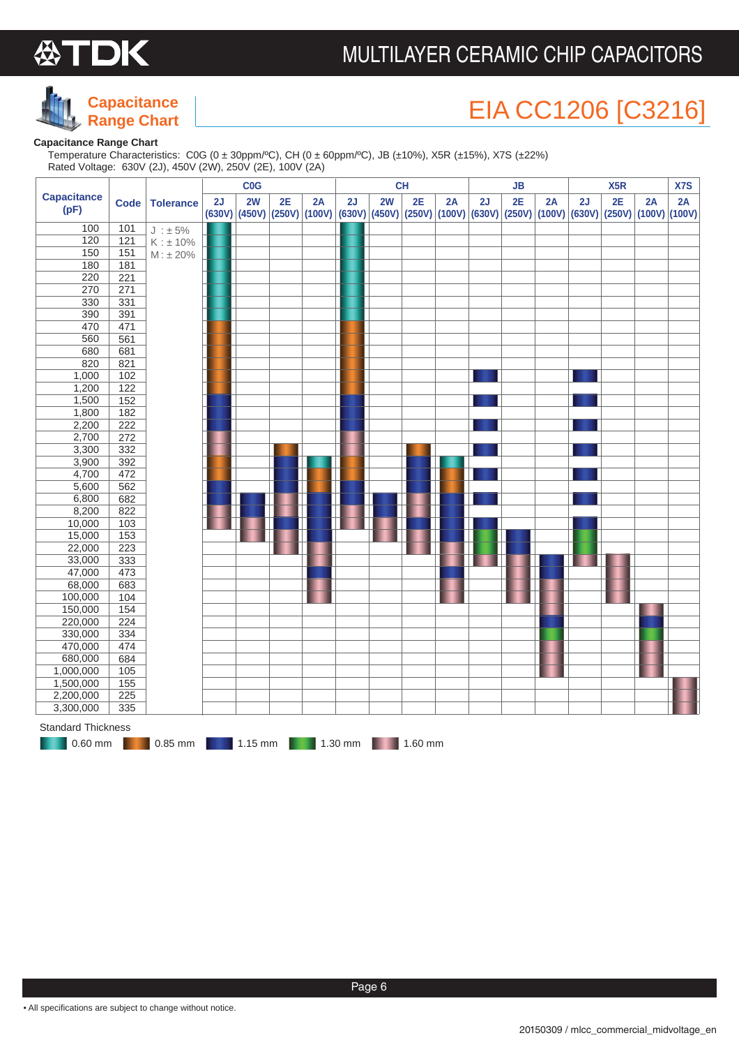# Capacitance Range Chart

## EIA CC1206 [C3216]

**Capacitance Range Chart**

Temperature Characteristics: C0G (0 ± 30ppm/ºC), CH (0 ± 60ppm/ºC), JB (±10%), X5R (±15%), X7S (±22%)
Rated Voltage: 630V (2J), 450V (2W), 250V (2E), 100V (2A)

Tolerance: J : ± 5%, K : ± 10%, M : ± 20%

Values in the table show the standard thickness in mm.

| Capacitance (pF) | Code | C0G | | | | CH | | | | JB | | | X5R | | | X7S |
|---|---|---|---|---|---|---|---|---|---|---|---|---|---|---|---|---|
| | | 2J (630V) | 2W (450V) | 2E (250V) | 2A (100V) | 2J (630V) | 2W (450V) | 2E (250V) | 2A (100V) | 2J (630V) | 2E (250V) | 2A (100V) | 2J (630V) | 2E (250V) | 2A (100V) | 2A (100V) |
| 100 | 101 | 0.60 | | | | 0.60 | | | | | | | | | | |
| 120 | 121 | 0.60 | | | | 0.60 | | | | | | | | | | |
| 150 | 151 | 0.60 | | | | 0.60 | | | | | | | | | | |
| 180 | 181 | 0.60 | | | | 0.60 | | | | | | | | | | |
| 220 | 221 | 0.60 | | | | 0.60 | | | | | | | | | | |
| 270 | 271 | 0.60 | | | | 0.60 | | | | | | | | | | |
| 330 | 331 | 0.60 | | | | 0.60 | | | | | | | | | | |
| 390 | 391 | 0.60 | | | | 0.60 | | | | | | | | | | |
| 470 | 471 | 0.85 | | | | 0.85 | | | | | | | | | | |
| 560 | 561 | 0.85 | | | | 0.85 | | | | | | | | | | |
| 680 | 681 | 0.85 | | | | 0.85 | | | | | | | | | | |
| 820 | 821 | 0.85 | | | | 0.85 | | | | | | | | | | |
| 1,000 | 102 | 0.85 | | | | 0.85 | | | | 1.15 | | | 1.15 | | | |
| 1,200 | 122 | 0.85 | | | | 0.85 | | | | | | | | | | |
| 1,500 | 152 | 1.15 | | | | 1.15 | | | | 1.15 | | | 1.15 | | | |
| 1,800 | 182 | 1.15 | | | | 1.15 | | | | | | | | | | |
| 2,200 | 222 | 1.15 | | | | 1.15 | | | | 1.15 | | | 1.15 | | | |
| 2,700 | 272 | 1.60 | | | | 1.60 | | | | | | | | | | |
| 3,300 | 332 | 1.60 | | 0.85 | | 1.60 | | 0.85 | | 1.15 | | | 1.15 | | | |
| 3,900 | 392 | 0.85 | | 1.15 | 0.60 | 0.85 | | 1.15 | 0.60 | | | | | | | |
| 4,700 | 472 | 0.85 | | 1.15 | 0.85 | 0.85 | | 1.15 | 0.85 | 1.15 | | | 1.15 | | | |
| 5,600 | 562 | 1.15 | | 1.60 | 0.85 | 1.15 | | 1.60 | 0.85 | | | | | | | |
| 6,800 | 682 | 1.15 | 1.15 | 1.60 | 1.15 | 1.15 | 1.15 | 1.60 | 1.15 | 1.15 | | | 1.15 | | | |
| 8,200 | 822 | 1.60 | 1.15 | 1.60 | 1.15 | 1.60 | 1.15 | 1.60 | 1.15 | | | | | | | |
| 10,000 | 103 | 1.60 | 1.60 | 1.15 | 1.15 | 1.60 | 1.60 | 1.15 | 1.15 | 1.15 | | | 1.15 | | | |
| 15,000 | 153 | | 1.60 | 1.60 | 1.15 | | 1.60 | 1.60 | 1.15 | 1.30 | 1.15 | | 1.30 | | | |
| 22,000 | 223 | | | 1.60 | 1.60 | | | 1.60 | 1.60 | 1.30 | 1.15 | | 1.30 | | | |
| 33,000 | 333 | | | | 1.60 | | | | 1.60 | 1.60 | 1.60 | 1.15 | 1.60 | 1.60 | | |
| 47,000 | 473 | | | | 1.15 | | | | 1.15 | | 1.60 | 1.15 | | 1.60 | | |
| 68,000 | 683 | | | | 1.60 | | | | 1.60 | | 1.60 | 1.60 | | 1.60 | | |
| 100,000 | 104 | | | | 1.60 | | | | 1.60 | | 1.60 | 1.60 | | 1.60 | | |
| 150,000 | 154 | | | | | | | | | | | 1.60 | | | 1.60 | |
| 220,000 | 224 | | | | | | | | | | | 1.15 | | | 1.15 | |
| 330,000 | 334 | | | | | | | | | | | 1.30 | | | 1.30 | |
| 470,000 | 474 | | | | | | | | | | | 1.60 | | | 1.60 | |
| 680,000 | 684 | | | | | | | | | | | 1.60 | | | 1.60 | |
| 1,000,000 | 105 | | | | | | | | | | | 1.60 | | | 1.60 | |
| 1,500,000 | 155 | | | | | | | | | | | | | | | 1.60 |
| 2,200,000 | 225 | | | | | | | | | | | | | | | 1.60 |
| 3,300,000 | 335 | | | | | | | | | | | | | | | 1.60 |

Standard Thickness: 0.60 mm, 0.85 mm, 1.15 mm, 1.30 mm, 1.60 mm

• All specifications are subject to change without notice.

20150309 / mlcc_commercial_midvoltage_en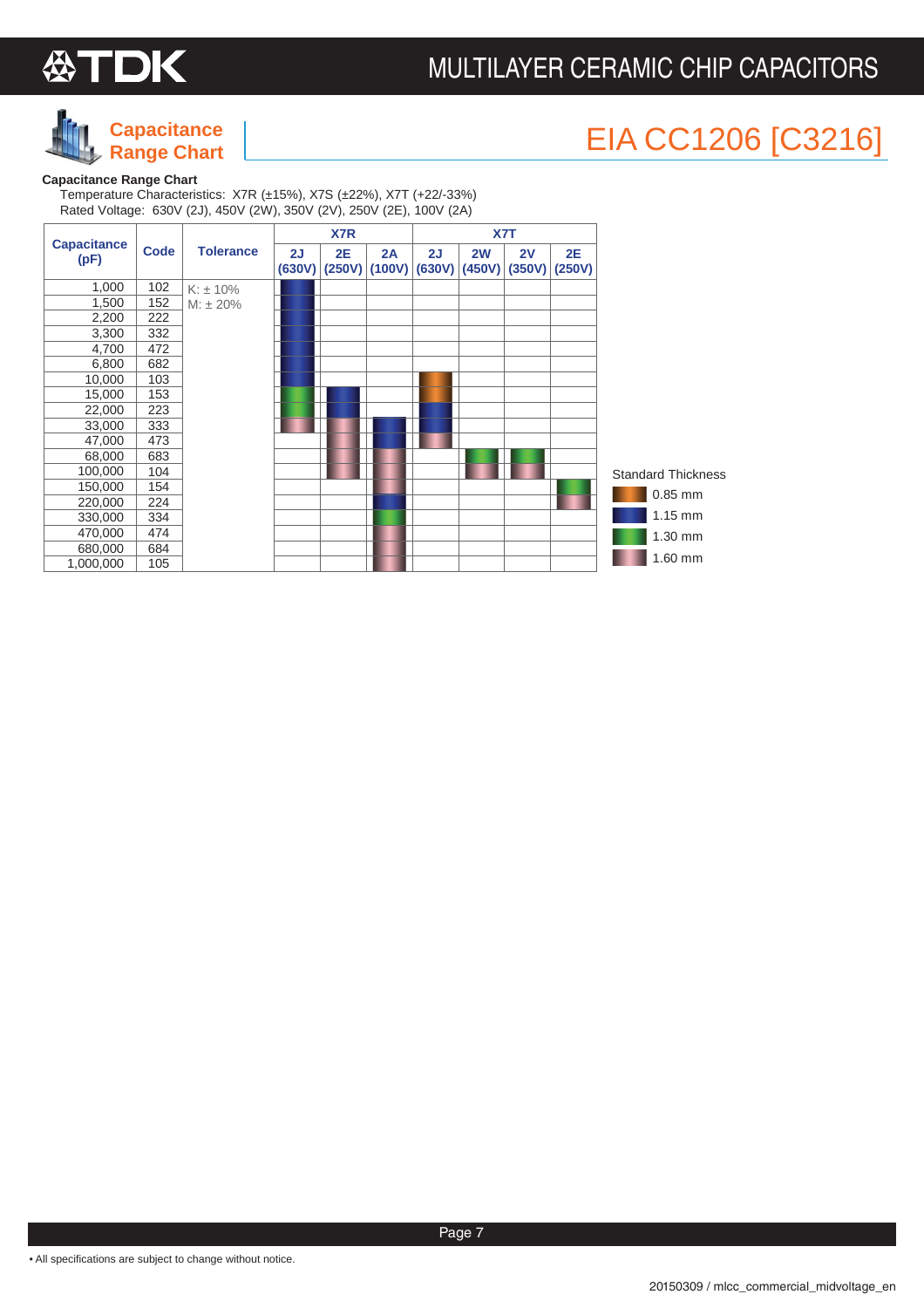# Capacitance Range Chart

# EIA CC1206 [C3216]

**Capacitance Range Chart**

Temperature Characteristics: X7R (±15%), X7S (±22%), X7T (+22/-33%)
Rated Voltage: 630V (2J), 450V (2W), 350V (2V), 250V (2E), 100V (2A)

Cell values indicate the standard thickness shown by the bar color in the chart.

| Capacitance (pF) | Code | Tolerance | X7R | | | X7T | | | |
|---|---|---|---|---|---|---|---|---|---|
| | | | 2J (630V) | 2E (250V) | 2A (100V) | 2J (630V) | 2W (450V) | 2V (350V) | 2E (250V) |
| 1,000 | 102 | K: ± 10%, M: ± 20% | 1.15 mm | | | | | | |
| 1,500 | 152 | | 1.15 mm | | | | | | |
| 2,200 | 222 | | 1.15 mm | | | | | | |
| 3,300 | 332 | | 1.15 mm | | | | | | |
| 4,700 | 472 | | 1.15 mm | | | | | | |
| 6,800 | 682 | | 1.15 mm | | | | | | |
| 10,000 | 103 | | 1.15 mm | | | 0.85 mm | | | |
| 15,000 | 153 | | 1.30 mm | 1.15 mm | | 0.85 mm | | | |
| 22,000 | 223 | | 1.30 mm | 1.15 mm | | 1.15 mm | | | |
| 33,000 | 333 | | 1.60 mm | 1.60 mm | 1.15 mm | 1.15 mm | | | |
| 47,000 | 473 | | | 1.60 mm | 1.15 mm | 1.60 mm | | | |
| 68,000 | 683 | | | 1.60 mm | 1.60 mm | | 1.30 mm | 1.30 mm | |
| 100,000 | 104 | | | 1.60 mm | 1.60 mm | | 1.60 mm | 1.60 mm | |
| 150,000 | 154 | | | | 1.60 mm | | | | 1.30 mm |
| 220,000 | 224 | | | | 1.15 mm | | | | 1.60 mm |
| 330,000 | 334 | | | | 1.30 mm | | | | |
| 470,000 | 474 | | | | 1.60 mm | | | | |
| 680,000 | 684 | | | | 1.60 mm | | | | |
| 1,000,000 | 105 | | | | 1.60 mm | | | | |

Standard Thickness
- 0.85 mm
- 1.15 mm
- 1.30 mm
- 1.60 mm

• All specifications are subject to change without notice.

20150309 / mlcc_commercial_midvoltage_en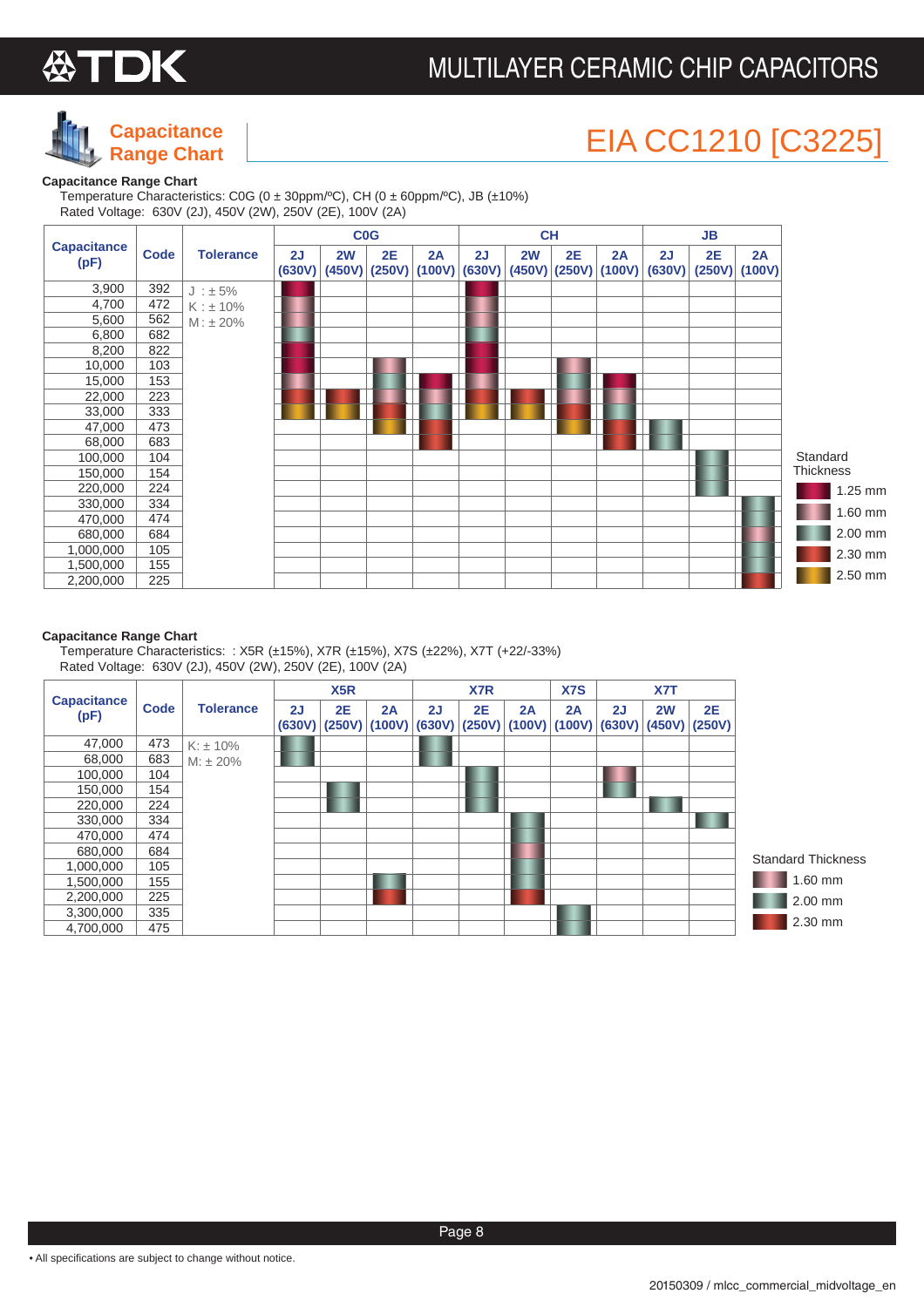# Capacitance Range Chart

## EIA CC1210 [C3225]

### Capacitance Range Chart

Temperature Characteristics: C0G (0 ± 30ppm/ºC), CH (0 ± 60ppm/ºC), JB (±10%)

Rated Voltage: 630V (2J), 450V (2W), 250V (2E), 100V (2A)

Cell values give the standard thickness (1.25 mm, 1.60 mm, 2.00 mm, 2.30 mm or 2.50 mm).

| Capacitance (pF) | Code | Tolerance | C0G 2J (630V) | C0G 2W (450V) | C0G 2E (250V) | C0G 2A (100V) | CH 2J (630V) | CH 2W (450V) | CH 2E (250V) | CH 2A (100V) | JB 2J (630V) | JB 2E (250V) | JB 2A (100V) |
|---|---|---|---|---|---|---|---|---|---|---|---|---|---|
| 3,900 | 392 | J : ± 5% | 1.25 mm | | | | 1.25 mm | | | | | | |
| 4,700 | 472 | K : ± 10% | 1.60 mm | | | | 1.60 mm | | | | | | |
| 5,600 | 562 | M : ± 20% | 1.60 mm | | | | 1.60 mm | | | | | | |
| 6,800 | 682 | | 2.00 mm | | | | 2.00 mm | | | | | | |
| 8,200 | 822 | | 1.25 mm | | | | 1.25 mm | | | | | | |
| 10,000 | 103 | | 1.25 mm | | 1.60 mm | | 1.25 mm | | 1.60 mm | | | | |
| 15,000 | 153 | | 1.60 mm | | 2.00 mm | 1.25 mm | 1.60 mm | | 2.00 mm | 1.25 mm | | | |
| 22,000 | 223 | | 2.30 mm | 2.30 mm | 1.60 mm | 1.60 mm | 2.30 mm | 2.30 mm | 1.60 mm | 1.60 mm | | | |
| 33,000 | 333 | | 2.50 mm | 2.50 mm | 2.30 mm | 2.00 mm | 2.50 mm | 2.50 mm | 2.30 mm | 2.00 mm | | | |
| 47,000 | 473 | | | | 2.50 mm | 2.30 mm | | | 2.50 mm | 2.30 mm | 2.00 mm | | |
| 68,000 | 683 | | | | | 2.30 mm | | | | 2.30 mm | 2.00 mm | | |
| 100,000 | 104 | | | | | | | | | | | 2.00 mm | |
| 150,000 | 154 | | | | | | | | | | | 2.00 mm | |
| 220,000 | 224 | | | | | | | | | | | 2.00 mm | |
| 330,000 | 334 | | | | | | | | | | | | 2.00 mm |
| 470,000 | 474 | | | | | | | | | | | | 2.00 mm |
| 680,000 | 684 | | | | | | | | | | | | 1.60 mm |
| 1,000,000 | 105 | | | | | | | | | | | | 2.00 mm |
| 1,500,000 | 155 | | | | | | | | | | | | 2.00 mm |
| 2,200,000 | 225 | | | | | | | | | | | | 2.30 mm |

Standard Thickness: 1.25 mm, 1.60 mm, 2.00 mm, 2.30 mm, 2.50 mm

### Capacitance Range Chart

Temperature Characteristics: : X5R (±15%), X7R (±15%), X7S (±22%), X7T (+22/-33%)

Rated Voltage: 630V (2J), 450V (2W), 250V (2E), 100V (2A)

| Capacitance (pF) | Code | Tolerance | X5R 2J (630V) | X5R 2E (250V) | X5R 2A (100V) | X7R 2J (630V) | X7R 2E (250V) | X7R 2A (100V) | X7S 2A (100V) | X7T 2J (630V) | X7T 2W (450V) | X7T 2E (250V) |
|---|---|---|---|---|---|---|---|---|---|---|---|---|
| 47,000 | 473 | K: ± 10% | 2.00 mm | | | 2.00 mm | | | | | | |
| 68,000 | 683 | M: ± 20% | 2.00 mm | | | 2.00 mm | | | | | | |
| 100,000 | 104 | | | | | | 2.00 mm | | | 1.60 mm | | |
| 150,000 | 154 | | | 2.00 mm | | | 2.00 mm | | | 2.00 mm | | |
| 220,000 | 224 | | | 2.00 mm | | | 2.00 mm | | | | 2.00 mm | |
| 330,000 | 334 | | | | | | | 2.00 mm | | | | 2.00 mm |
| 470,000 | 474 | | | | | | | 2.00 mm | | | | |
| 680,000 | 684 | | | | | | | 1.60 mm | | | | |
| 1,000,000 | 105 | | | | | | | 2.00 mm | | | | |
| 1,500,000 | 155 | | | | 2.00 mm | | | 2.00 mm | | | | |
| 2,200,000 | 225 | | | | 2.30 mm | | | 2.30 mm | | | | |
| 3,300,000 | 335 | | | | | | | | 2.00 mm | | | |
| 4,700,000 | 475 | | | | | | | | 2.00 mm | | | |

Standard Thickness: 1.60 mm, 2.00 mm, 2.30 mm

• All specifications are subject to change without notice.

20150309 / mlcc_commercial_midvoltage_en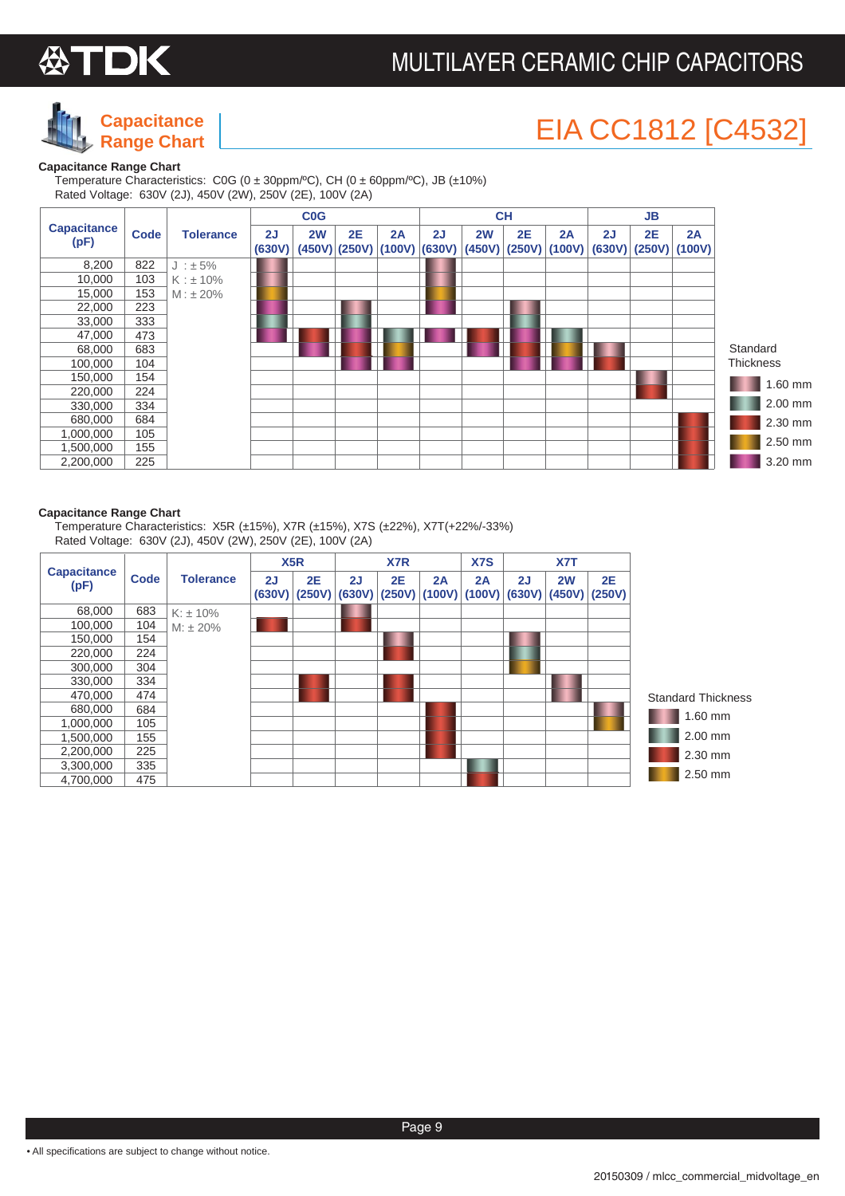# Capacitance Range Chart

## EIA CC1812 [C4532]

**Capacitance Range Chart**

Temperature Characteristics: C0G (0 ± 30ppm/ºC), CH (0 ± 60ppm/ºC), JB (±10%)
Rated Voltage: 630V (2J), 450V (2W), 250V (2E), 100V (2A)

| Capacitance (pF) | Code | Tolerance | C0G | | | | CH | | | | JB | | |
|---|---|---|---|---|---|---|---|---|---|---|---|---|---|
| | | | 2J (630V) | 2W (450V) | 2E (250V) | 2A (100V) | 2J (630V) | 2W (450V) | 2E (250V) | 2A (100V) | 2J (630V) | 2E (250V) | 2A (100V) |
| 8,200 | 822 | J : ± 5% | 1.60 mm | | | | 1.60 mm | | | | | | |
| 10,000 | 103 | K : ± 10% | 1.60 mm | | | | 1.60 mm | | | | | | |
| 15,000 | 153 | M : ± 20% | 2.50 mm | | | | 2.50 mm | | | | | | |
| 22,000 | 223 | | 3.20 mm | | 1.60 mm | | 3.20 mm | | 1.60 mm | | | | |
| 33,000 | 333 | | 2.00 mm | | 2.00 mm | | 2.00 mm | | 2.00 mm | | | | |
| 47,000 | 473 | | 3.20 mm | 2.30 mm | 3.20 mm | 2.00 mm | 3.20 mm | 2.30 mm | 3.20 mm | 2.00 mm | | | |
| 68,000 | 683 | | | 3.20 mm | 2.30 mm | 2.50 mm | | 3.20 mm | 2.30 mm | 2.50 mm | 1.60 mm | | |
| 100,000 | 104 | | | | 3.20 mm | 3.20 mm | | | 3.20 mm | 3.20 mm | 2.30 mm | | |
| 150,000 | 154 | | | | | | | | | | | 1.60 mm | |
| 220,000 | 224 | | | | | | | | | | | 2.30 mm | |
| 330,000 | 334 | | | | | | | | | | | | |
| 680,000 | 684 | | | | | | | | | | | | 2.30 mm |
| 1,000,000 | 105 | | | | | | | | | | | | 2.30 mm |
| 1,500,000 | 155 | | | | | | | | | | | | 2.30 mm |
| 2,200,000 | 225 | | | | | | | | | | | | 2.30 mm |

Standard Thickness: 1.60 mm, 2.00 mm, 2.30 mm, 2.50 mm, 3.20 mm

**Capacitance Range Chart**

Temperature Characteristics: X5R (±15%), X7R (±15%), X7S (±22%), X7T(+22%/-33%)
Rated Voltage: 630V (2J), 450V (2W), 250V (2E), 100V (2A)

| Capacitance (pF) | Code | Tolerance | X5R | | X7R | | | X7S | X7T | | |
|---|---|---|---|---|---|---|---|---|---|---|---|
| | | | 2J (630V) | 2E (250V) | 2J (630V) | 2E (250V) | 2A (100V) | 2A (100V) | 2J (630V) | 2W (450V) | 2E (250V) |
| 68,000 | 683 | K: ± 10% | 2.30 mm | | 1.60 mm | | | | | | |
| 100,000 | 104 | M: ± 20% | | | 2.30 mm | | | | | | |
| 150,000 | 154 | | | | | 1.60 mm | | | 1.60 mm | | |
| 220,000 | 224 | | | | | 2.30 mm | | | 2.00 mm | | |
| 300,000 | 304 | | | | | | | | 2.50 mm | | |
| 330,000 | 334 | | | 2.30 mm | | 2.30 mm | | | | 1.60 mm | |
| 470,000 | 474 | | | 2.30 mm | | 2.30 mm | | | | 1.60 mm | |
| 680,000 | 684 | | | | | | 2.30 mm | | | | 1.60 mm |
| 1,000,000 | 105 | | | | | | 2.30 mm | | | | 2.50 mm |
| 1,500,000 | 155 | | | | | | 2.30 mm | | | | |
| 2,200,000 | 225 | | | | | | 2.30 mm | | | | |
| 3,300,000 | 335 | | | | | | | 2.00 mm | | | |
| 4,700,000 | 475 | | | | | | | 2.30 mm | | | |

Standard Thickness: 1.60 mm, 2.00 mm, 2.30 mm, 2.50 mm

• All specifications are subject to change without notice.

20150309 / mlcc_commercial_midvoltage_en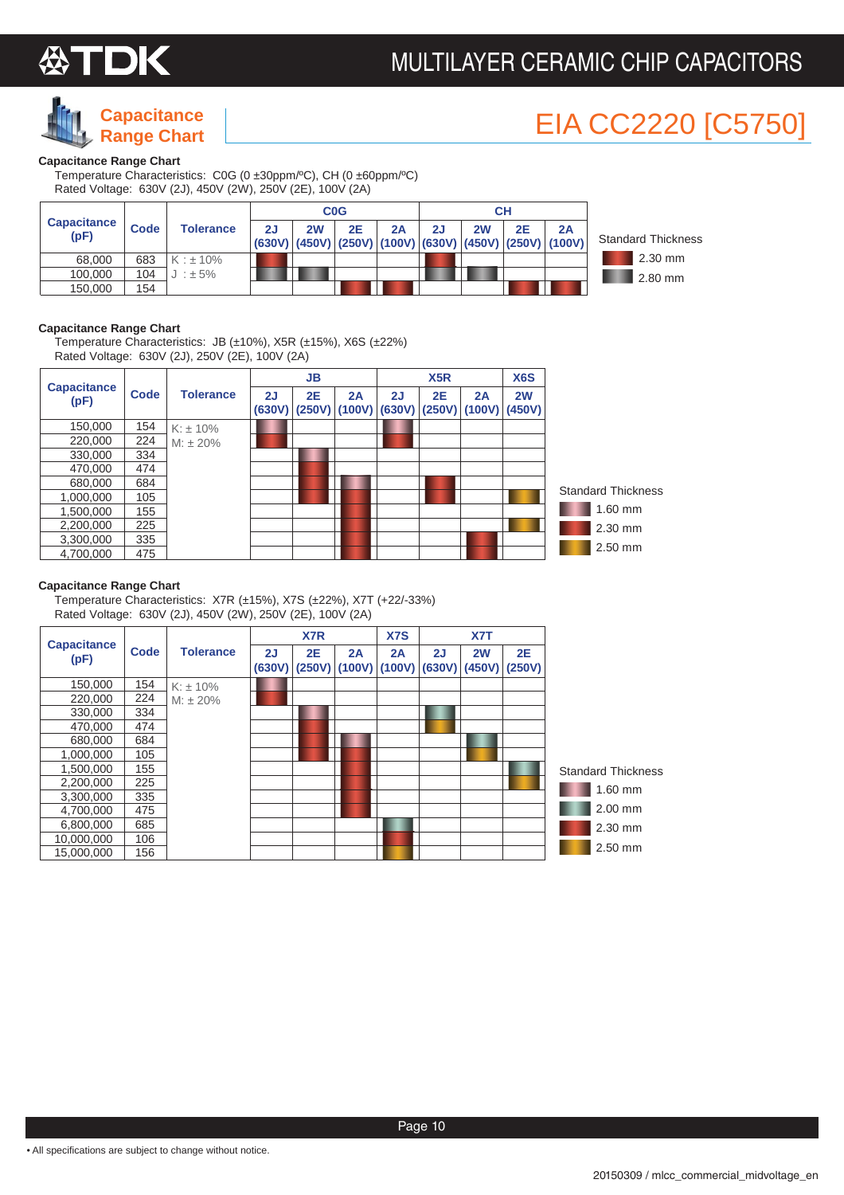# EIA CC2220 [C5750]

## Capacitance Range Chart

**Capacitance Range Chart**

Temperature Characteristics: C0G (0 ±30ppm/ºC), CH (0 ±60ppm/ºC)
Rated Voltage: 630V (2J), 450V (2W), 250V (2E), 100V (2A)

| Capacitance (pF) | Code | Tolerance | C0G | | | | CH | | | |
|---|---|---|---|---|---|---|---|---|---|---|
| | | | 2J (630V) | 2W (450V) | 2E (250V) | 2A (100V) | 2J (630V) | 2W (450V) | 2E (250V) | 2A (100V) |
| 68,000 | 683 | K : ± 10% | 2.30 mm | | | | 2.30 mm | | | |
| 100,000 | 104 | J : ± 5% | 2.80 mm | 2.80 mm | | | 2.80 mm | 2.80 mm | | |
| 150,000 | 154 | | | | 2.30 mm | 2.30 mm | | | 2.30 mm | 2.30 mm |

Standard Thickness: 2.30 mm, 2.80 mm

**Capacitance Range Chart**

Temperature Characteristics: JB (±10%), X5R (±15%), X6S (±22%)
Rated Voltage: 630V (2J), 250V (2E), 100V (2A)

| Capacitance (pF) | Code | Tolerance | JB | | | X5R | | | X6S |
|---|---|---|---|---|---|---|---|---|---|
| | | | 2J (630V) | 2E (250V) | 2A (100V) | 2J (630V) | 2E (250V) | 2A (100V) | 2W (450V) |
| 150,000 | 154 | K: ± 10% | 1.60 mm | | | 1.60 mm | | | |
| 220,000 | 224 | M: ± 20% | 2.30 mm | | | 2.30 mm | | | |
| 330,000 | 334 | | | 1.60 mm | | | | | |
| 470,000 | 474 | | | 2.30 mm | | | | | |
| 680,000 | 684 | | | 2.30 mm | 1.60 mm | | 2.30 mm | | |
| 1,000,000 | 105 | | | 2.30 mm | 2.30 mm | | 2.30 mm | | 2.50 mm |
| 1,500,000 | 155 | | | | 2.30 mm | | | | |
| 2,200,000 | 225 | | | | 2.30 mm | | | | 2.50 mm |
| 3,300,000 | 335 | | | | 2.30 mm | | | 2.30 mm | |
| 4,700,000 | 475 | | | | 2.30 mm | | | 2.30 mm | |

Standard Thickness: 1.60 mm, 2.30 mm, 2.50 mm

**Capacitance Range Chart**

Temperature Characteristics: X7R (±15%), X7S (±22%), X7T (+22/-33%)
Rated Voltage: 630V (2J), 450V (2W), 250V (2E), 100V (2A)

| Capacitance (pF) | Code | Tolerance | X7R | | | X7S | X7T | | |
|---|---|---|---|---|---|---|---|---|---|
| | | | 2J (630V) | 2E (250V) | 2A (100V) | 2A (100V) | 2J (630V) | 2W (450V) | 2E (250V) |
| 150,000 | 154 | K: ± 10% | 1.60 mm | | | | | | |
| 220,000 | 224 | M: ± 20% | 2.30 mm | | | | | | |
| 330,000 | 334 | | | 1.60 mm | | | 2.00 mm | | |
| 470,000 | 474 | | | 2.30 mm | | | 2.50 mm | | |
| 680,000 | 684 | | | 2.30 mm | 1.60 mm | | | 2.00 mm | |
| 1,000,000 | 105 | | | 2.30 mm | 2.30 mm | | | 2.50 mm | |
| 1,500,000 | 155 | | | | 2.30 mm | | | | 2.00 mm |
| 2,200,000 | 225 | | | | 2.30 mm | | | | 2.50 mm |
| 3,300,000 | 335 | | | | 2.30 mm | | | | |
| 4,700,000 | 475 | | | | 2.30 mm | | | | |
| 6,800,000 | 685 | | | | | 2.00 mm | | | |
| 10,000,000 | 106 | | | | | 2.30 mm | | | |
| 15,000,000 | 156 | | | | | 2.50 mm | | | |

Standard Thickness: 1.60 mm, 2.00 mm, 2.30 mm, 2.50 mm

• All specifications are subject to change without notice.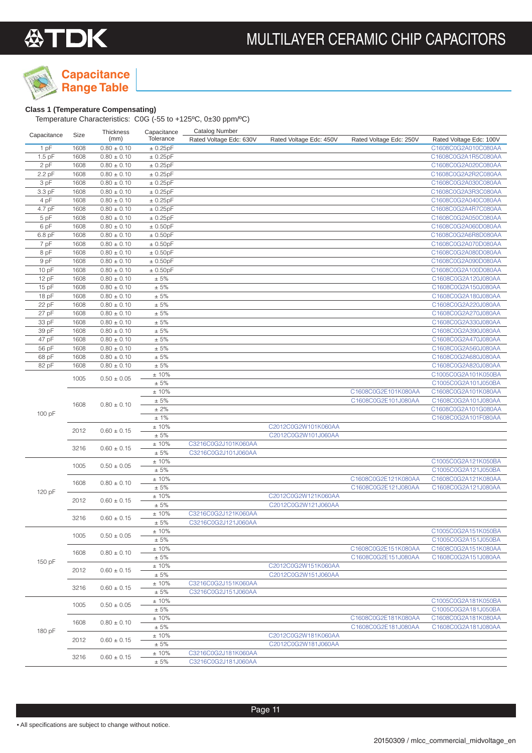# Capacitance Range Table

### Class 1 (Temperature Compensating)

Temperature Characteristics: C0G (-55 to +125ºC, 0±30 ppm/ºC)

| Capacitance | Size | Thickness (mm) | Capacitance Tolerance | Catalog Number Rated Voltage Edc: 630V | Rated Voltage Edc: 450V | Rated Voltage Edc: 250V | Rated Voltage Edc: 100V |
|---|---|---|---|---|---|---|---|
| 1 pF | 1608 | 0.80 ± 0.10 | ± 0.25pF | | | | C1608C0G2A010C080AA |
| 1.5 pF | 1608 | 0.80 ± 0.10 | ± 0.25pF | | | | C1608C0G2A1R5C080AA |
| 2 pF | 1608 | 0.80 ± 0.10 | ± 0.25pF | | | | C1608C0G2A020C080AA |
| 2.2 pF | 1608 | 0.80 ± 0.10 | ± 0.25pF | | | | C1608C0G2A2R2C080AA |
| 3 pF | 1608 | 0.80 ± 0.10 | ± 0.25pF | | | | C1608C0G2A030C080AA |
| 3.3 pF | 1608 | 0.80 ± 0.10 | ± 0.25pF | | | | C1608C0G2A3R3C080AA |
| 4 pF | 1608 | 0.80 ± 0.10 | ± 0.25pF | | | | C1608C0G2A040C080AA |
| 4.7 pF | 1608 | 0.80 ± 0.10 | ± 0.25pF | | | | C1608C0G2A4R7C080AA |
| 5 pF | 1608 | 0.80 ± 0.10 | ± 0.25pF | | | | C1608C0G2A050C080AA |
| 6 pF | 1608 | 0.80 ± 0.10 | ± 0.50pF | | | | C1608C0G2A060D080AA |
| 6.8 pF | 1608 | 0.80 ± 0.10 | ± 0.50pF | | | | C1608C0G2A6R8D080AA |
| 7 pF | 1608 | 0.80 ± 0.10 | ± 0.50pF | | | | C1608C0G2A070D080AA |
| 8 pF | 1608 | 0.80 ± 0.10 | ± 0.50pF | | | | C1608C0G2A080D080AA |
| 9 pF | 1608 | 0.80 ± 0.10 | ± 0.50pF | | | | C1608C0G2A090D080AA |
| 10 pF | 1608 | 0.80 ± 0.10 | ± 0.50pF | | | | C1608C0G2A100D080AA |
| 12 pF | 1608 | 0.80 ± 0.10 | ± 5% | | | | C1608C0G2A120J080AA |
| 15 pF | 1608 | 0.80 ± 0.10 | ± 5% | | | | C1608C0G2A150J080AA |
| 18 pF | 1608 | 0.80 ± 0.10 | ± 5% | | | | C1608C0G2A180J080AA |
| 22 pF | 1608 | 0.80 ± 0.10 | ± 5% | | | | C1608C0G2A220J080AA |
| 27 pF | 1608 | 0.80 ± 0.10 | ± 5% | | | | C1608C0G2A270J080AA |
| 33 pF | 1608 | 0.80 ± 0.10 | ± 5% | | | | C1608C0G2A330J080AA |
| 39 pF | 1608 | 0.80 ± 0.10 | ± 5% | | | | C1608C0G2A390J080AA |
| 47 pF | 1608 | 0.80 ± 0.10 | ± 5% | | | | C1608C0G2A470J080AA |
| 56 pF | 1608 | 0.80 ± 0.10 | ± 5% | | | | C1608C0G2A560J080AA |
| 68 pF | 1608 | 0.80 ± 0.10 | ± 5% | | | | C1608C0G2A680J080AA |
| 82 pF | 1608 | 0.80 ± 0.10 | ± 5% | | | | C1608C0G2A820J080AA |
| 100 pF | 1005 | 0.50 ± 0.05 | ± 10% | | | | C1005C0G2A101K050BA |
| | | | ± 5% | | | | C1005C0G2A101J050BA |
| | 1608 | 0.80 ± 0.10 | ± 10% | | | C1608C0G2E101K080AA | C1608C0G2A101K080AA |
| | | | ± 5% | | | C1608C0G2E101J080AA | C1608C0G2A101J080AA |
| | | | ± 2% | | | | C1608C0G2A101G080AA |
| | | | ± 1% | | | | C1608C0G2A101F080AA |
| | 2012 | 0.60 ± 0.15 | ± 10% | | C2012C0G2W101K060AA | | |
| | | | ± 5% | | C2012C0G2W101J060AA | | |
| | 3216 | 0.60 ± 0.15 | ± 10% | C3216C0G2J101K060AA | | | |
| | | | ± 5% | C3216C0G2J101J060AA | | | |
| 120 pF | 1005 | 0.50 ± 0.05 | ± 10% | | | | C1005C0G2A121K050BA |
| | | | ± 5% | | | | C1005C0G2A121J050BA |
| | 1608 | 0.80 ± 0.10 | ± 10% | | | C1608C0G2E121K080AA | C1608C0G2A121K080AA |
| | | | ± 5% | | | C1608C0G2E121J080AA | C1608C0G2A121J080AA |
| | 2012 | 0.60 ± 0.15 | ± 10% | | C2012C0G2W121K060AA | | |
| | | | ± 5% | | C2012C0G2W121J060AA | | |
| | 3216 | 0.60 ± 0.15 | ± 10% | C3216C0G2J121K060AA | | | |
| | | | ± 5% | C3216C0G2J121J060AA | | | |
| 150 pF | 1005 | 0.50 ± 0.05 | ± 10% | | | | C1005C0G2A151K050BA |
| | | | ± 5% | | | | C1005C0G2A151J050BA |
| | 1608 | 0.80 ± 0.10 | ± 10% | | | C1608C0G2E151K080AA | C1608C0G2A151K080AA |
| | | | ± 5% | | | C1608C0G2E151J080AA | C1608C0G2A151J080AA |
| | 2012 | 0.60 ± 0.15 | ± 10% | | C2012C0G2W151K060AA | | |
| | | | ± 5% | | C2012C0G2W151J060AA | | |
| | 3216 | 0.60 ± 0.15 | ± 10% | C3216C0G2J151K060AA | | | |
| | | | ± 5% | C3216C0G2J151J060AA | | | |
| 180 pF | 1005 | 0.50 ± 0.05 | ± 10% | | | | C1005C0G2A181K050BA |
| | | | ± 5% | | | | C1005C0G2A181J050BA |
| | 1608 | 0.80 ± 0.10 | ± 10% | | | C1608C0G2E181K080AA | C1608C0G2A181K080AA |
| | | | ± 5% | | | C1608C0G2E181J080AA | C1608C0G2A181J080AA |
| | 2012 | 0.60 ± 0.15 | ± 10% | | C2012C0G2W181K060AA | | |
| | | | ± 5% | | C2012C0G2W181J060AA | | |
| | 3216 | 0.60 ± 0.15 | ± 10% | C3216C0G2J181K060AA | | | |
| | | | ± 5% | C3216C0G2J181J060AA | | | |

• All specifications are subject to change without notice.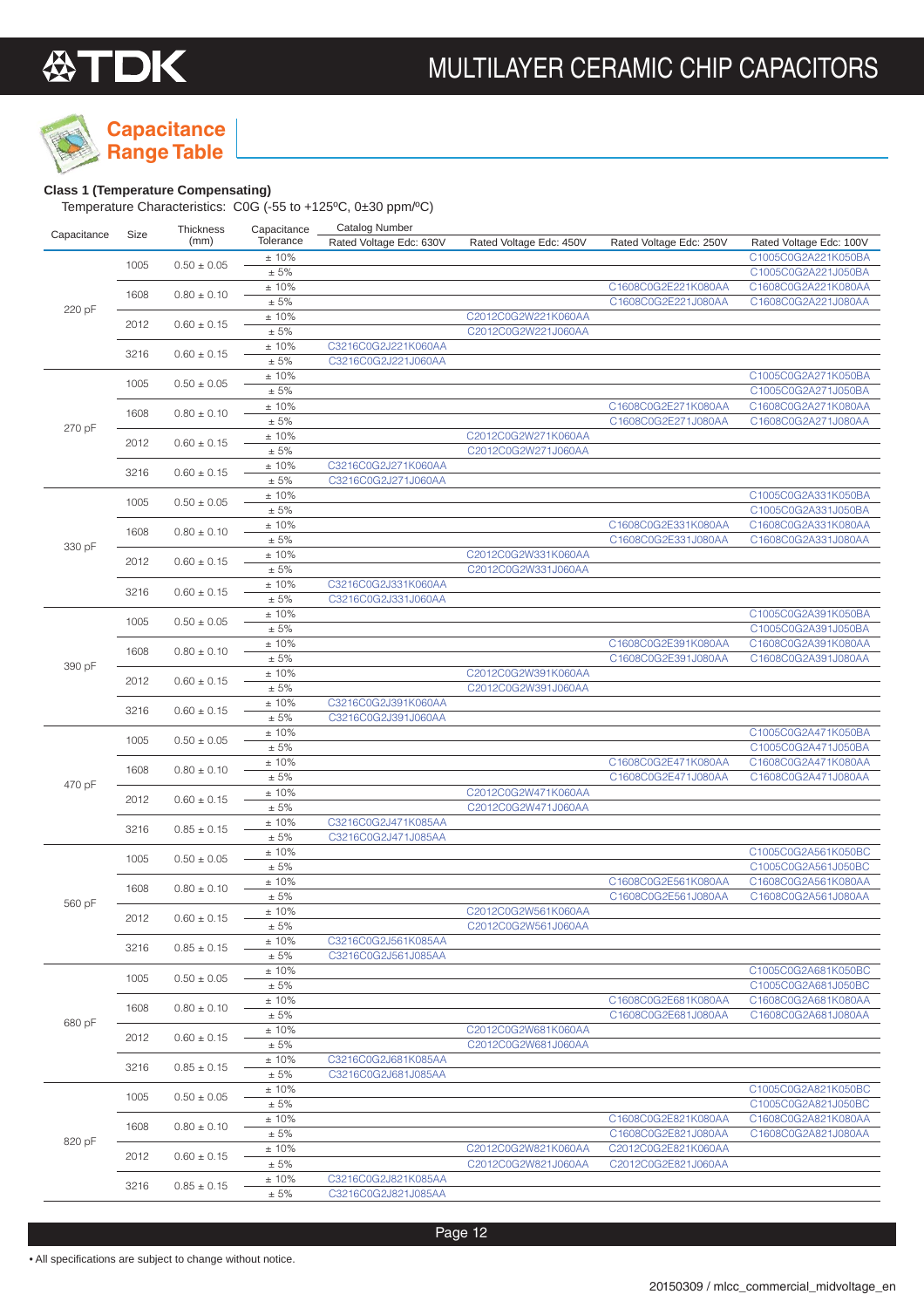## Capacitance Range Table

**Class 1 (Temperature Compensating)**

Temperature Characteristics: C0G (-55 to +125ºC, 0±30 ppm/ºC)

| Capacitance | Size | Thickness (mm) | Capacitance Tolerance | Catalog Number Rated Voltage Edc: 630V | Rated Voltage Edc: 450V | Rated Voltage Edc: 250V | Rated Voltage Edc: 100V |
|---|---|---|---|---|---|---|---|
| 220 pF | 1005 | 0.50 ± 0.05 | ± 10% | | | | C1005C0G2A221K050BA |
| | | | ± 5% | | | | C1005C0G2A221J050BA |
| | 1608 | 0.80 ± 0.10 | ± 10% | | | C1608C0G2E221K080AA | C1608C0G2A221K080AA |
| | | | ± 5% | | | C1608C0G2E221J080AA | C1608C0G2A221J080AA |
| | 2012 | 0.60 ± 0.15 | ± 10% | | C2012C0G2W221K060AA | | |
| | | | ± 5% | | C2012C0G2W221J060AA | | |
| | 3216 | 0.60 ± 0.15 | ± 10% | C3216C0G2J221K060AA | | | |
| | | | ± 5% | C3216C0G2J221J060AA | | | |
| 270 pF | 1005 | 0.50 ± 0.05 | ± 10% | | | | C1005C0G2A271K050BA |
| | | | ± 5% | | | | C1005C0G2A271J050BA |
| | 1608 | 0.80 ± 0.10 | ± 10% | | | C1608C0G2E271K080AA | C1608C0G2A271K080AA |
| | | | ± 5% | | | C1608C0G2E271J080AA | C1608C0G2A271J080AA |
| | 2012 | 0.60 ± 0.15 | ± 10% | | C2012C0G2W271K060AA | | |
| | | | ± 5% | | C2012C0G2W271J060AA | | |
| | 3216 | 0.60 ± 0.15 | ± 10% | C3216C0G2J271K060AA | | | |
| | | | ± 5% | C3216C0G2J271J060AA | | | |
| 330 pF | 1005 | 0.50 ± 0.05 | ± 10% | | | | C1005C0G2A331K050BA |
| | | | ± 5% | | | | C1005C0G2A331J050BA |
| | 1608 | 0.80 ± 0.10 | ± 10% | | | C1608C0G2E331K080AA | C1608C0G2A331K080AA |
| | | | ± 5% | | | C1608C0G2E331J080AA | C1608C0G2A331J080AA |
| | 2012 | 0.60 ± 0.15 | ± 10% | | C2012C0G2W331K060AA | | |
| | | | ± 5% | | C2012C0G2W331J060AA | | |
| | 3216 | 0.60 ± 0.15 | ± 10% | C3216C0G2J331K060AA | | | |
| | | | ± 5% | C3216C0G2J331J060AA | | | |
| 390 pF | 1005 | 0.50 ± 0.05 | ± 10% | | | | C1005C0G2A391K050BA |
| | | | ± 5% | | | | C1005C0G2A391J050BA |
| | 1608 | 0.80 ± 0.10 | ± 10% | | | C1608C0G2E391K080AA | C1608C0G2A391K080AA |
| | | | ± 5% | | | C1608C0G2E391J080AA | C1608C0G2A391J080AA |
| | 2012 | 0.60 ± 0.15 | ± 10% | | C2012C0G2W391K060AA | | |
| | | | ± 5% | | C2012C0G2W391J060AA | | |
| | 3216 | 0.60 ± 0.15 | ± 10% | C3216C0G2J391K060AA | | | |
| | | | ± 5% | C3216C0G2J391J060AA | | | |
| 470 pF | 1005 | 0.50 ± 0.05 | ± 10% | | | | C1005C0G2A471K050BA |
| | | | ± 5% | | | | C1005C0G2A471J050BA |
| | 1608 | 0.80 ± 0.10 | ± 10% | | | C1608C0G2E471K080AA | C1608C0G2A471K080AA |
| | | | ± 5% | | | C1608C0G2E471J080AA | C1608C0G2A471J080AA |
| | 2012 | 0.60 ± 0.15 | ± 10% | | C2012C0G2W471K060AA | | |
| | | | ± 5% | | C2012C0G2W471J060AA | | |
| | 3216 | 0.85 ± 0.15 | ± 10% | C3216C0G2J471K085AA | | | |
| | | | ± 5% | C3216C0G2J471J085AA | | | |
| 560 pF | 1005 | 0.50 ± 0.05 | ± 10% | | | | C1005C0G2A561K050BC |
| | | | ± 5% | | | | C1005C0G2A561J050BC |
| | 1608 | 0.80 ± 0.10 | ± 10% | | | C1608C0G2E561K080AA | C1608C0G2A561K080AA |
| | | | ± 5% | | | C1608C0G2E561J080AA | C1608C0G2A561J080AA |
| | 2012 | 0.60 ± 0.15 | ± 10% | | C2012C0G2W561K060AA | | |
| | | | ± 5% | | C2012C0G2W561J060AA | | |
| | 3216 | 0.85 ± 0.15 | ± 10% | C3216C0G2J561K085AA | | | |
| | | | ± 5% | C3216C0G2J561J085AA | | | |
| 680 pF | 1005 | 0.50 ± 0.05 | ± 10% | | | | C1005C0G2A681K050BC |
| | | | ± 5% | | | | C1005C0G2A681J050BC |
| | 1608 | 0.80 ± 0.10 | ± 10% | | | C1608C0G2E681K080AA | C1608C0G2A681K080AA |
| | | | ± 5% | | | C1608C0G2E681J080AA | C1608C0G2A681J080AA |
| | 2012 | 0.60 ± 0.15 | ± 10% | | C2012C0G2W681K060AA | | |
| | | | ± 5% | | C2012C0G2W681J060AA | | |
| | 3216 | 0.85 ± 0.15 | ± 10% | C3216C0G2J681K085AA | | | |
| | | | ± 5% | C3216C0G2J681J085AA | | | |
| 820 pF | 1005 | 0.50 ± 0.05 | ± 10% | | | | C1005C0G2A821K050BC |
| | | | ± 5% | | | | C1005C0G2A821J050BC |
| | 1608 | 0.80 ± 0.10 | ± 10% | | | C1608C0G2E821K080AA | C1608C0G2A821K080AA |
| | | | ± 5% | | | C1608C0G2E821J080AA | C1608C0G2A821J080AA |
| | 2012 | 0.60 ± 0.15 | ± 10% | | C2012C0G2W821K060AA | C2012C0G2E821K060AA | |
| | | | ± 5% | | C2012C0G2W821J060AA | C2012C0G2E821J060AA | |
| | 3216 | 0.85 ± 0.15 | ± 10% | C3216C0G2J821K085AA | | | |
| | | | ± 5% | C3216C0G2J821J085AA | | | |

• All specifications are subject to change without notice.

20150309 / mlcc_commercial_midvoltage_en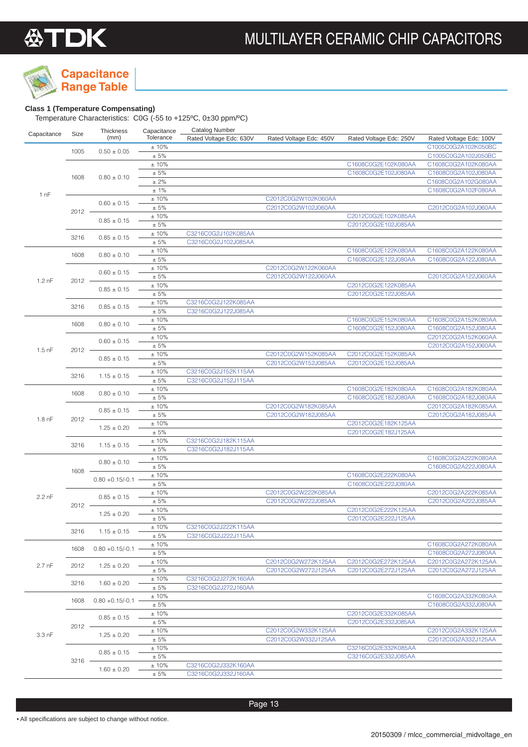## Capacitance Range Table

**Class 1 (Temperature Compensating)**

Temperature Characteristics: C0G (-55 to +125ºC, 0±30 ppm/ºC)

| Capacitance | Size | Thickness (mm) | Capacitance Tolerance | Catalog Number Rated Voltage Edc: 630V | Rated Voltage Edc: 450V | Rated Voltage Edc: 250V | Rated Voltage Edc: 100V |
|---|---|---|---|---|---|---|---|
| 1 nF | 1005 | 0.50 ± 0.05 | ± 10% | | | | C1005C0G2A102K050BC |
| | | | ± 5% | | | | C1005C0G2A102J050BC |
| | 1608 | 0.80 ± 0.10 | ± 10% | | | C1608C0G2E102K080AA | C1608C0G2A102K080AA |
| | | | ± 5% | | | C1608C0G2E102J080AA | C1608C0G2A102J080AA |
| | | | ± 2% | | | | C1608C0G2A102G080AA |
| | | | ± 1% | | | | C1608C0G2A102F080AA |
| | 2012 | 0.60 ± 0.15 | ± 10% | | C2012C0G2W102K060AA | | |
| | | | ± 5% | | C2012C0G2W102J060AA | | C2012C0G2A102J060AA |
| | | 0.85 ± 0.15 | ± 10% | | | C2012C0G2E102K085AA | |
| | | | ± 5% | | | C2012C0G2E102J085AA | |
| | 3216 | 0.85 ± 0.15 | ± 10% | C3216C0G2J102K085AA | | | |
| | | | ± 5% | C3216C0G2J102J085AA | | | |
| 1.2 nF | 1608 | 0.80 ± 0.10 | ± 10% | | | C1608C0G2E122K080AA | C1608C0G2A122K080AA |
| | | | ± 5% | | | C1608C0G2E122J080AA | C1608C0G2A122J080AA |
| | 2012 | 0.60 ± 0.15 | ± 10% | | C2012C0G2W122K060AA | | |
| | | | ± 5% | | C2012C0G2W122J060AA | | C2012C0G2A122J060AA |
| | | 0.85 ± 0.15 | ± 10% | | | C2012C0G2E122K085AA | |
| | | | ± 5% | | | C2012C0G2E122J085AA | |
| | 3216 | 0.85 ± 0.15 | ± 10% | C3216C0G2J122K085AA | | | |
| | | | ± 5% | C3216C0G2J122J085AA | | | |
| 1.5 nF | 1608 | 0.80 ± 0.10 | ± 10% | | | C1608C0G2E152K080AA | C1608C0G2A152K080AA |
| | | | ± 5% | | | C1608C0G2E152J080AA | C1608C0G2A152J080AA |
| | 2012 | 0.60 ± 0.15 | ± 10% | | | | C2012C0G2A152K060AA |
| | | | ± 5% | | | | C2012C0G2A152J060AA |
| | | 0.85 ± 0.15 | ± 10% | | C2012C0G2W152K085AA | C2012C0G2E152K085AA | |
| | | | ± 5% | | C2012C0G2W152J085AA | C2012C0G2E152J085AA | |
| | 3216 | 1.15 ± 0.15 | ± 10% | C3216C0G2J152K115AA | | | |
| | | | ± 5% | C3216C0G2J152J115AA | | | |
| 1.8 nF | 1608 | 0.80 ± 0.10 | ± 10% | | | C1608C0G2E182K080AA | C1608C0G2A182K080AA |
| | | | ± 5% | | | C1608C0G2E182J080AA | C1608C0G2A182J080AA |
| | 2012 | 0.85 ± 0.15 | ± 10% | | C2012C0G2W182K085AA | | C2012C0G2A182K085AA |
| | | | ± 5% | | C2012C0G2W182J085AA | | C2012C0G2A182J085AA |
| | | 1.25 ± 0.20 | ± 10% | | | C2012C0G2E182K125AA | |
| | | | ± 5% | | | C2012C0G2E182J125AA | |
| | 3216 | 1.15 ± 0.15 | ± 10% | C3216C0G2J182K115AA | | | |
| | | | ± 5% | C3216C0G2J182J115AA | | | |
| 2.2 nF | 1608 | 0.80 ± 0.10 | ± 10% | | | | C1608C0G2A222K080AA |
| | | | ± 5% | | | | C1608C0G2A222J080AA |
| | | 0.80 +0.15/-0.1 | ± 10% | | | C1608C0G2E222K080AA | |
| | | | ± 5% | | | C1608C0G2E222J080AA | |
| | 2012 | 0.85 ± 0.15 | ± 10% | | C2012C0G2W222K085AA | | C2012C0G2A222K085AA |
| | | | ± 5% | | C2012C0G2W222J085AA | | C2012C0G2A222J085AA |
| | | 1.25 ± 0.20 | ± 10% | | | C2012C0G2E222K125AA | |
| | | | ± 5% | | | C2012C0G2E222J125AA | |
| | 3216 | 1.15 ± 0.15 | ± 10% | C3216C0G2J222K115AA | | | |
| | | | ± 5% | C3216C0G2J222J115AA | | | |
| 2.7 nF | 1608 | 0.80 +0.15/-0.1 | ± 10% | | | | C1608C0G2A272K080AA |
| | | | ± 5% | | | | C1608C0G2A272J080AA |
| | 2012 | 1.25 ± 0.20 | ± 10% | | C2012C0G2W272K125AA | C2012C0G2E272K125AA | C2012C0G2A272K125AA |
| | | | ± 5% | | C2012C0G2W272J125AA | C2012C0G2E272J125AA | C2012C0G2A272J125AA |
| | 3216 | 1.60 ± 0.20 | ± 10% | C3216C0G2J272K160AA | | | |
| | | | ± 5% | C3216C0G2J272J160AA | | | |
| 3.3 nF | 1608 | 0.80 +0.15/-0.1 | ± 10% | | | | C1608C0G2A332K080AA |
| | | | ± 5% | | | | C1608C0G2A332J080AA |
| | 2012 | 0.85 ± 0.15 | ± 10% | | | C2012C0G2E332K085AA | |
| | | | ± 5% | | | C2012C0G2E332J085AA | |
| | | 1.25 ± 0.20 | ± 10% | | C2012C0G2W332K125AA | | C2012C0G2A332K125AA |
| | | | ± 5% | | C2012C0G2W332J125AA | | C2012C0G2A332J125AA |
| | 3216 | 0.85 ± 0.15 | ± 10% | | | C3216C0G2E332K085AA | |
| | | | ± 5% | | | C3216C0G2E332J085AA | |
| | | 1.60 ± 0.20 | ± 10% | C3216C0G2J332K160AA | | | |
| | | | ± 5% | C3216C0G2J332J160AA | | | |

• All specifications are subject to change without notice.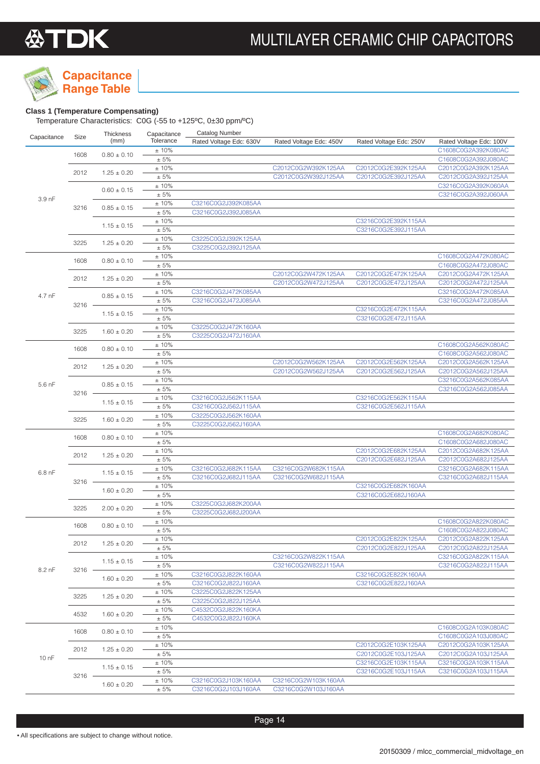# Capacitance Range Table

**Class 1 (Temperature Compensating)**

Temperature Characteristics: C0G (-55 to +125ºC, 0±30 ppm/ºC)

| Capacitance | Size | Thickness (mm) | Capacitance Tolerance | Catalog Number Rated Voltage Edc: 630V | Rated Voltage Edc: 450V | Rated Voltage Edc: 250V | Rated Voltage Edc: 100V |
|---|---|---|---|---|---|---|---|
| 3.9 nF | 1608 | 0.80 ± 0.10 | ± 10% | | | | C1608C0G2A392K080AC |
| | | | ± 5% | | | | C1608C0G2A392J080AC |
| | 2012 | 1.25 ± 0.20 | ± 10% | | C2012C0G2W392K125AA | C2012C0G2E392K125AA | C2012C0G2A392K125AA |
| | | | ± 5% | | C2012C0G2W392J125AA | C2012C0G2E392J125AA | C2012C0G2A392J125AA |
| | 3216 | 0.60 ± 0.15 | ± 10% | | | | C3216C0G2A392K060AA |
| | | | ± 5% | | | | C3216C0G2A392J060AA |
| | | 0.85 ± 0.15 | ± 10% | C3216C0G2J392K085AA | | | |
| | | | ± 5% | C3216C0G2J392J085AA | | | |
| | | 1.15 ± 0.15 | ± 10% | | | C3216C0G2E392K115AA | |
| | | | ± 5% | | | C3216C0G2E392J115AA | |
| | 3225 | 1.25 ± 0.20 | ± 10% | C3225C0G2J392K125AA | | | |
| | | | ± 5% | C3225C0G2J392J125AA | | | |
| 4.7 nF | 1608 | 0.80 ± 0.10 | ± 10% | | | | C1608C0G2A472K080AC |
| | | | ± 5% | | | | C1608C0G2A472J080AC |
| | 2012 | 1.25 ± 0.20 | ± 10% | | C2012C0G2W472K125AA | C2012C0G2E472K125AA | C2012C0G2A472K125AA |
| | | | ± 5% | | C2012C0G2W472J125AA | C2012C0G2E472J125AA | C2012C0G2A472J125AA |
| | 3216 | 0.85 ± 0.15 | ± 10% | C3216C0G2J472K085AA | | | C3216C0G2A472K085AA |
| | | | ± 5% | C3216C0G2J472J085AA | | | C3216C0G2A472J085AA |
| | | 1.15 ± 0.15 | ± 10% | | | C3216C0G2E472K115AA | |
| | | | ± 5% | | | C3216C0G2E472J115AA | |
| | 3225 | 1.60 ± 0.20 | ± 10% | C3225C0G2J472K160AA | | | |
| | | | ± 5% | C3225C0G2J472J160AA | | | |
| 5.6 nF | 1608 | 0.80 ± 0.10 | ± 10% | | | | C1608C0G2A562K080AC |
| | | | ± 5% | | | | C1608C0G2A562J080AC |
| | 2012 | 1.25 ± 0.20 | ± 10% | | C2012C0G2W562K125AA | C2012C0G2E562K125AA | C2012C0G2A562K125AA |
| | | | ± 5% | | C2012C0G2W562J125AA | C2012C0G2E562J125AA | C2012C0G2A562J125AA |
| | 3216 | 0.85 ± 0.15 | ± 10% | | | | C3216C0G2A562K085AA |
| | | | ± 5% | | | | C3216C0G2A562J085AA |
| | | 1.15 ± 0.15 | ± 10% | C3216C0G2J562K115AA | | C3216C0G2E562K115AA | |
| | | | ± 5% | C3216C0G2J562J115AA | | C3216C0G2E562J115AA | |
| | 3225 | 1.60 ± 0.20 | ± 10% | C3225C0G2J562K160AA | | | |
| | | | ± 5% | C3225C0G2J562J160AA | | | |
| 6.8 nF | 1608 | 0.80 ± 0.10 | ± 10% | | | | C1608C0G2A682K080AC |
| | | | ± 5% | | | | C1608C0G2A682J080AC |
| | 2012 | 1.25 ± 0.20 | ± 10% | | | C2012C0G2E682K125AA | C2012C0G2A682K125AA |
| | | | ± 5% | | | C2012C0G2E682J125AA | C2012C0G2A682J125AA |
| | 3216 | 1.15 ± 0.15 | ± 10% | C3216C0G2J682K115AA | C3216C0G2W682K115AA | | C3216C0G2A682K115AA |
| | | | ± 5% | C3216C0G2J682J115AA | C3216C0G2W682J115AA | | C3216C0G2A682J115AA |
| | | 1.60 ± 0.20 | ± 10% | | | C3216C0G2E682K160AA | |
| | | | ± 5% | | | C3216C0G2E682J160AA | |
| | 3225 | 2.00 ± 0.20 | ± 10% | C3225C0G2J682K200AA | | | |
| | | | ± 5% | C3225C0G2J682J200AA | | | |
| 8.2 nF | 1608 | 0.80 ± 0.10 | ± 10% | | | | C1608C0G2A822K080AC |
| | | | ± 5% | | | | C1608C0G2A822J080AC |
| | 2012 | 1.25 ± 0.20 | ± 10% | | | C2012C0G2E822K125AA | C2012C0G2A822K125AA |
| | | | ± 5% | | | C2012C0G2E822J125AA | C2012C0G2A822J125AA |
| | 3216 | 1.15 ± 0.15 | ± 10% | | C3216C0G2W822K115AA | | C3216C0G2A822K115AA |
| | | | ± 5% | | C3216C0G2W822J115AA | | C3216C0G2A822J115AA |
| | | 1.60 ± 0.20 | ± 10% | C3216C0G2J822K160AA | | C3216C0G2E822K160AA | |
| | | | ± 5% | C3216C0G2J822J160AA | | C3216C0G2E822J160AA | |
| | 3225 | 1.25 ± 0.20 | ± 10% | C3225C0G2J822K125AA | | | |
| | | | ± 5% | C3225C0G2J822J125AA | | | |
| | 4532 | 1.60 ± 0.20 | ± 10% | C4532C0G2J822K160KA | | | |
| | | | ± 5% | C4532C0G2J822J160KA | | | |
| 10 nF | 1608 | 0.80 ± 0.10 | ± 10% | | | | C1608C0G2A103K080AC |
| | | | ± 5% | | | | C1608C0G2A103J080AC |
| | 2012 | 1.25 ± 0.20 | ± 10% | | | C2012C0G2E103K125AA | C2012C0G2A103K125AA |
| | | | ± 5% | | | C2012C0G2E103J125AA | C2012C0G2A103J125AA |
| | 3216 | 1.15 ± 0.15 | ± 10% | | | C3216C0G2E103K115AA | C3216C0G2A103K115AA |
| | | | ± 5% | | | C3216C0G2E103J115AA | C3216C0G2A103J115AA |
| | | 1.60 ± 0.20 | ± 10% | C3216C0G2J103K160AA | C3216C0G2W103K160AA | | |
| | | | ± 5% | C3216C0G2J103J160AA | C3216C0G2W103J160AA | | |

• All specifications are subject to change without notice.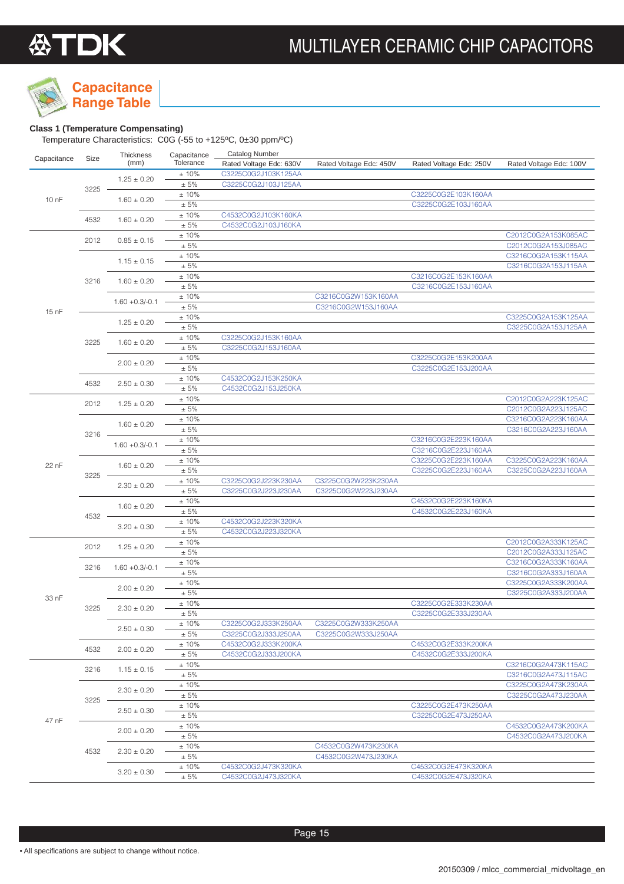# MULTILAYER CERAMIC CHIP CAPACITORS

## Capacitance Range Table

**Class 1 (Temperature Compensating)**

Temperature Characteristics: C0G (-55 to +125ºC, 0±30 ppm/ºC)

| Capacitance | Size | Thickness (mm) | Capacitance Tolerance | Catalog Number Rated Voltage Edc: 630V | Rated Voltage Edc: 450V | Rated Voltage Edc: 250V | Rated Voltage Edc: 100V |
|---|---|---|---|---|---|---|---|
| 10 nF | 3225 | 1.25 ± 0.20 | ± 10% | C3225C0G2J103K125AA | | | |
| | | | ± 5% | C3225C0G2J103J125AA | | | |
| | | 1.60 ± 0.20 | ± 10% | | | C3225C0G2E103K160AA | |
| | | | ± 5% | | | C3225C0G2E103J160AA | |
| | 4532 | 1.60 ± 0.20 | ± 10% | C4532C0G2J103K160KA | | | |
| | | | ± 5% | C4532C0G2J103J160KA | | | |
| 15 nF | 2012 | 0.85 ± 0.15 | ± 10% | | | | C2012C0G2A153K085AC |
| | | | ± 5% | | | | C2012C0G2A153J085AC |
| | 3216 | 1.15 ± 0.15 | ± 10% | | | | C3216C0G2A153K115AA |
| | | | ± 5% | | | | C3216C0G2A153J115AA |
| | | 1.60 ± 0.20 | ± 10% | | | C3216C0G2E153K160AA | |
| | | | ± 5% | | | C3216C0G2E153J160AA | |
| | | 1.60 +0.3/-0.1 | ± 10% | | C3216C0G2W153K160AA | | |
| | | | ± 5% | | C3216C0G2W153J160AA | | |
| | 3225 | 1.25 ± 0.20 | ± 10% | | | | C3225C0G2A153K125AA |
| | | | ± 5% | | | | C3225C0G2A153J125AA |
| | | 1.60 ± 0.20 | ± 10% | C3225C0G2J153K160AA | | | |
| | | | ± 5% | C3225C0G2J153J160AA | | | |
| | | 2.00 ± 0.20 | ± 10% | | | C3225C0G2E153K200AA | |
| | | | ± 5% | | | C3225C0G2E153J200AA | |
| | 4532 | 2.50 ± 0.30 | ± 10% | C4532C0G2J153K250KA | | | |
| | | | ± 5% | C4532C0G2J153J250KA | | | |
| 22 nF | 2012 | 1.25 ± 0.20 | ± 10% | | | | C2012C0G2A223K125AC |
| | | | ± 5% | | | | C2012C0G2A223J125AC |
| | 3216 | 1.60 ± 0.20 | ± 10% | | | | C3216C0G2A223K160AA |
| | | | ± 5% | | | | C3216C0G2A223J160AA |
| | | 1.60 +0.3/-0.1 | ± 10% | | | C3216C0G2E223K160AA | |
| | | | ± 5% | | | C3216C0G2E223J160AA | |
| | 3225 | 1.60 ± 0.20 | ± 10% | | | C3225C0G2E223K160AA | C3225C0G2A223K160AA |
| | | | ± 5% | | | C3225C0G2E223J160AA | C3225C0G2A223J160AA |
| | | 2.30 ± 0.20 | ± 10% | C3225C0G2J223K230AA | C3225C0G2W223K230AA | | |
| | | | ± 5% | C3225C0G2J223J230AA | C3225C0G2W223J230AA | | |
| | 4532 | 1.60 ± 0.20 | ± 10% | | | C4532C0G2E223K160KA | |
| | | | ± 5% | | | C4532C0G2E223J160KA | |
| | | 3.20 ± 0.30 | ± 10% | C4532C0G2J223K320KA | | | |
| | | | ± 5% | C4532C0G2J223J320KA | | | |
| 33 nF | 2012 | 1.25 ± 0.20 | ± 10% | | | | C2012C0G2A333K125AC |
| | | | ± 5% | | | | C2012C0G2A333J125AC |
| | 3216 | 1.60 +0.3/-0.1 | ± 10% | | | | C3216C0G2A333K160AA |
| | | | ± 5% | | | | C3216C0G2A333J160AA |
| | 3225 | 2.00 ± 0.20 | ± 10% | | | | C3225C0G2A333K200AA |
| | | | ± 5% | | | | C3225C0G2A333J200AA |
| | | 2.30 ± 0.20 | ± 10% | | | C3225C0G2E333K230AA | |
| | | | ± 5% | | | C3225C0G2E333J230AA | |
| | | 2.50 ± 0.30 | ± 10% | C3225C0G2J333K250AA | C3225C0G2W333K250AA | | |
| | | | ± 5% | C3225C0G2J333J250AA | C3225C0G2W333J250AA | | |
| | 4532 | 2.00 ± 0.20 | ± 10% | C4532C0G2J333K200KA | | C4532C0G2E333K200KA | |
| | | | ± 5% | C4532C0G2J333J200KA | | C4532C0G2E333J200KA | |
| 47 nF | 3216 | 1.15 ± 0.15 | ± 10% | | | | C3216C0G2A473K115AC |
| | | | ± 5% | | | | C3216C0G2A473J115AC |
| | 3225 | 2.30 ± 0.20 | ± 10% | | | | C3225C0G2A473K230AA |
| | | | ± 5% | | | | C3225C0G2A473J230AA |
| | | 2.50 ± 0.30 | ± 10% | | | C3225C0G2E473K250AA | |
| | | | ± 5% | | | C3225C0G2E473J250AA | |
| | 4532 | 2.00 ± 0.20 | ± 10% | | | | C4532C0G2A473K200KA |
| | | | ± 5% | | | | C4532C0G2A473J200KA |
| | | 2.30 ± 0.20 | ± 10% | | C4532C0G2W473K230KA | | |
| | | | ± 5% | | C4532C0G2W473J230KA | | |
| | | 3.20 ± 0.30 | ± 10% | C4532C0G2J473K320KA | | C4532C0G2E473K320KA | |
| | | | ± 5% | C4532C0G2J473J320KA | | C4532C0G2E473J320KA | |

• All specifications are subject to change without notice.

20150309 / mlcc_commercial_midvoltage_en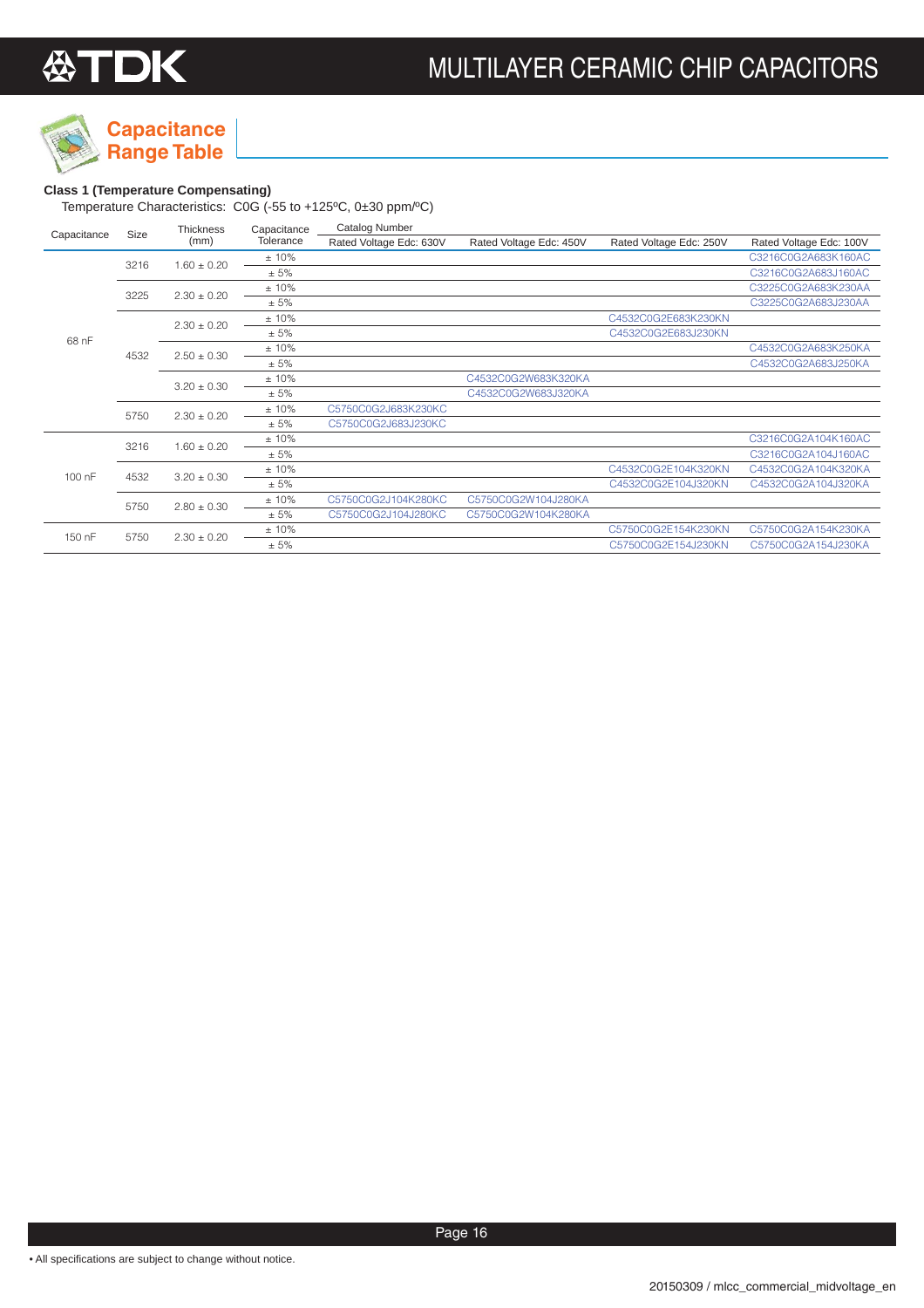## Capacitance Range Table

**Class 1 (Temperature Compensating)**

Temperature Characteristics: C0G (-55 to +125ºC, 0±30 ppm/ºC)

| Capacitance | Size | Thickness (mm) | Capacitance Tolerance | Catalog Number | | | |
|---|---|---|---|---|---|---|---|
| | | | | Rated Voltage Edc: 630V | Rated Voltage Edc: 450V | Rated Voltage Edc: 250V | Rated Voltage Edc: 100V |
| 68 nF | 3216 | 1.60 ± 0.20 | ± 10% | | | | C3216C0G2A683K160AC |
| | | | ± 5% | | | | C3216C0G2A683J160AC |
| | 3225 | 2.30 ± 0.20 | ± 10% | | | | C3225C0G2A683K230AA |
| | | | ± 5% | | | | C3225C0G2A683J230AA |
| | 4532 | 2.30 ± 0.20 | ± 10% | | | C4532C0G2E683K230KN | |
| | | | ± 5% | | | C4532C0G2E683J230KN | |
| | | 2.50 ± 0.30 | ± 10% | | | | C4532C0G2A683K250KA |
| | | | ± 5% | | | | C4532C0G2A683J250KA |
| | | 3.20 ± 0.30 | ± 10% | | C4532C0G2W683K320KA | | |
| | | | ± 5% | | C4532C0G2W683J320KA | | |
| | 5750 | 2.30 ± 0.20 | ± 10% | C5750C0G2J683K230KC | | | |
| | | | ± 5% | C5750C0G2J683J230KC | | | |
| 100 nF | 3216 | 1.60 ± 0.20 | ± 10% | | | | C3216C0G2A104K160AC |
| | | | ± 5% | | | | C3216C0G2A104J160AC |
| | 4532 | 3.20 ± 0.30 | ± 10% | | | C4532C0G2E104K320KN | C4532C0G2A104K320KA |
| | | | ± 5% | | | C4532C0G2E104J320KN | C4532C0G2A104J320KA |
| | 5750 | 2.80 ± 0.30 | ± 10% | C5750C0G2J104K280KC | C5750C0G2W104J280KA | | |
| | | | ± 5% | C5750C0G2J104J280KC | C5750C0G2W104K280KA | | |
| 150 nF | 5750 | 2.30 ± 0.20 | ± 10% | | | C5750C0G2E154K230KN | C5750C0G2A154K230KA |
| | | | ± 5% | | | C5750C0G2E154J230KN | C5750C0G2A154J230KA |

• All specifications are subject to change without notice.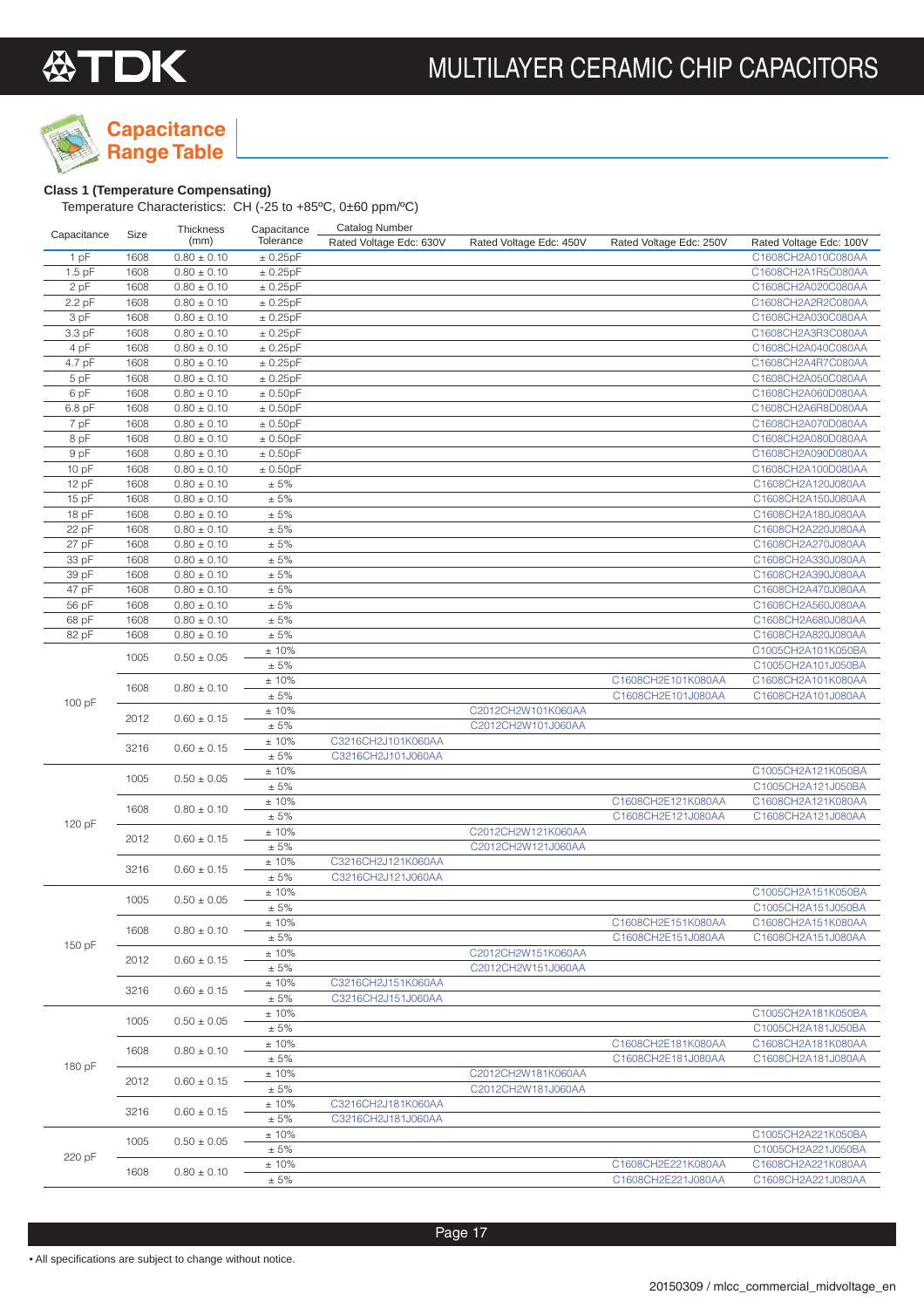# Capacitance Range Table

### Class 1 (Temperature Compensating)

Temperature Characteristics: CH (-25 to +85ºC, 0±60 ppm/ºC)

| Capacitance | Size | Thickness (mm) | Capacitance Tolerance | Catalog Number Rated Voltage Edc: 630V | Rated Voltage Edc: 450V | Rated Voltage Edc: 250V | Rated Voltage Edc: 100V |
|---|---|---|---|---|---|---|---|
| 1 pF | 1608 | 0.80 ± 0.10 | ± 0.25pF | | | | C1608CH2A010C080AA |
| 1.5 pF | 1608 | 0.80 ± 0.10 | ± 0.25pF | | | | C1608CH2A1R5C080AA |
| 2 pF | 1608 | 0.80 ± 0.10 | ± 0.25pF | | | | C1608CH2A020C080AA |
| 2.2 pF | 1608 | 0.80 ± 0.10 | ± 0.25pF | | | | C1608CH2A2R2C080AA |
| 3 pF | 1608 | 0.80 ± 0.10 | ± 0.25pF | | | | C1608CH2A030C080AA |
| 3.3 pF | 1608 | 0.80 ± 0.10 | ± 0.25pF | | | | C1608CH2A3R3C080AA |
| 4 pF | 1608 | 0.80 ± 0.10 | ± 0.25pF | | | | C1608CH2A040C080AA |
| 4.7 pF | 1608 | 0.80 ± 0.10 | ± 0.25pF | | | | C1608CH2A4R7C080AA |
| 5 pF | 1608 | 0.80 ± 0.10 | ± 0.25pF | | | | C1608CH2A050C080AA |
| 6 pF | 1608 | 0.80 ± 0.10 | ± 0.50pF | | | | C1608CH2A060D080AA |
| 6.8 pF | 1608 | 0.80 ± 0.10 | ± 0.50pF | | | | C1608CH2A6R8D080AA |
| 7 pF | 1608 | 0.80 ± 0.10 | ± 0.50pF | | | | C1608CH2A070D080AA |
| 8 pF | 1608 | 0.80 ± 0.10 | ± 0.50pF | | | | C1608CH2A080D080AA |
| 9 pF | 1608 | 0.80 ± 0.10 | ± 0.50pF | | | | C1608CH2A090D080AA |
| 10 pF | 1608 | 0.80 ± 0.10 | ± 0.50pF | | | | C1608CH2A100D080AA |
| 12 pF | 1608 | 0.80 ± 0.10 | ± 5% | | | | C1608CH2A120J080AA |
| 15 pF | 1608 | 0.80 ± 0.10 | ± 5% | | | | C1608CH2A150J080AA |
| 18 pF | 1608 | 0.80 ± 0.10 | ± 5% | | | | C1608CH2A180J080AA |
| 22 pF | 1608 | 0.80 ± 0.10 | ± 5% | | | | C1608CH2A220J080AA |
| 27 pF | 1608 | 0.80 ± 0.10 | ± 5% | | | | C1608CH2A270J080AA |
| 33 pF | 1608 | 0.80 ± 0.10 | ± 5% | | | | C1608CH2A330J080AA |
| 39 pF | 1608 | 0.80 ± 0.10 | ± 5% | | | | C1608CH2A390J080AA |
| 47 pF | 1608 | 0.80 ± 0.10 | ± 5% | | | | C1608CH2A470J080AA |
| 56 pF | 1608 | 0.80 ± 0.10 | ± 5% | | | | C1608CH2A560J080AA |
| 68 pF | 1608 | 0.80 ± 0.10 | ± 5% | | | | C1608CH2A680J080AA |
| 82 pF | 1608 | 0.80 ± 0.10 | ± 5% | | | | C1608CH2A820J080AA |
| 100 pF | 1005 | 0.50 ± 0.05 | ± 10% | | | | C1005CH2A101K050BA |
| | | | ± 5% | | | | C1005CH2A101J050BA |
| | 1608 | 0.80 ± 0.10 | ± 10% | | | C1608CH2E101K080AA | C1608CH2A101K080AA |
| | | | ± 5% | | | C1608CH2E101J080AA | C1608CH2A101J080AA |
| | 2012 | 0.60 ± 0.15 | ± 10% | | C2012CH2W101K060AA | | |
| | | | ± 5% | | C2012CH2W101J060AA | | |
| | 3216 | 0.60 ± 0.15 | ± 10% | C3216CH2J101K060AA | | | |
| | | | ± 5% | C3216CH2J101J060AA | | | |
| 120 pF | 1005 | 0.50 ± 0.05 | ± 10% | | | | C1005CH2A121K050BA |
| | | | ± 5% | | | | C1005CH2A121J050BA |
| | 1608 | 0.80 ± 0.10 | ± 10% | | | C1608CH2E121K080AA | C1608CH2A121K080AA |
| | | | ± 5% | | | C1608CH2E121J080AA | C1608CH2A121J080AA |
| | 2012 | 0.60 ± 0.15 | ± 10% | | C2012CH2W121K060AA | | |
| | | | ± 5% | | C2012CH2W121J060AA | | |
| | 3216 | 0.60 ± 0.15 | ± 10% | C3216CH2J121K060AA | | | |
| | | | ± 5% | C3216CH2J121J060AA | | | |
| 150 pF | 1005 | 0.50 ± 0.05 | ± 10% | | | | C1005CH2A151K050BA |
| | | | ± 5% | | | | C1005CH2A151J050BA |
| | 1608 | 0.80 ± 0.10 | ± 10% | | | C1608CH2E151K080AA | C1608CH2A151K080AA |
| | | | ± 5% | | | C1608CH2E151J080AA | C1608CH2A151J080AA |
| | 2012 | 0.60 ± 0.15 | ± 10% | | C2012CH2W151K060AA | | |
| | | | ± 5% | | C2012CH2W151J060AA | | |
| | 3216 | 0.60 ± 0.15 | ± 10% | C3216CH2J151K060AA | | | |
| | | | ± 5% | C3216CH2J151J060AA | | | |
| 180 pF | 1005 | 0.50 ± 0.05 | ± 10% | | | | C1005CH2A181K050BA |
| | | | ± 5% | | | | C1005CH2A181J050BA |
| | 1608 | 0.80 ± 0.10 | ± 10% | | | C1608CH2E181K080AA | C1608CH2A181K080AA |
| | | | ± 5% | | | C1608CH2E181J080AA | C1608CH2A181J080AA |
| | 2012 | 0.60 ± 0.15 | ± 10% | | C2012CH2W181K060AA | | |
| | | | ± 5% | | C2012CH2W181J060AA | | |
| | 3216 | 0.60 ± 0.15 | ± 10% | C3216CH2J181K060AA | | | |
| | | | ± 5% | C3216CH2J181J060AA | | | |
| 220 pF | 1005 | 0.50 ± 0.05 | ± 10% | | | | C1005CH2A221K050BA |
| | | | ± 5% | | | | C1005CH2A221J050BA |
| | 1608 | 0.80 ± 0.10 | ± 10% | | | C1608CH2E221K080AA | C1608CH2A221K080AA |
| | | | ± 5% | | | C1608CH2E221J080AA | C1608CH2A221J080AA |

• All specifications are subject to change without notice.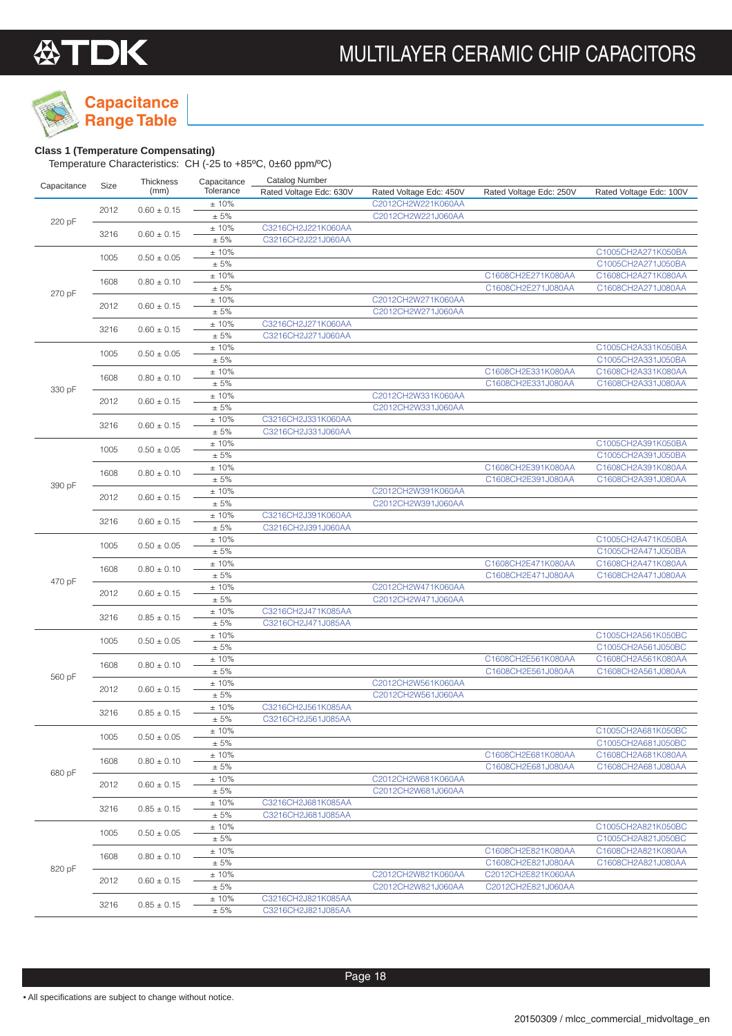## Capacitance Range Table

**Class 1 (Temperature Compensating)**

Temperature Characteristics: CH (-25 to +85ºC, 0±60 ppm/ºC)

| Capacitance | Size | Thickness (mm) | Capacitance Tolerance | Catalog Number Rated Voltage Edc: 630V | Rated Voltage Edc: 450V | Rated Voltage Edc: 250V | Rated Voltage Edc: 100V |
|---|---|---|---|---|---|---|---|
| 220 pF | 2012 | 0.60 ± 0.15 | ± 10% | | C2012CH2W221K060AA | | |
| | | | ± 5% | | C2012CH2W221J060AA | | |
| | 3216 | 0.60 ± 0.15 | ± 10% | C3216CH2J221K060AA | | | |
| | | | ± 5% | C3216CH2J221J060AA | | | |
| 270 pF | 1005 | 0.50 ± 0.05 | ± 10% | | | | C1005CH2A271K050BA |
| | | | ± 5% | | | | C1005CH2A271J050BA |
| | 1608 | 0.80 ± 0.10 | ± 10% | | | C1608CH2E271K080AA | C1608CH2A271K080AA |
| | | | ± 5% | | | C1608CH2E271J080AA | C1608CH2A271J080AA |
| | 2012 | 0.60 ± 0.15 | ± 10% | | C2012CH2W271K060AA | | |
| | | | ± 5% | | C2012CH2W271J060AA | | |
| | 3216 | 0.60 ± 0.15 | ± 10% | C3216CH2J271K060AA | | | |
| | | | ± 5% | C3216CH2J271J060AA | | | |
| 330 pF | 1005 | 0.50 ± 0.05 | ± 10% | | | | C1005CH2A331K050BA |
| | | | ± 5% | | | | C1005CH2A331J050BA |
| | 1608 | 0.80 ± 0.10 | ± 10% | | | C1608CH2E331K080AA | C1608CH2A331K080AA |
| | | | ± 5% | | | C1608CH2E331J080AA | C1608CH2A331J080AA |
| | 2012 | 0.60 ± 0.15 | ± 10% | | C2012CH2W331K060AA | | |
| | | | ± 5% | | C2012CH2W331J060AA | | |
| | 3216 | 0.60 ± 0.15 | ± 10% | C3216CH2J331K060AA | | | |
| | | | ± 5% | C3216CH2J331J060AA | | | |
| 390 pF | 1005 | 0.50 ± 0.05 | ± 10% | | | | C1005CH2A391K050BA |
| | | | ± 5% | | | | C1005CH2A391J050BA |
| | 1608 | 0.80 ± 0.10 | ± 10% | | | C1608CH2E391K080AA | C1608CH2A391K080AA |
| | | | ± 5% | | | C1608CH2E391J080AA | C1608CH2A391J080AA |
| | 2012 | 0.60 ± 0.15 | ± 10% | | C2012CH2W391K060AA | | |
| | | | ± 5% | | C2012CH2W391J060AA | | |
| | 3216 | 0.60 ± 0.15 | ± 10% | C3216CH2J391K060AA | | | |
| | | | ± 5% | C3216CH2J391J060AA | | | |
| 470 pF | 1005 | 0.50 ± 0.05 | ± 10% | | | | C1005CH2A471K050BA |
| | | | ± 5% | | | | C1005CH2A471J050BA |
| | 1608 | 0.80 ± 0.10 | ± 10% | | | C1608CH2E471K080AA | C1608CH2A471K080AA |
| | | | ± 5% | | | C1608CH2E471J080AA | C1608CH2A471J080AA |
| | 2012 | 0.60 ± 0.15 | ± 10% | | C2012CH2W471K060AA | | |
| | | | ± 5% | | C2012CH2W471J060AA | | |
| | 3216 | 0.85 ± 0.15 | ± 10% | C3216CH2J471K085AA | | | |
| | | | ± 5% | C3216CH2J471J085AA | | | |
| 560 pF | 1005 | 0.50 ± 0.05 | ± 10% | | | | C1005CH2A561K050BC |
| | | | ± 5% | | | | C1005CH2A561J050BC |
| | 1608 | 0.80 ± 0.10 | ± 10% | | | C1608CH2E561K080AA | C1608CH2A561K080AA |
| | | | ± 5% | | | C1608CH2E561J080AA | C1608CH2A561J080AA |
| | 2012 | 0.60 ± 0.15 | ± 10% | | C2012CH2W561K060AA | | |
| | | | ± 5% | | C2012CH2W561J060AA | | |
| | 3216 | 0.85 ± 0.15 | ± 10% | C3216CH2J561K085AA | | | |
| | | | ± 5% | C3216CH2J561J085AA | | | |
| 680 pF | 1005 | 0.50 ± 0.05 | ± 10% | | | | C1005CH2A681K050BC |
| | | | ± 5% | | | | C1005CH2A681J050BC |
| | 1608 | 0.80 ± 0.10 | ± 10% | | | C1608CH2E681K080AA | C1608CH2A681K080AA |
| | | | ± 5% | | | C1608CH2E681J080AA | C1608CH2A681J080AA |
| | 2012 | 0.60 ± 0.15 | ± 10% | | C2012CH2W681K060AA | | |
| | | | ± 5% | | C2012CH2W681J060AA | | |
| | 3216 | 0.85 ± 0.15 | ± 10% | C3216CH2J681K085AA | | | |
| | | | ± 5% | C3216CH2J681J085AA | | | |
| 820 pF | 1005 | 0.50 ± 0.05 | ± 10% | | | | C1005CH2A821K050BC |
| | | | ± 5% | | | | C1005CH2A821J050BC |
| | 1608 | 0.80 ± 0.10 | ± 10% | | | C1608CH2E821K080AA | C1608CH2A821K080AA |
| | | | ± 5% | | | C1608CH2E821J080AA | C1608CH2A821J080AA |
| | 2012 | 0.60 ± 0.15 | ± 10% | | C2012CH2W821K060AA | C2012CH2E821K060AA | |
| | | | ± 5% | | C2012CH2W821J060AA | C2012CH2E821J060AA | |
| | 3216 | 0.85 ± 0.15 | ± 10% | C3216CH2J821K085AA | | | |
| | | | ± 5% | C3216CH2J821J085AA | | | |

• All specifications are subject to change without notice.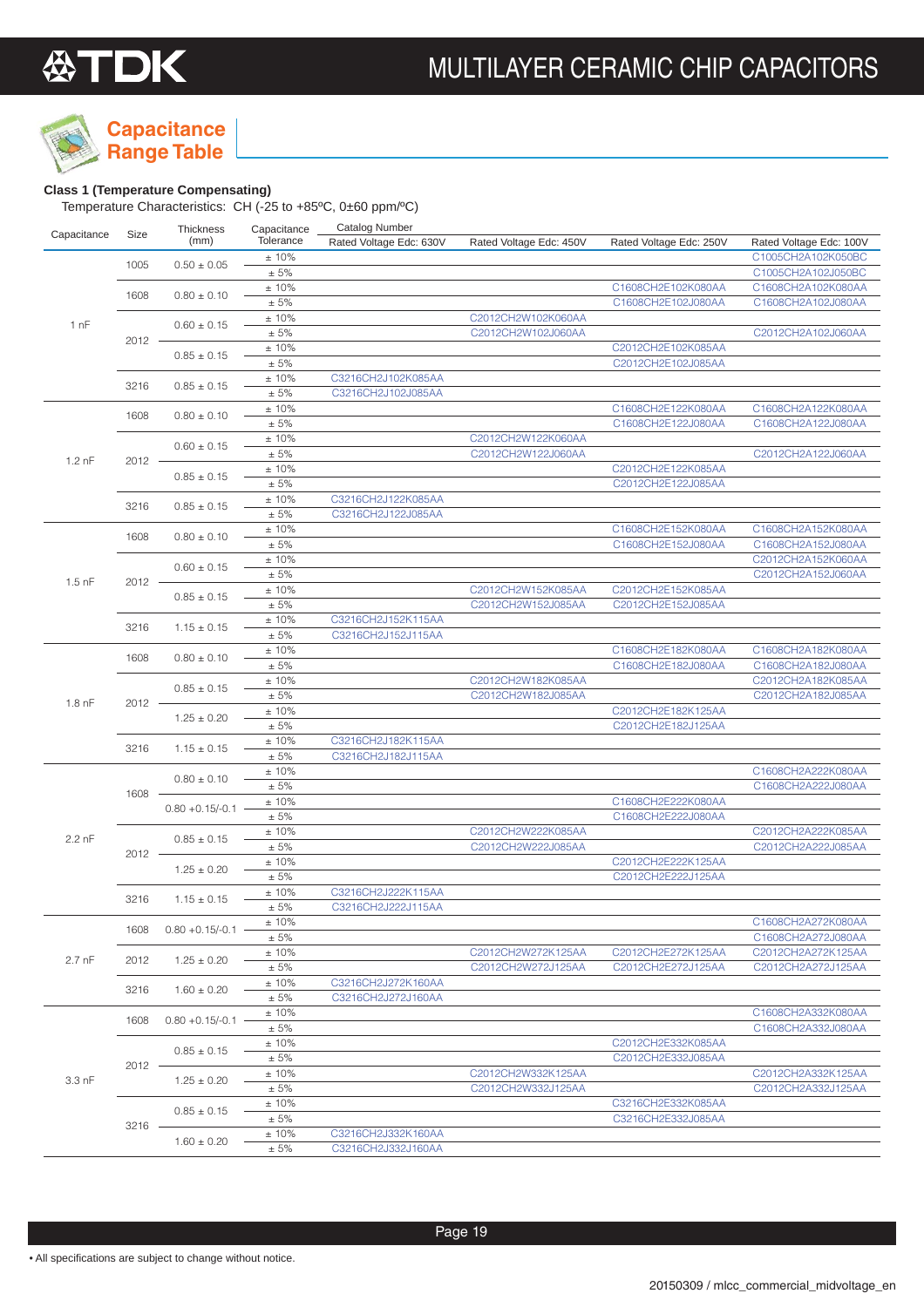# Capacitance Range Table

**Class 1 (Temperature Compensating)**

Temperature Characteristics: CH (-25 to +85ºC, 0±60 ppm/ºC)

| Capacitance | Size | Thickness (mm) | Capacitance Tolerance | Catalog Number Rated Voltage Edc: 630V | Rated Voltage Edc: 450V | Rated Voltage Edc: 250V | Rated Voltage Edc: 100V |
|---|---|---|---|---|---|---|---|
| 1 nF | 1005 | 0.50 ± 0.05 | ± 10% | | | | C1005CH2A102K050BC |
| | | | ± 5% | | | | C1005CH2A102J050BC |
| | 1608 | 0.80 ± 0.10 | ± 10% | | | C1608CH2E102K080AA | C1608CH2A102K080AA |
| | | | ± 5% | | | C1608CH2E102J080AA | C1608CH2A102J080AA |
| | 2012 | 0.60 ± 0.15 | ± 10% | | C2012CH2W102K060AA | | |
| | | | ± 5% | | C2012CH2W102J060AA | | C2012CH2A102J060AA |
| | | 0.85 ± 0.15 | ± 10% | | | C2012CH2E102K085AA | |
| | | | ± 5% | | | C2012CH2E102J085AA | |
| | 3216 | 0.85 ± 0.15 | ± 10% | C3216CH2J102K085AA | | | |
| | | | ± 5% | C3216CH2J102J085AA | | | |
| 1.2 nF | 1608 | 0.80 ± 0.10 | ± 10% | | | C1608CH2E122K080AA | C1608CH2A122K080AA |
| | | | ± 5% | | | C1608CH2E122J080AA | C1608CH2A122J080AA |
| | 2012 | 0.60 ± 0.15 | ± 10% | | C2012CH2W122K060AA | | |
| | | | ± 5% | | C2012CH2W122J060AA | | C2012CH2A122J060AA |
| | | 0.85 ± 0.15 | ± 10% | | | C2012CH2E122K085AA | |
| | | | ± 5% | | | C2012CH2E122J085AA | |
| | 3216 | 0.85 ± 0.15 | ± 10% | C3216CH2J122K085AA | | | |
| | | | ± 5% | C3216CH2J122J085AA | | | |
| 1.5 nF | 1608 | 0.80 ± 0.10 | ± 10% | | | C1608CH2E152K080AA | C1608CH2A152K080AA |
| | | | ± 5% | | | C1608CH2E152J080AA | C1608CH2A152J080AA |
| | 2012 | 0.60 ± 0.15 | ± 10% | | | | C2012CH2A152K060AA |
| | | | ± 5% | | | | C2012CH2A152J060AA |
| | | 0.85 ± 0.15 | ± 10% | | C2012CH2W152K085AA | C2012CH2E152K085AA | |
| | | | ± 5% | | C2012CH2W152J085AA | C2012CH2E152J085AA | |
| | 3216 | 1.15 ± 0.15 | ± 10% | C3216CH2J152K115AA | | | |
| | | | ± 5% | C3216CH2J152J115AA | | | |
| 1.8 nF | 1608 | 0.80 ± 0.10 | ± 10% | | | C1608CH2E182K080AA | C1608CH2A182K080AA |
| | | | ± 5% | | | C1608CH2E182J080AA | C1608CH2A182J080AA |
| | 2012 | 0.85 ± 0.15 | ± 10% | | C2012CH2W182K085AA | | C2012CH2A182K085AA |
| | | | ± 5% | | C2012CH2W182J085AA | | C2012CH2A182J085AA |
| | | 1.25 ± 0.20 | ± 10% | | | C2012CH2E182K125AA | |
| | | | ± 5% | | | C2012CH2E182J125AA | |
| | 3216 | 1.15 ± 0.15 | ± 10% | C3216CH2J182K115AA | | | |
| | | | ± 5% | C3216CH2J182J115AA | | | |
| 2.2 nF | 1608 | 0.80 ± 0.10 | ± 10% | | | | C1608CH2A222K080AA |
| | | | ± 5% | | | | C1608CH2A222J080AA |
| | | 0.80 +0.15/-0.1 | ± 10% | | | C1608CH2E222K080AA | |
| | | | ± 5% | | | C1608CH2E222J080AA | |
| | 2012 | 0.85 ± 0.15 | ± 10% | | C2012CH2W222K085AA | | C2012CH2A222K085AA |
| | | | ± 5% | | C2012CH2W222J085AA | | C2012CH2A222J085AA |
| | | 1.25 ± 0.20 | ± 10% | | | C2012CH2E222K125AA | |
| | | | ± 5% | | | C2012CH2E222J125AA | |
| | 3216 | 1.15 ± 0.15 | ± 10% | C3216CH2J222K115AA | | | |
| | | | ± 5% | C3216CH2J222J115AA | | | |
| 2.7 nF | 1608 | 0.80 +0.15/-0.1 | ± 10% | | | | C1608CH2A272K080AA |
| | | | ± 5% | | | | C1608CH2A272J080AA |
| | 2012 | 1.25 ± 0.20 | ± 10% | | C2012CH2W272K125AA | C2012CH2E272K125AA | C2012CH2A272K125AA |
| | | | ± 5% | | C2012CH2W272J125AA | C2012CH2E272J125AA | C2012CH2A272J125AA |
| | 3216 | 1.60 ± 0.20 | ± 10% | C3216CH2J272K160AA | | | |
| | | | ± 5% | C3216CH2J272J160AA | | | |
| 3.3 nF | 1608 | 0.80 +0.15/-0.1 | ± 10% | | | | C1608CH2A332K080AA |
| | | | ± 5% | | | | C1608CH2A332J080AA |
| | 2012 | 0.85 ± 0.15 | ± 10% | | | C2012CH2E332K085AA | |
| | | | ± 5% | | | C2012CH2E332J085AA | |
| | | 1.25 ± 0.20 | ± 10% | | C2012CH2W332K125AA | | C2012CH2A332K125AA |
| | | | ± 5% | | C2012CH2W332J125AA | | C2012CH2A332J125AA |
| | 3216 | 0.85 ± 0.15 | ± 10% | | | C3216CH2E332K085AA | |
| | | | ± 5% | | | C3216CH2E332J085AA | |
| | | 1.60 ± 0.20 | ± 10% | C3216CH2J332K160AA | | | |
| | | | ± 5% | C3216CH2J332J160AA | | | |

• All specifications are subject to change without notice.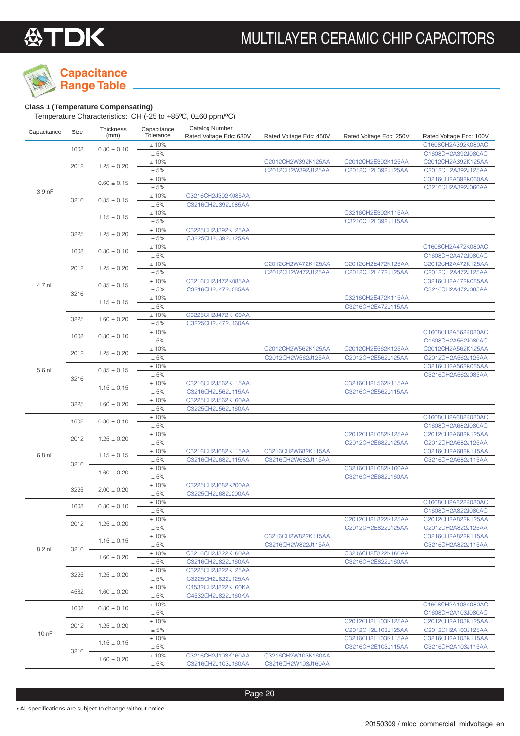## Capacitance Range Table

**Class 1 (Temperature Compensating)**

Temperature Characteristics: CH (-25 to +85ºC, 0±60 ppm/ºC)

| Capacitance | Size | Thickness (mm) | Capacitance Tolerance | Catalog Number Rated Voltage Edc: 630V | Rated Voltage Edc: 450V | Rated Voltage Edc: 250V | Rated Voltage Edc: 100V |
|---|---|---|---|---|---|---|---|
| 3.9 nF | 1608 | 0.80 ± 0.10 | ± 10% | | | | C1608CH2A392K080AC |
| | | | ± 5% | | | | C1608CH2A392J080AC |
| | 2012 | 1.25 ± 0.20 | ± 10% | | C2012CH2W392K125AA | C2012CH2E392K125AA | C2012CH2A392K125AA |
| | | | ± 5% | | C2012CH2W392J125AA | C2012CH2E392J125AA | C2012CH2A392J125AA |
| | 3216 | 0.60 ± 0.15 | ± 10% | | | | C3216CH2A392K060AA |
| | | | ± 5% | | | | C3216CH2A392J060AA |
| | | 0.85 ± 0.15 | ± 10% | C3216CH2J392K085AA | | | |
| | | | ± 5% | C3216CH2J392J085AA | | | |
| | | 1.15 ± 0.15 | ± 10% | | | C3216CH2E392K115AA | |
| | | | ± 5% | | | C3216CH2E392J115AA | |
| | 3225 | 1.25 ± 0.20 | ± 10% | C3225CH2J392K125AA | | | |
| | | | ± 5% | C3225CH2J392J125AA | | | |
| 4.7 nF | 1608 | 0.80 ± 0.10 | ± 10% | | | | C1608CH2A472K080AC |
| | | | ± 5% | | | | C1608CH2A472J080AC |
| | 2012 | 1.25 ± 0.20 | ± 10% | | C2012CH2W472K125AA | C2012CH2E472K125AA | C2012CH2A472K125AA |
| | | | ± 5% | | C2012CH2W472J125AA | C2012CH2E472J125AA | C2012CH2A472J125AA |
| | 3216 | 0.85 ± 0.15 | ± 10% | C3216CH2J472K085AA | | | C3216CH2A472K085AA |
| | | | ± 5% | C3216CH2J472J085AA | | | C3216CH2A472J085AA |
| | | 1.15 ± 0.15 | ± 10% | | | C3216CH2E472K115AA | |
| | | | ± 5% | | | C3216CH2E472J115AA | |
| | 3225 | 1.60 ± 0.20 | ± 10% | C3225CH2J472K160AA | | | |
| | | | ± 5% | C3225CH2J472J160AA | | | |
| 5.6 nF | 1608 | 0.80 ± 0.10 | ± 10% | | | | C1608CH2A562K080AC |
| | | | ± 5% | | | | C1608CH2A562J080AC |
| | 2012 | 1.25 ± 0.20 | ± 10% | | C2012CH2W562K125AA | C2012CH2E562K125AA | C2012CH2A562K125AA |
| | | | ± 5% | | C2012CH2W562J125AA | C2012CH2E562J125AA | C2012CH2A562J125AA |
| | 3216 | 0.85 ± 0.15 | ± 10% | | | | C3216CH2A562K085AA |
| | | | ± 5% | | | | C3216CH2A562J085AA |
| | | 1.15 ± 0.15 | ± 10% | C3216CH2J562K115AA | | C3216CH2E562K115AA | |
| | | | ± 5% | C3216CH2J562J115AA | | C3216CH2E562J115AA | |
| | 3225 | 1.60 ± 0.20 | ± 10% | C3225CH2J562K160AA | | | |
| | | | ± 5% | C3225CH2J562J160AA | | | |
| 6.8 nF | 1608 | 0.80 ± 0.10 | ± 10% | | | | C1608CH2A682K080AC |
| | | | ± 5% | | | | C1608CH2A682J080AC |
| | 2012 | 1.25 ± 0.20 | ± 10% | | | C2012CH2E682K125AA | C2012CH2A682K125AA |
| | | | ± 5% | | | C2012CH2E682J125AA | C2012CH2A682J125AA |
| | 3216 | 1.15 ± 0.15 | ± 10% | C3216CH2J682K115AA | C3216CH2W682K115AA | | C3216CH2A682K115AA |
| | | | ± 5% | C3216CH2J682J115AA | C3216CH2W682J115AA | | C3216CH2A682J115AA |
| | | 1.60 ± 0.20 | ± 10% | | | C3216CH2E682K160AA | |
| | | | ± 5% | | | C3216CH2E682J160AA | |
| | 3225 | 2.00 ± 0.20 | ± 10% | C3225CH2J682K200AA | | | |
| | | | ± 5% | C3225CH2J682J200AA | | | |
| 8.2 nF | 1608 | 0.80 ± 0.10 | ± 10% | | | | C1608CH2A822K080AC |
| | | | ± 5% | | | | C1608CH2A822J080AC |
| | 2012 | 1.25 ± 0.20 | ± 10% | | | C2012CH2E822K125AA | C2012CH2A822K125AA |
| | | | ± 5% | | | C2012CH2E822J125AA | C2012CH2A822J125AA |
| | 3216 | 1.15 ± 0.15 | ± 10% | | C3216CH2W822K115AA | | C3216CH2A822K115AA |
| | | | ± 5% | | C3216CH2W822J115AA | | C3216CH2A822J115AA |
| | | 1.60 ± 0.20 | ± 10% | C3216CH2J822K160AA | | C3216CH2E822K160AA | |
| | | | ± 5% | C3216CH2J822J160AA | | C3216CH2E822J160AA | |
| | 3225 | 1.25 ± 0.20 | ± 10% | C3225CH2J822K125AA | | | |
| | | | ± 5% | C3225CH2J822J125AA | | | |
| | 4532 | 1.60 ± 0.20 | ± 10% | C4532CH2J822K160KA | | | |
| | | | ± 5% | C4532CH2J822J160KA | | | |
| 10 nF | 1608 | 0.80 ± 0.10 | ± 10% | | | | C1608CH2A103K080AC |
| | | | ± 5% | | | | C1608CH2A103J080AC |
| | 2012 | 1.25 ± 0.20 | ± 10% | | | C2012CH2E103K125AA | C2012CH2A103K125AA |
| | | | ± 5% | | | C2012CH2E103J125AA | C2012CH2A103J125AA |
| | 3216 | 1.15 ± 0.15 | ± 10% | | | C3216CH2E103K115AA | C3216CH2A103K115AA |
| | | | ± 5% | | | C3216CH2E103J115AA | C3216CH2A103J115AA |
| | | 1.60 ± 0.20 | ± 10% | C3216CH2J103K160AA | C3216CH2W103K160AA | | |
| | | | ± 5% | C3216CH2J103J160AA | C3216CH2W103J160AA | | |

• All specifications are subject to change without notice.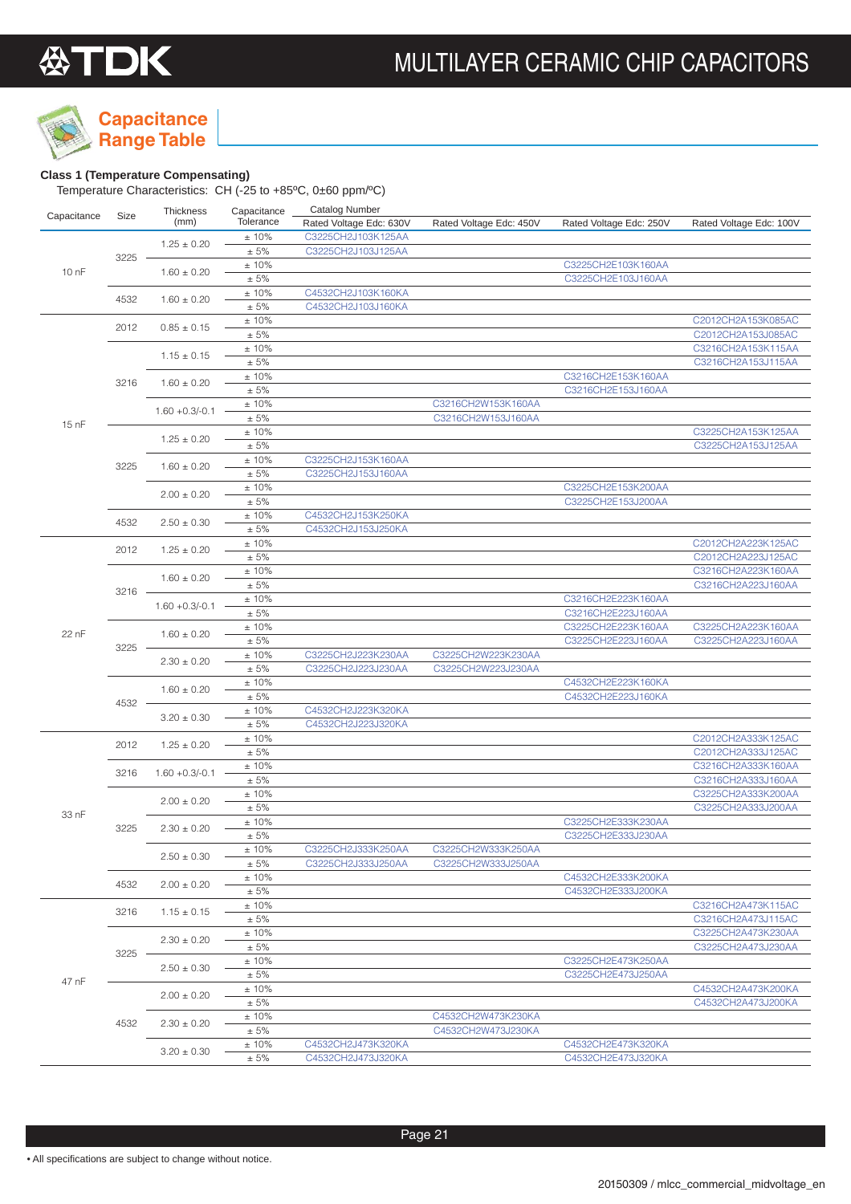## Capacitance Range Table

### Class 1 (Temperature Compensating)

Temperature Characteristics: CH (-25 to +85ºC, 0±60 ppm/ºC)

| Capacitance | Size | Thickness (mm) | Capacitance Tolerance | Catalog Number Rated Voltage Edc: 630V | Rated Voltage Edc: 450V | Rated Voltage Edc: 250V | Rated Voltage Edc: 100V |
|---|---|---|---|---|---|---|---|
| 10 nF | 3225 | 1.25 ± 0.20 | ± 10% | C3225CH2J103K125AA | | | |
| | | | ± 5% | C3225CH2J103J125AA | | | |
| | | 1.60 ± 0.20 | ± 10% | | | C3225CH2E103K160AA | |
| | | | ± 5% | | | C3225CH2E103J160AA | |
| | 4532 | 1.60 ± 0.20 | ± 10% | C4532CH2J103K160KA | | | |
| | | | ± 5% | C4532CH2J103J160KA | | | |
| 15 nF | 2012 | 0.85 ± 0.15 | ± 10% | | | | C2012CH2A153K085AC |
| | | | ± 5% | | | | C2012CH2A153J085AC |
| | 3216 | 1.15 ± 0.15 | ± 10% | | | | C3216CH2A153K115AA |
| | | | ± 5% | | | | C3216CH2A153J115AA |
| | | 1.60 ± 0.20 | ± 10% | | | C3216CH2E153K160AA | |
| | | | ± 5% | | | C3216CH2E153J160AA | |
| | | 1.60 +0.3/-0.1 | ± 10% | | C3216CH2W153K160AA | | |
| | | | ± 5% | | C3216CH2W153J160AA | | |
| | 3225 | 1.25 ± 0.20 | ± 10% | | | | C3225CH2A153K125AA |
| | | | ± 5% | | | | C3225CH2A153J125AA |
| | | 1.60 ± 0.20 | ± 10% | C3225CH2J153K160AA | | | |
| | | | ± 5% | C3225CH2J153J160AA | | | |
| | | 2.00 ± 0.20 | ± 10% | | | C3225CH2E153K200AA | |
| | | | ± 5% | | | C3225CH2E153J200AA | |
| | 4532 | 2.50 ± 0.30 | ± 10% | C4532CH2J153K250KA | | | |
| | | | ± 5% | C4532CH2J153J250KA | | | |
| 22 nF | 2012 | 1.25 ± 0.20 | ± 10% | | | | C2012CH2A223K125AC |
| | | | ± 5% | | | | C2012CH2A223J125AC |
| | 3216 | 1.60 ± 0.20 | ± 10% | | | | C3216CH2A223K160AA |
| | | | ± 5% | | | | C3216CH2A223J160AA |
| | | 1.60 +0.3/-0.1 | ± 10% | | | C3216CH2E223K160AA | |
| | | | ± 5% | | | C3216CH2E223J160AA | |
| | 3225 | 1.60 ± 0.20 | ± 10% | | | C3225CH2E223K160AA | C3225CH2A223K160AA |
| | | | ± 5% | | | C3225CH2E223J160AA | C3225CH2A223J160AA |
| | | 2.30 ± 0.20 | ± 10% | C3225CH2J223K230AA | C3225CH2W223K230AA | | |
| | | | ± 5% | C3225CH2J223J230AA | C3225CH2W223J230AA | | |
| | 4532 | 1.60 ± 0.20 | ± 10% | | | C4532CH2E223K160KA | |
| | | | ± 5% | | | C4532CH2E223J160KA | |
| | | 3.20 ± 0.30 | ± 10% | C4532CH2J223K320KA | | | |
| | | | ± 5% | C4532CH2J223J320KA | | | |
| 33 nF | 2012 | 1.25 ± 0.20 | ± 10% | | | | C2012CH2A333K125AC |
| | | | ± 5% | | | | C2012CH2A333J125AC |
| | 3216 | 1.60 +0.3/-0.1 | ± 10% | | | | C3216CH2A333K160AA |
| | | | ± 5% | | | | C3216CH2A333J160AA |
| | 3225 | 2.00 ± 0.20 | ± 10% | | | | C3225CH2A333K200AA |
| | | | ± 5% | | | | C3225CH2A333J200AA |
| | | 2.30 ± 0.20 | ± 10% | | | C3225CH2E333K230AA | |
| | | | ± 5% | | | C3225CH2E333J230AA | |
| | | 2.50 ± 0.30 | ± 10% | C3225CH2J333K250AA | C3225CH2W333K250AA | | |
| | | | ± 5% | C3225CH2J333J250AA | C3225CH2W333J250AA | | |
| | 4532 | 2.00 ± 0.20 | ± 10% | | | C4532CH2E333K200KA | |
| | | | ± 5% | | | C4532CH2E333J200KA | |
| 47 nF | 3216 | 1.15 ± 0.15 | ± 10% | | | | C3216CH2A473K115AC |
| | | | ± 5% | | | | C3216CH2A473J115AC |
| | 3225 | 2.30 ± 0.20 | ± 10% | | | | C3225CH2A473K230AA |
| | | | ± 5% | | | | C3225CH2A473J230AA |
| | | 2.50 ± 0.30 | ± 10% | | | C3225CH2E473K250AA | |
| | | | ± 5% | | | C3225CH2E473J250AA | |
| | 4532 | 2.00 ± 0.20 | ± 10% | | | | C4532CH2A473K200KA |
| | | | ± 5% | | | | C4532CH2A473J200KA |
| | | 2.30 ± 0.20 | ± 10% | | C4532CH2W473K230KA | | |
| | | | ± 5% | | C4532CH2W473J230KA | | |
| | | 3.20 ± 0.30 | ± 10% | C4532CH2J473K320KA | | C4532CH2E473K320KA | |
| | | | ± 5% | C4532CH2J473J320KA | | C4532CH2E473J320KA | |

• All specifications are subject to change without notice.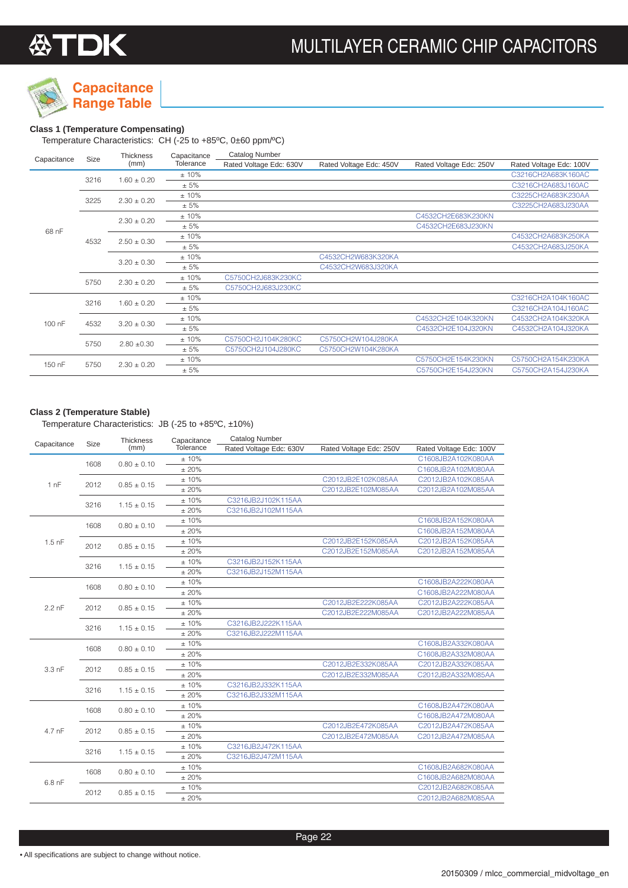## Capacitance Range Table

### Class 1 (Temperature Compensating)

Temperature Characteristics: CH (-25 to +85ºC, 0±60 ppm/ºC)

| Capacitance | Size | Thickness (mm) | Capacitance Tolerance | Catalog Number Rated Voltage Edc: 630V | Rated Voltage Edc: 450V | Rated Voltage Edc: 250V | Rated Voltage Edc: 100V |
|---|---|---|---|---|---|---|---|
| 68 nF | 3216 | 1.60 ± 0.20 | ± 10% | | | | C3216CH2A683K160AC |
| | | | ± 5% | | | | C3216CH2A683J160AC |
| | 3225 | 2.30 ± 0.20 | ± 10% | | | | C3225CH2A683K230AA |
| | | | ± 5% | | | | C3225CH2A683J230AA |
| | 4532 | 2.30 ± 0.20 | ± 10% | | | C4532CH2E683K230KN | |
| | | | ± 5% | | | C4532CH2E683J230KN | |
| | | 2.50 ± 0.30 | ± 10% | | | | C4532CH2A683K250KA |
| | | | ± 5% | | | | C4532CH2A683J250KA |
| | | 3.20 ± 0.30 | ± 10% | | C4532CH2W683K320KA | | |
| | | | ± 5% | | C4532CH2W683J320KA | | |
| | 5750 | 2.30 ± 0.20 | ± 10% | C5750CH2J683K230KC | | | |
| | | | ± 5% | C5750CH2J683J230KC | | | |
| 100 nF | 3216 | 1.60 ± 0.20 | ± 10% | | | | C3216CH2A104K160AC |
| | | | ± 5% | | | | C3216CH2A104J160AC |
| | 4532 | 3.20 ± 0.30 | ± 10% | | | C4532CH2E104K320KN | C4532CH2A104K320KA |
| | | | ± 5% | | | C4532CH2E104J320KN | C4532CH2A104J320KA |
| | 5750 | 2.80 ±0.30 | ± 10% | C5750CH2J104K280KC | C5750CH2W104J280KA | | |
| | | | ± 5% | C5750CH2J104J280KC | C5750CH2W104K280KA | | |
| 150 nF | 5750 | 2.30 ± 0.20 | ± 10% | | | C5750CH2E154K230KN | C5750CH2A154K230KA |
| | | | ± 5% | | | C5750CH2E154J230KN | C5750CH2A154J230KA |

### Class 2 (Temperature Stable)

Temperature Characteristics: JB (-25 to +85ºC, ±10%)

| Capacitance | Size | Thickness (mm) | Capacitance Tolerance | Catalog Number Rated Voltage Edc: 630V | Rated Voltage Edc: 250V | Rated Voltage Edc: 100V |
|---|---|---|---|---|---|---|
| 1 nF | 1608 | 0.80 ± 0.10 | ± 10% | | | C1608JB2A102K080AA |
| | | | ± 20% | | | C1608JB2A102M080AA |
| | 2012 | 0.85 ± 0.15 | ± 10% | | C2012JB2E102K085AA | C2012JB2A102K085AA |
| | | | ± 20% | | C2012JB2E102M085AA | C2012JB2A102M085AA |
| | 3216 | 1.15 ± 0.15 | ± 10% | C3216JB2J102K115AA | | |
| | | | ± 20% | C3216JB2J102M115AA | | |
| 1.5 nF | 1608 | 0.80 ± 0.10 | ± 10% | | | C1608JB2A152K080AA |
| | | | ± 20% | | | C1608JB2A152M080AA |
| | 2012 | 0.85 ± 0.15 | ± 10% | | C2012JB2E152K085AA | C2012JB2A152K085AA |
| | | | ± 20% | | C2012JB2E152M085AA | C2012JB2A152M085AA |
| | 3216 | 1.15 ± 0.15 | ± 10% | C3216JB2J152K115AA | | |
| | | | ± 20% | C3216JB2J152M115AA | | |
| 2.2 nF | 1608 | 0.80 ± 0.10 | ± 10% | | | C1608JB2A222K080AA |
| | | | ± 20% | | | C1608JB2A222M080AA |
| | 2012 | 0.85 ± 0.15 | ± 10% | | C2012JB2E222K085AA | C2012JB2A222K085AA |
| | | | ± 20% | | C2012JB2E222M085AA | C2012JB2A222M085AA |
| | 3216 | 1.15 ± 0.15 | ± 10% | C3216JB2J222K115AA | | |
| | | | ± 20% | C3216JB2J222M115AA | | |
| 3.3 nF | 1608 | 0.80 ± 0.10 | ± 10% | | | C1608JB2A332K080AA |
| | | | ± 20% | | | C1608JB2A332M080AA |
| | 2012 | 0.85 ± 0.15 | ± 10% | | C2012JB2E332K085AA | C2012JB2A332K085AA |
| | | | ± 20% | | C2012JB2E332M085AA | C2012JB2A332M085AA |
| | 3216 | 1.15 ± 0.15 | ± 10% | C3216JB2J332K115AA | | |
| | | | ± 20% | C3216JB2J332M115AA | | |
| 4.7 nF | 1608 | 0.80 ± 0.10 | ± 10% | | | C1608JB2A472K080AA |
| | | | ± 20% | | | C1608JB2A472M080AA |
| | 2012 | 0.85 ± 0.15 | ± 10% | | C2012JB2E472K085AA | C2012JB2A472K085AA |
| | | | ± 20% | | C2012JB2E472M085AA | C2012JB2A472M085AA |
| | 3216 | 1.15 ± 0.15 | ± 10% | C3216JB2J472K115AA | | |
| | | | ± 20% | C3216JB2J472M115AA | | |
| 6.8 nF | 1608 | 0.80 ± 0.10 | ± 10% | | | C1608JB2A682K080AA |
| | | | ± 20% | | | C1608JB2A682M080AA |
| | 2012 | 0.85 ± 0.15 | ± 10% | | | C2012JB2A682K085AA |
| | | | ± 20% | | | C2012JB2A682M085AA |

• All specifications are subject to change without notice.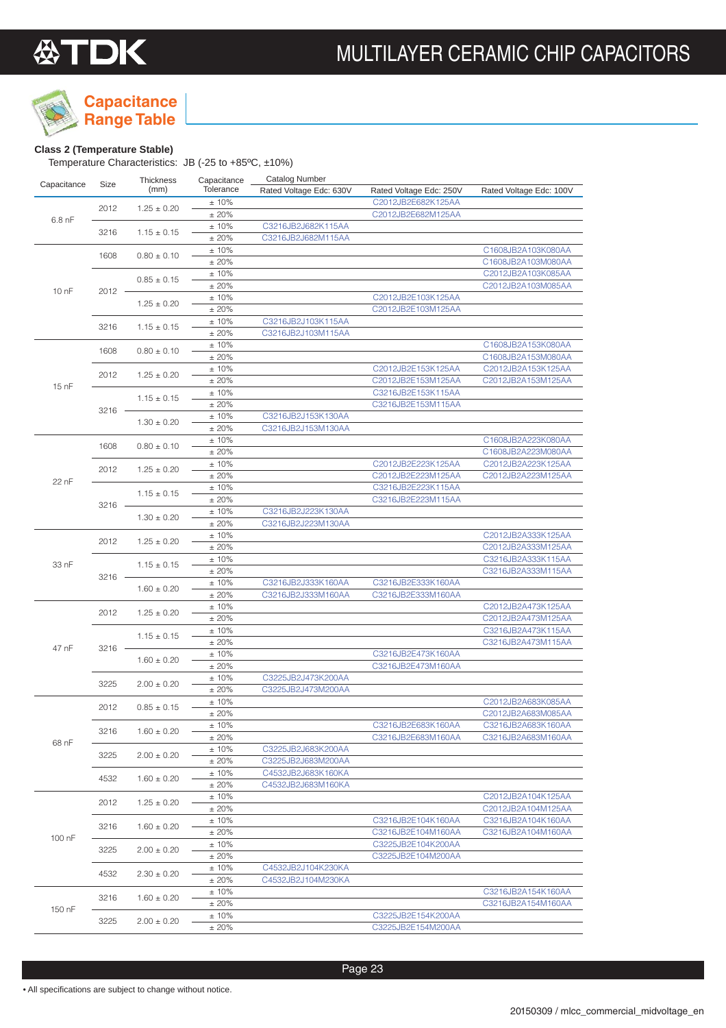# Capacitance Range Table

**Class 2 (Temperature Stable)**

Temperature Characteristics: JB (-25 to +85ºC, ±10%)

| Capacitance | Size | Thickness (mm) | Capacitance Tolerance | Catalog Number Rated Voltage Edc: 630V | Rated Voltage Edc: 250V | Rated Voltage Edc: 100V |
|---|---|---|---|---|---|---|
| 6.8 nF | 2012 | 1.25 ± 0.20 | ± 10% | | C2012JB2E682K125AA | |
| | | | ± 20% | | C2012JB2E682M125AA | |
| | 3216 | 1.15 ± 0.15 | ± 10% | C3216JB2J682K115AA | | |
| | | | ± 20% | C3216JB2J682M115AA | | |
| 10 nF | 1608 | 0.80 ± 0.10 | ± 10% | | | C1608JB2A103K080AA |
| | | | ± 20% | | | C1608JB2A103M080AA |
| | 2012 | 0.85 ± 0.15 | ± 10% | | | C2012JB2A103K085AA |
| | | | ± 20% | | | C2012JB2A103M085AA |
| | | 1.25 ± 0.20 | ± 10% | | C2012JB2E103K125AA | |
| | | | ± 20% | | C2012JB2E103M125AA | |
| | 3216 | 1.15 ± 0.15 | ± 10% | C3216JB2J103K115AA | | |
| | | | ± 20% | C3216JB2J103M115AA | | |
| 15 nF | 1608 | 0.80 ± 0.10 | ± 10% | | | C1608JB2A153K080AA |
| | | | ± 20% | | | C1608JB2A153M080AA |
| | 2012 | 1.25 ± 0.20 | ± 10% | | C2012JB2E153K125AA | C2012JB2A153K125AA |
| | | | ± 20% | | C2012JB2E153M125AA | C2012JB2A153M125AA |
| | 3216 | 1.15 ± 0.15 | ± 10% | | C3216JB2E153K115AA | |
| | | | ± 20% | | C3216JB2E153M115AA | |
| | | 1.30 ± 0.20 | ± 10% | C3216JB2J153K130AA | | |
| | | | ± 20% | C3216JB2J153M130AA | | |
| 22 nF | 1608 | 0.80 ± 0.10 | ± 10% | | | C1608JB2A223K080AA |
| | | | ± 20% | | | C1608JB2A223M080AA |
| | 2012 | 1.25 ± 0.20 | ± 10% | | C2012JB2E223K125AA | C2012JB2A223K125AA |
| | | | ± 20% | | C2012JB2E223M125AA | C2012JB2A223M125AA |
| | 3216 | 1.15 ± 0.15 | ± 10% | | C3216JB2E223K115AA | |
| | | | ± 20% | | C3216JB2E223M115AA | |
| | | 1.30 ± 0.20 | ± 10% | C3216JB2J223K130AA | | |
| | | | ± 20% | C3216JB2J223M130AA | | |
| 33 nF | 2012 | 1.25 ± 0.20 | ± 10% | | | C2012JB2A333K125AA |
| | | | ± 20% | | | C2012JB2A333M125AA |
| | 3216 | 1.15 ± 0.15 | ± 10% | | | C3216JB2A333K115AA |
| | | | ± 20% | | | C3216JB2A333M115AA |
| | | 1.60 ± 0.20 | ± 10% | C3216JB2J333K160AA | C3216JB2E333K160AA | |
| | | | ± 20% | C3216JB2J333M160AA | C3216JB2E333M160AA | |
| 47 nF | 2012 | 1.25 ± 0.20 | ± 10% | | | C2012JB2A473K125AA |
| | | | ± 20% | | | C2012JB2A473M125AA |
| | 3216 | 1.15 ± 0.15 | ± 10% | | | C3216JB2A473K115AA |
| | | | ± 20% | | | C3216JB2A473M115AA |
| | | 1.60 ± 0.20 | ± 10% | | C3216JB2E473K160AA | |
| | | | ± 20% | | C3216JB2E473M160AA | |
| | 3225 | 2.00 ± 0.20 | ± 10% | C3225JB2J473K200AA | | |
| | | | ± 20% | C3225JB2J473M200AA | | |
| 68 nF | 2012 | 0.85 ± 0.15 | ± 10% | | | C2012JB2A683K085AA |
| | | | ± 20% | | | C2012JB2A683M085AA |
| | 3216 | 1.60 ± 0.20 | ± 10% | | C3216JB2E683K160AA | C3216JB2A683K160AA |
| | | | ± 20% | | C3216JB2E683M160AA | C3216JB2A683M160AA |
| | 3225 | 2.00 ± 0.20 | ± 10% | C3225JB2J683K200AA | | |
| | | | ± 20% | C3225JB2J683M200AA | | |
| | 4532 | 1.60 ± 0.20 | ± 10% | C4532JB2J683K160KA | | |
| | | | ± 20% | C4532JB2J683M160KA | | |
| 100 nF | 2012 | 1.25 ± 0.20 | ± 10% | | | C2012JB2A104K125AA |
| | | | ± 20% | | | C2012JB2A104M125AA |
| | 3216 | 1.60 ± 0.20 | ± 10% | | C3216JB2E104K160AA | C3216JB2A104K160AA |
| | | | ± 20% | | C3216JB2E104M160AA | C3216JB2A104M160AA |
| | 3225 | 2.00 ± 0.20 | ± 10% | | C3225JB2E104K200AA | |
| | | | ± 20% | | C3225JB2E104M200AA | |
| | 4532 | 2.30 ± 0.20 | ± 10% | C4532JB2J104K230KA | | |
| | | | ± 20% | C4532JB2J104M230KA | | |
| 150 nF | 3216 | 1.60 ± 0.20 | ± 10% | | | C3216JB2A154K160AA |
| | | | ± 20% | | | C3216JB2A154M160AA |
| | 3225 | 2.00 ± 0.20 | ± 10% | | C3225JB2E154K200AA | |
| | | | ± 20% | | C3225JB2E154M200AA | |

• All specifications are subject to change without notice.

20150309 / mlcc_commercial_midvoltage_en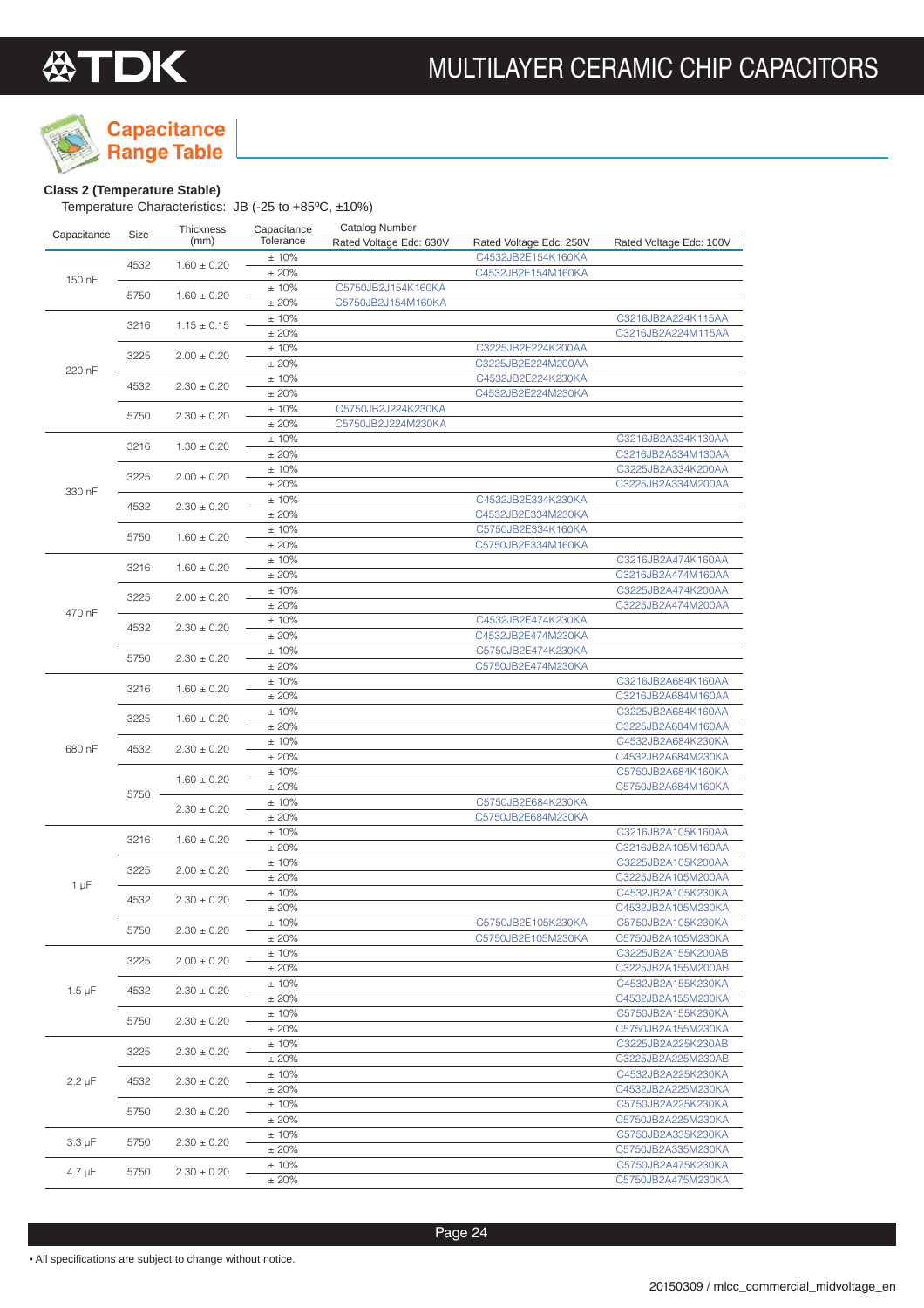## Capacitance Range Table

**Class 2 (Temperature Stable)**

Temperature Characteristics: JB (-25 to +85ºC, ±10%)

| Capacitance | Size | Thickness (mm) | Capacitance Tolerance | Catalog Number Rated Voltage Edc: 630V | Rated Voltage Edc: 250V | Rated Voltage Edc: 100V |
|---|---|---|---|---|---|---|
| 150 nF | 4532 | 1.60 ± 0.20 | ± 10% | | C4532JB2E154K160KA | |
| | | | ± 20% | | C4532JB2E154M160KA | |
| | 5750 | 1.60 ± 0.20 | ± 10% | C5750JB2J154K160KA | | |
| | | | ± 20% | C5750JB2J154M160KA | | |
| 220 nF | 3216 | 1.15 ± 0.15 | ± 10% | | | C3216JB2A224K115AA |
| | | | ± 20% | | | C3216JB2A224M115AA |
| | 3225 | 2.00 ± 0.20 | ± 10% | | C3225JB2E224K200AA | |
| | | | ± 20% | | C3225JB2E224M200AA | |
| | 4532 | 2.30 ± 0.20 | ± 10% | | C4532JB2E224K230KA | |
| | | | ± 20% | | C4532JB2E224M230KA | |
| | 5750 | 2.30 ± 0.20 | ± 10% | C5750JB2J224K230KA | | |
| | | | ± 20% | C5750JB2J224M230KA | | |
| 330 nF | 3216 | 1.30 ± 0.20 | ± 10% | | | C3216JB2A334K130AA |
| | | | ± 20% | | | C3216JB2A334M130AA |
| | 3225 | 2.00 ± 0.20 | ± 10% | | | C3225JB2A334K200AA |
| | | | ± 20% | | | C3225JB2A334M200AA |
| | 4532 | 2.30 ± 0.20 | ± 10% | | C4532JB2E334K230KA | |
| | | | ± 20% | | C4532JB2E334M230KA | |
| | 5750 | 1.60 ± 0.20 | ± 10% | | C5750JB2E334K160KA | |
| | | | ± 20% | | C5750JB2E334M160KA | |
| 470 nF | 3216 | 1.60 ± 0.20 | ± 10% | | | C3216JB2A474K160AA |
| | | | ± 20% | | | C3216JB2A474M160AA |
| | 3225 | 2.00 ± 0.20 | ± 10% | | | C3225JB2A474K200AA |
| | | | ± 20% | | | C3225JB2A474M200AA |
| | 4532 | 2.30 ± 0.20 | ± 10% | | C4532JB2E474K230KA | |
| | | | ± 20% | | C4532JB2E474M230KA | |
| | 5750 | 2.30 ± 0.20 | ± 10% | | C5750JB2E474K230KA | |
| | | | ± 20% | | C5750JB2E474M230KA | |
| 680 nF | 3216 | 1.60 ± 0.20 | ± 10% | | | C3216JB2A684K160AA |
| | | | ± 20% | | | C3216JB2A684M160AA |
| | 3225 | 1.60 ± 0.20 | ± 10% | | | C3225JB2A684K160AA |
| | | | ± 20% | | | C3225JB2A684M160AA |
| | 4532 | 2.30 ± 0.20 | ± 10% | | | C4532JB2A684K230KA |
| | | | ± 20% | | | C4532JB2A684M230KA |
| | 5750 | 1.60 ± 0.20 | ± 10% | | | C5750JB2A684K160KA |
| | | | ± 20% | | | C5750JB2A684M160KA |
| | | 2.30 ± 0.20 | ± 10% | | C5750JB2E684K230KA | |
| | | | ± 20% | | C5750JB2E684M230KA | |
| 1 µF | 3216 | 1.60 ± 0.20 | ± 10% | | | C3216JB2A105K160AA |
| | | | ± 20% | | | C3216JB2A105M160AA |
| | 3225 | 2.00 ± 0.20 | ± 10% | | | C3225JB2A105K200AA |
| | | | ± 20% | | | C3225JB2A105M200AA |
| | 4532 | 2.30 ± 0.20 | ± 10% | | | C4532JB2A105K230KA |
| | | | ± 20% | | | C4532JB2A105M230KA |
| | 5750 | 2.30 ± 0.20 | ± 10% | | C5750JB2E105K230KA | C5750JB2A105K230KA |
| | | | ± 20% | | C5750JB2E105M230KA | C5750JB2A105M230KA |
| 1.5 µF | 3225 | 2.00 ± 0.20 | ± 10% | | | C3225JB2A155K200AB |
| | | | ± 20% | | | C3225JB2A155M200AB |
| | 4532 | 2.30 ± 0.20 | ± 10% | | | C4532JB2A155K230KA |
| | | | ± 20% | | | C4532JB2A155M230KA |
| | 5750 | 2.30 ± 0.20 | ± 10% | | | C5750JB2A155K230KA |
| | | | ± 20% | | | C5750JB2A155M230KA |
| 2.2 µF | 3225 | 2.30 ± 0.20 | ± 10% | | | C3225JB2A225K230AB |
| | | | ± 20% | | | C3225JB2A225M230AB |
| | 4532 | 2.30 ± 0.20 | ± 10% | | | C4532JB2A225K230KA |
| | | | ± 20% | | | C4532JB2A225M230KA |
| | 5750 | 2.30 ± 0.20 | ± 10% | | | C5750JB2A225K230KA |
| | | | ± 20% | | | C5750JB2A225M230KA |
| 3.3 µF | 5750 | 2.30 ± 0.20 | ± 10% | | | C5750JB2A335K230KA |
| | | | ± 20% | | | C5750JB2A335M230KA |
| 4.7 µF | 5750 | 2.30 ± 0.20 | ± 10% | | | C5750JB2A475K230KA |
| | | | ± 20% | | | C5750JB2A475M230KA |

• All specifications are subject to change without notice.

20150309 / mlcc_commercial_midvoltage_en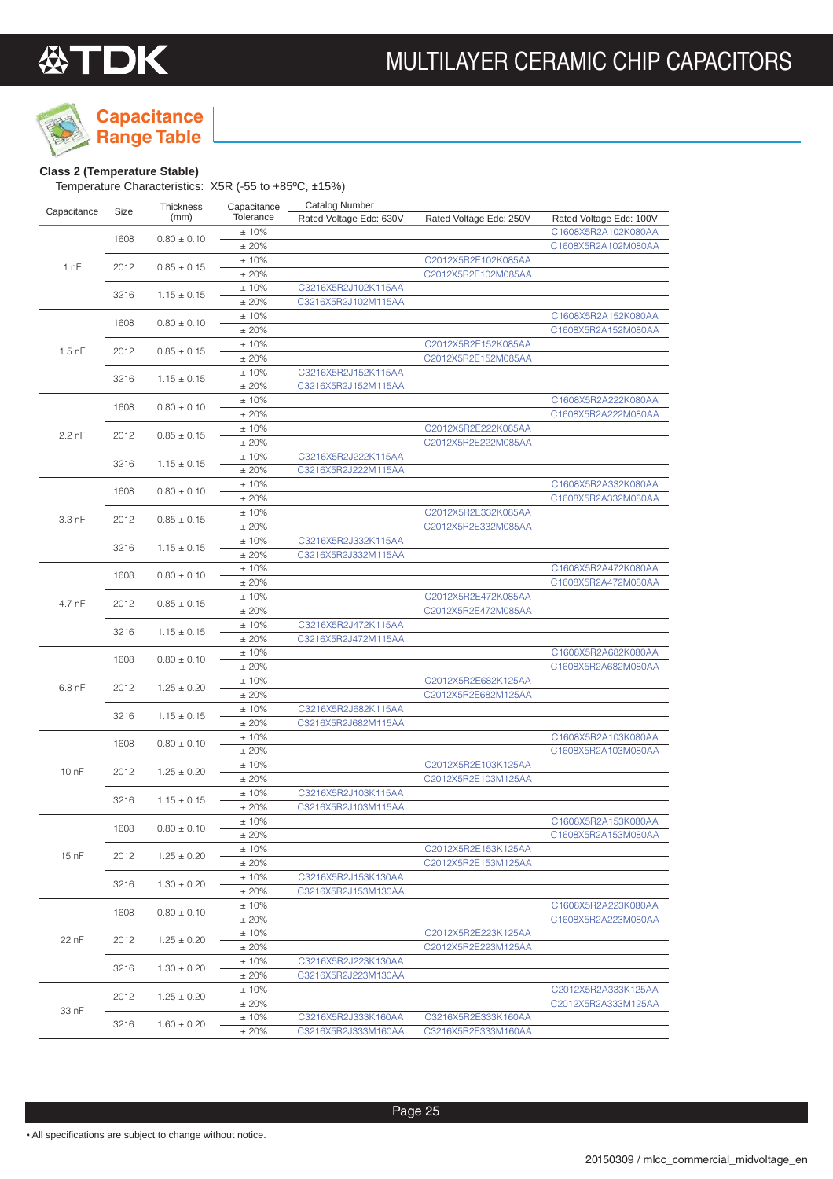# Capacitance Range Table

**Class 2 (Temperature Stable)**

Temperature Characteristics: X5R (-55 to +85ºC, ±15%)

| Capacitance | Size | Thickness (mm) | Capacitance Tolerance | Catalog Number Rated Voltage Edc: 630V | Rated Voltage Edc: 250V | Rated Voltage Edc: 100V |
|---|---|---|---|---|---|---|
| 1 nF | 1608 | 0.80 ± 0.10 | ± 10% | | | C1608X5R2A102K080AA |
| | | | ± 20% | | | C1608X5R2A102M080AA |
| | 2012 | 0.85 ± 0.15 | ± 10% | | C2012X5R2E102K085AA | |
| | | | ± 20% | | C2012X5R2E102M085AA | |
| | 3216 | 1.15 ± 0.15 | ± 10% | C3216X5R2J102K115AA | | |
| | | | ± 20% | C3216X5R2J102M115AA | | |
| 1.5 nF | 1608 | 0.80 ± 0.10 | ± 10% | | | C1608X5R2A152K080AA |
| | | | ± 20% | | | C1608X5R2A152M080AA |
| | 2012 | 0.85 ± 0.15 | ± 10% | | C2012X5R2E152K085AA | |
| | | | ± 20% | | C2012X5R2E152M085AA | |
| | 3216 | 1.15 ± 0.15 | ± 10% | C3216X5R2J152K115AA | | |
| | | | ± 20% | C3216X5R2J152M115AA | | |
| 2.2 nF | 1608 | 0.80 ± 0.10 | ± 10% | | | C1608X5R2A222K080AA |
| | | | ± 20% | | | C1608X5R2A222M080AA |
| | 2012 | 0.85 ± 0.15 | ± 10% | | C2012X5R2E222K085AA | |
| | | | ± 20% | | C2012X5R2E222M085AA | |
| | 3216 | 1.15 ± 0.15 | ± 10% | C3216X5R2J222K115AA | | |
| | | | ± 20% | C3216X5R2J222M115AA | | |
| 3.3 nF | 1608 | 0.80 ± 0.10 | ± 10% | | | C1608X5R2A332K080AA |
| | | | ± 20% | | | C1608X5R2A332M080AA |
| | 2012 | 0.85 ± 0.15 | ± 10% | | C2012X5R2E332K085AA | |
| | | | ± 20% | | C2012X5R2E332M085AA | |
| | 3216 | 1.15 ± 0.15 | ± 10% | C3216X5R2J332K115AA | | |
| | | | ± 20% | C3216X5R2J332M115AA | | |
| 4.7 nF | 1608 | 0.80 ± 0.10 | ± 10% | | | C1608X5R2A472K080AA |
| | | | ± 20% | | | C1608X5R2A472M080AA |
| | 2012 | 0.85 ± 0.15 | ± 10% | | C2012X5R2E472K085AA | |
| | | | ± 20% | | C2012X5R2E472M085AA | |
| | 3216 | 1.15 ± 0.15 | ± 10% | C3216X5R2J472K115AA | | |
| | | | ± 20% | C3216X5R2J472M115AA | | |
| 6.8 nF | 1608 | 0.80 ± 0.10 | ± 10% | | | C1608X5R2A682K080AA |
| | | | ± 20% | | | C1608X5R2A682M080AA |
| | 2012 | 1.25 ± 0.20 | ± 10% | | C2012X5R2E682K125AA | |
| | | | ± 20% | | C2012X5R2E682M125AA | |
| | 3216 | 1.15 ± 0.15 | ± 10% | C3216X5R2J682K115AA | | |
| | | | ± 20% | C3216X5R2J682M115AA | | |
| 10 nF | 1608 | 0.80 ± 0.10 | ± 10% | | | C1608X5R2A103K080AA |
| | | | ± 20% | | | C1608X5R2A103M080AA |
| | 2012 | 1.25 ± 0.20 | ± 10% | | C2012X5R2E103K125AA | |
| | | | ± 20% | | C2012X5R2E103M125AA | |
| | 3216 | 1.15 ± 0.15 | ± 10% | C3216X5R2J103K115AA | | |
| | | | ± 20% | C3216X5R2J103M115AA | | |
| 15 nF | 1608 | 0.80 ± 0.10 | ± 10% | | | C1608X5R2A153K080AA |
| | | | ± 20% | | | C1608X5R2A153M080AA |
| | 2012 | 1.25 ± 0.20 | ± 10% | | C2012X5R2E153K125AA | |
| | | | ± 20% | | C2012X5R2E153M125AA | |
| | 3216 | 1.30 ± 0.20 | ± 10% | C3216X5R2J153K130AA | | |
| | | | ± 20% | C3216X5R2J153M130AA | | |
| 22 nF | 1608 | 0.80 ± 0.10 | ± 10% | | | C1608X5R2A223K080AA |
| | | | ± 20% | | | C1608X5R2A223M080AA |
| | 2012 | 1.25 ± 0.20 | ± 10% | | C2012X5R2E223K125AA | |
| | | | ± 20% | | C2012X5R2E223M125AA | |
| | 3216 | 1.30 ± 0.20 | ± 10% | C3216X5R2J223K130AA | | |
| | | | ± 20% | C3216X5R2J223M130AA | | |
| 33 nF | 2012 | 1.25 ± 0.20 | ± 10% | | | C2012X5R2A333K125AA |
| | | | ± 20% | | | C2012X5R2A333M125AA |
| | 3216 | 1.60 ± 0.20 | ± 10% | C3216X5R2J333K160AA | C3216X5R2E333K160AA | |
| | | | ± 20% | C3216X5R2J333M160AA | C3216X5R2E333M160AA | |

• All specifications are subject to change without notice.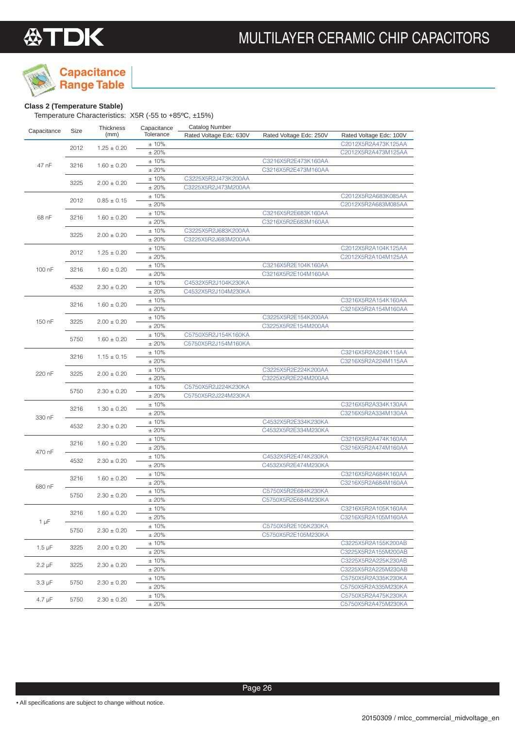## Capacitance Range Table

**Class 2 (Temperature Stable)**

Temperature Characteristics: X5R (-55 to +85ºC, ±15%)

| Capacitance | Size | Thickness (mm) | Capacitance Tolerance | Catalog Number | | |
|---|---|---|---|---|---|---|
| | | | | Rated Voltage Edc: 630V | Rated Voltage Edc: 250V | Rated Voltage Edc: 100V |
| 47 nF | 2012 | 1.25 ± 0.20 | ± 10% | | | C2012X5R2A473K125AA |
| | | | ± 20% | | | C2012X5R2A473M125AA |
| | 3216 | 1.60 ± 0.20 | ± 10% | | C3216X5R2E473K160AA | |
| | | | ± 20% | | C3216X5R2E473M160AA | |
| | 3225 | 2.00 ± 0.20 | ± 10% | C3225X5R2J473K200AA | | |
| | | | ± 20% | C3225X5R2J473M200AA | | |
| 68 nF | 2012 | 0.85 ± 0.15 | ± 10% | | | C2012X5R2A683K085AA |
| | | | ± 20% | | | C2012X5R2A683M085AA |
| | 3216 | 1.60 ± 0.20 | ± 10% | | C3216X5R2E683K160AA | |
| | | | ± 20% | | C3216X5R2E683M160AA | |
| | 3225 | 2.00 ± 0.20 | ± 10% | C3225X5R2J683K200AA | | |
| | | | ± 20% | C3225X5R2J683M200AA | | |
| 100 nF | 2012 | 1.25 ± 0.20 | ± 10% | | | C2012X5R2A104K125AA |
| | | | ± 20% | | | C2012X5R2A104M125AA |
| | 3216 | 1.60 ± 0.20 | ± 10% | | C3216X5R2E104K160AA | |
| | | | ± 20% | | C3216X5R2E104M160AA | |
| | 4532 | 2.30 ± 0.20 | ± 10% | C4532X5R2J104K230KA | | |
| | | | ± 20% | C4532X5R2J104M230KA | | |
| 150 nF | 3216 | 1.60 ± 0.20 | ± 10% | | | C3216X5R2A154K160AA |
| | | | ± 20% | | | C3216X5R2A154M160AA |
| | 3225 | 2.00 ± 0.20 | ± 10% | | C3225X5R2E154K200AA | |
| | | | ± 20% | | C3225X5R2E154M200AA | |
| | 5750 | 1.60 ± 0.20 | ± 10% | C5750X5R2J154K160KA | | |
| | | | ± 20% | C5750X5R2J154M160KA | | |
| 220 nF | 3216 | 1.15 ± 0.15 | ± 10% | | | C3216X5R2A224K115AA |
| | | | ± 20% | | | C3216X5R2A224M115AA |
| | 3225 | 2.00 ± 0.20 | ± 10% | | C3225X5R2E224K200AA | |
| | | | ± 20% | | C3225X5R2E224M200AA | |
| | 5750 | 2.30 ± 0.20 | ± 10% | C5750X5R2J224K230KA | | |
| | | | ± 20% | C5750X5R2J224M230KA | | |
| 330 nF | 3216 | 1.30 ± 0.20 | ± 10% | | | C3216X5R2A334K130AA |
| | | | ± 20% | | | C3216X5R2A334M130AA |
| | 4532 | 2.30 ± 0.20 | ± 10% | | C4532X5R2E334K230KA | |
| | | | ± 20% | | C4532X5R2E334M230KA | |
| 470 nF | 3216 | 1.60 ± 0.20 | ± 10% | | | C3216X5R2A474K160AA |
| | | | ± 20% | | | C3216X5R2A474M160AA |
| | 4532 | 2.30 ± 0.20 | ± 10% | | C4532X5R2E474K230KA | |
| | | | ± 20% | | C4532X5R2E474M230KA | |
| 680 nF | 3216 | 1.60 ± 0.20 | ± 10% | | | C3216X5R2A684K160AA |
| | | | ± 20% | | | C3216X5R2A684M160AA |
| | 5750 | 2.30 ± 0.20 | ± 10% | | C5750X5R2E684K230KA | |
| | | | ± 20% | | C5750X5R2E684M230KA | |
| 1 µF | 3216 | 1.60 ± 0.20 | ± 10% | | | C3216X5R2A105K160AA |
| | | | ± 20% | | | C3216X5R2A105M160AA |
| | 5750 | 2.30 ± 0.20 | ± 10% | | C5750X5R2E105K230KA | |
| | | | ± 20% | | C5750X5R2E105M230KA | |
| 1.5 µF | 3225 | 2.00 ± 0.20 | ± 10% | | | C3225X5R2A155K200AB |
| | | | ± 20% | | | C3225X5R2A155M200AB |
| 2.2 µF | 3225 | 2.30 ± 0.20 | ± 10% | | | C3225X5R2A225K230AB |
| | | | ± 20% | | | C3225X5R2A225M230AB |
| 3.3 µF | 5750 | 2.30 ± 0.20 | ± 10% | | | C5750X5R2A335K230KA |
| | | | ± 20% | | | C5750X5R2A335M230KA |
| 4.7 µF | 5750 | 2.30 ± 0.20 | ± 10% | | | C5750X5R2A475K230KA |
| | | | ± 20% | | | C5750X5R2A475M230KA |

• All specifications are subject to change without notice.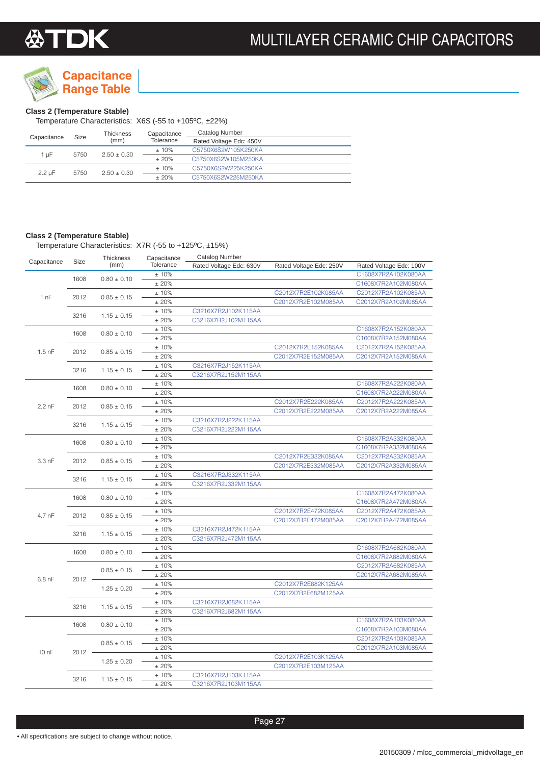## Capacitance Range Table

### Class 2 (Temperature Stable)

Temperature Characteristics: X6S (-55 to +105ºC, ±22%)

| Capacitance | Size | Thickness (mm) | Capacitance Tolerance | Catalog Number |
|---|---|---|---|---|
| | | | | Rated Voltage Edc: 450V |
| 1 µF | 5750 | 2.50 ± 0.30 | ± 10% | C5750X6S2W105K250KA |
| | | | ± 20% | C5750X6S2W105M250KA |
| 2.2 µF | 5750 | 2.50 ± 0.30 | ± 10% | C5750X6S2W225K250KA |
| | | | ± 20% | C5750X6S2W225M250KA |

### Class 2 (Temperature Stable)

Temperature Characteristics: X7R (-55 to +125ºC, ±15%)

| Capacitance | Size | Thickness (mm) | Capacitance Tolerance | Catalog Number | | |
|---|---|---|---|---|---|---|
| | | | | Rated Voltage Edc: 630V | Rated Voltage Edc: 250V | Rated Voltage Edc: 100V |
| 1 nF | 1608 | 0.80 ± 0.10 | ± 10% | | | C1608X7R2A102K080AA |
| | | | ± 20% | | | C1608X7R2A102M080AA |
| | 2012 | 0.85 ± 0.15 | ± 10% | | C2012X7R2E102K085AA | C2012X7R2A102K085AA |
| | | | ± 20% | | C2012X7R2E102M085AA | C2012X7R2A102M085AA |
| | 3216 | 1.15 ± 0.15 | ± 10% | C3216X7R2J102K115AA | | |
| | | | ± 20% | C3216X7R2J102M115AA | | |
| 1.5 nF | 1608 | 0.80 ± 0.10 | ± 10% | | | C1608X7R2A152K080AA |
| | | | ± 20% | | | C1608X7R2A152M080AA |
| | 2012 | 0.85 ± 0.15 | ± 10% | | C2012X7R2E152K085AA | C2012X7R2A152K085AA |
| | | | ± 20% | | C2012X7R2E152M085AA | C2012X7R2A152M085AA |
| | 3216 | 1.15 ± 0.15 | ± 10% | C3216X7R2J152K115AA | | |
| | | | ± 20% | C3216X7R2J152M115AA | | |
| 2.2 nF | 1608 | 0.80 ± 0.10 | ± 10% | | | C1608X7R2A222K080AA |
| | | | ± 20% | | | C1608X7R2A222M080AA |
| | 2012 | 0.85 ± 0.15 | ± 10% | | C2012X7R2E222K085AA | C2012X7R2A222K085AA |
| | | | ± 20% | | C2012X7R2E222M085AA | C2012X7R2A222M085AA |
| | 3216 | 1.15 ± 0.15 | ± 10% | C3216X7R2J222K115AA | | |
| | | | ± 20% | C3216X7R2J222M115AA | | |
| 3.3 nF | 1608 | 0.80 ± 0.10 | ± 10% | | | C1608X7R2A332K080AA |
| | | | ± 20% | | | C1608X7R2A332M080AA |
| | 2012 | 0.85 ± 0.15 | ± 10% | | C2012X7R2E332K085AA | C2012X7R2A332K085AA |
| | | | ± 20% | | C2012X7R2E332M085AA | C2012X7R2A332M085AA |
| | 3216 | 1.15 ± 0.15 | ± 10% | C3216X7R2J332K115AA | | |
| | | | ± 20% | C3216X7R2J332M115AA | | |
| 4.7 nF | 1608 | 0.80 ± 0.10 | ± 10% | | | C1608X7R2A472K080AA |
| | | | ± 20% | | | C1608X7R2A472M080AA |
| | 2012 | 0.85 ± 0.15 | ± 10% | | C2012X7R2E472K085AA | C2012X7R2A472K085AA |
| | | | ± 20% | | C2012X7R2E472M085AA | C2012X7R2A472M085AA |
| | 3216 | 1.15 ± 0.15 | ± 10% | C3216X7R2J472K115AA | | |
| | | | ± 20% | C3216X7R2J472M115AA | | |
| 6.8 nF | 1608 | 0.80 ± 0.10 | ± 10% | | | C1608X7R2A682K080AA |
| | | | ± 20% | | | C1608X7R2A682M080AA |
| | 2012 | 0.85 ± 0.15 | ± 10% | | | C2012X7R2A682K085AA |
| | | | ± 20% | | | C2012X7R2A682M085AA |
| | | 1.25 ± 0.20 | ± 10% | | C2012X7R2E682K125AA | |
| | | | ± 20% | | C2012X7R2E682M125AA | |
| | 3216 | 1.15 ± 0.15 | ± 10% | C3216X7R2J682K115AA | | |
| | | | ± 20% | C3216X7R2J682M115AA | | |
| 10 nF | 1608 | 0.80 ± 0.10 | ± 10% | | | C1608X7R2A103K080AA |
| | | | ± 20% | | | C1608X7R2A103M080AA |
| | 2012 | 0.85 ± 0.15 | ± 10% | | | C2012X7R2A103K085AA |
| | | | ± 20% | | | C2012X7R2A103M085AA |
| | | 1.25 ± 0.20 | ± 10% | | C2012X7R2E103K125AA | |
| | | | ± 20% | | C2012X7R2E103M125AA | |
| | 3216 | 1.15 ± 0.15 | ± 10% | C3216X7R2J103K115AA | | |
| | | | ± 20% | C3216X7R2J103M115AA | | |

• All specifications are subject to change without notice.

20150309 / mlcc_commercial_midvoltage_en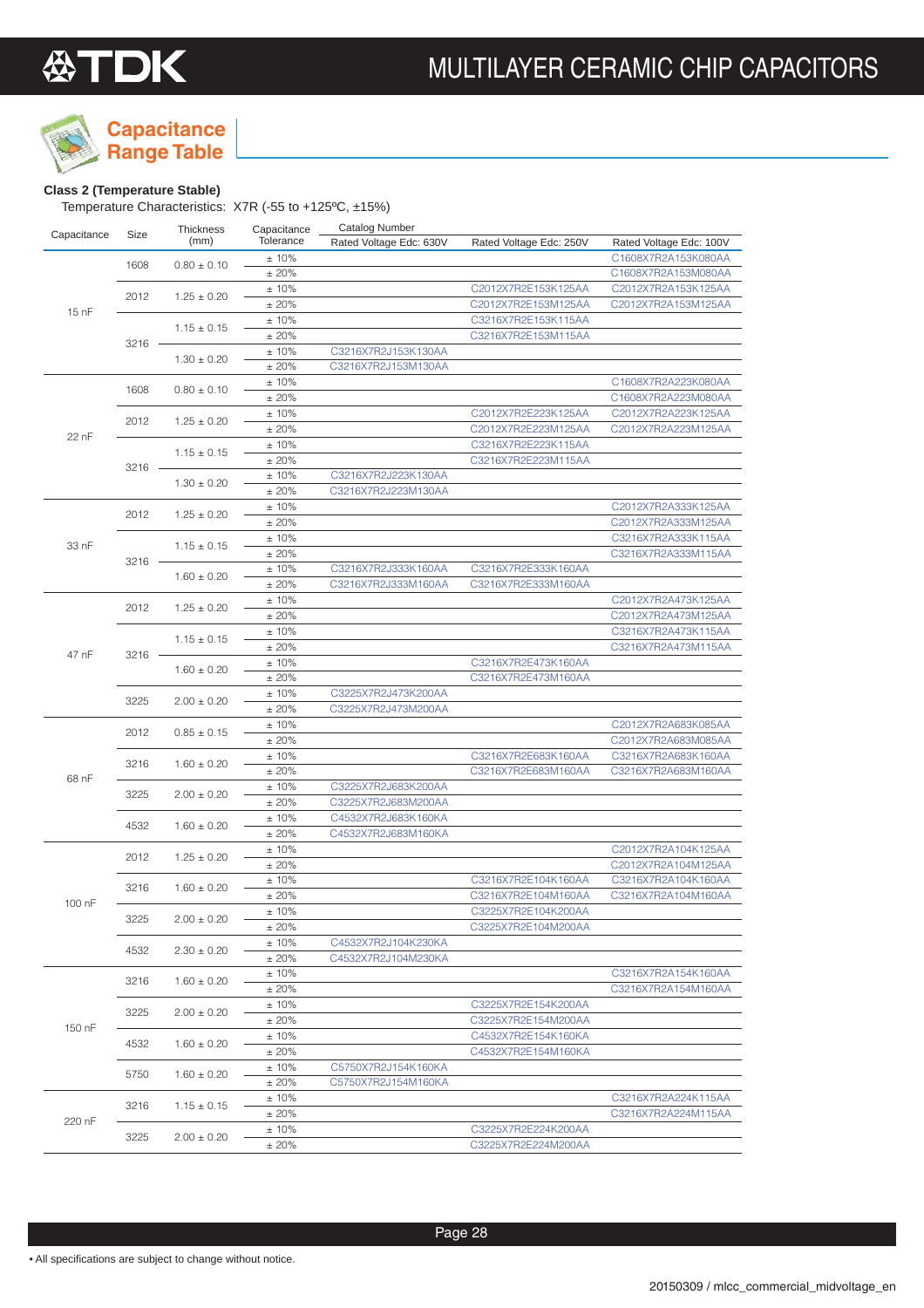## Capacitance Range Table

**Class 2 (Temperature Stable)**

Temperature Characteristics: X7R (-55 to +125ºC, ±15%)

| Capacitance | Size | Thickness (mm) | Capacitance Tolerance | Catalog Number Rated Voltage Edc: 630V | Rated Voltage Edc: 250V | Rated Voltage Edc: 100V |
|---|---|---|---|---|---|---|
| 15 nF | 1608 | 0.80 ± 0.10 | ± 10% | | | C1608X7R2A153K080AA |
| | | | ± 20% | | | C1608X7R2A153M080AA |
| | 2012 | 1.25 ± 0.20 | ± 10% | | C2012X7R2E153K125AA | C2012X7R2A153K125AA |
| | | | ± 20% | | C2012X7R2E153M125AA | C2012X7R2A153M125AA |
| | 3216 | 1.15 ± 0.15 | ± 10% | | C3216X7R2E153K115AA | |
| | | | ± 20% | | C3216X7R2E153M115AA | |
| | | 1.30 ± 0.20 | ± 10% | C3216X7R2J153K130AA | | |
| | | | ± 20% | C3216X7R2J153M130AA | | |
| 22 nF | 1608 | 0.80 ± 0.10 | ± 10% | | | C1608X7R2A223K080AA |
| | | | ± 20% | | | C1608X7R2A223M080AA |
| | 2012 | 1.25 ± 0.20 | ± 10% | | C2012X7R2E223K125AA | C2012X7R2A223K125AA |
| | | | ± 20% | | C2012X7R2E223M125AA | C2012X7R2A223M125AA |
| | 3216 | 1.15 ± 0.15 | ± 10% | | C3216X7R2E223K115AA | |
| | | | ± 20% | | C3216X7R2E223M115AA | |
| | | 1.30 ± 0.20 | ± 10% | C3216X7R2J223K130AA | | |
| | | | ± 20% | C3216X7R2J223M130AA | | |
| 33 nF | 2012 | 1.25 ± 0.20 | ± 10% | | | C2012X7R2A333K125AA |
| | | | ± 20% | | | C2012X7R2A333M125AA |
| | 3216 | 1.15 ± 0.15 | ± 10% | | | C3216X7R2A333K115AA |
| | | | ± 20% | | | C3216X7R2A333M115AA |
| | | 1.60 ± 0.20 | ± 10% | C3216X7R2J333K160AA | C3216X7R2E333K160AA | |
| | | | ± 20% | C3216X7R2J333M160AA | C3216X7R2E333M160AA | |
| 47 nF | 2012 | 1.25 ± 0.20 | ± 10% | | | C2012X7R2A473K125AA |
| | | | ± 20% | | | C2012X7R2A473M125AA |
| | 3216 | 1.15 ± 0.15 | ± 10% | | | C3216X7R2A473K115AA |
| | | | ± 20% | | | C3216X7R2A473M115AA |
| | | 1.60 ± 0.20 | ± 10% | | C3216X7R2E473K160AA | |
| | | | ± 20% | | C3216X7R2E473M160AA | |
| | 3225 | 2.00 ± 0.20 | ± 10% | C3225X7R2J473K200AA | | |
| | | | ± 20% | C3225X7R2J473M200AA | | |
| 68 nF | 2012 | 0.85 ± 0.15 | ± 10% | | | C2012X7R2A683K085AA |
| | | | ± 20% | | | C2012X7R2A683M085AA |
| | 3216 | 1.60 ± 0.20 | ± 10% | | C3216X7R2E683K160AA | C3216X7R2A683K160AA |
| | | | ± 20% | | C3216X7R2E683M160AA | C3216X7R2A683M160AA |
| | 3225 | 2.00 ± 0.20 | ± 10% | C3225X7R2J683K200AA | | |
| | | | ± 20% | C3225X7R2J683M200AA | | |
| | 4532 | 1.60 ± 0.20 | ± 10% | C4532X7R2J683K160KA | | |
| | | | ± 20% | C4532X7R2J683M160KA | | |
| 100 nF | 2012 | 1.25 ± 0.20 | ± 10% | | | C2012X7R2A104K125AA |
| | | | ± 20% | | | C2012X7R2A104M125AA |
| | 3216 | 1.60 ± 0.20 | ± 10% | | C3216X7R2E104K160AA | C3216X7R2A104K160AA |
| | | | ± 20% | | C3216X7R2E104M160AA | C3216X7R2A104M160AA |
| | 3225 | 2.00 ± 0.20 | ± 10% | | C3225X7R2E104K200AA | |
| | | | ± 20% | | C3225X7R2E104M200AA | |
| | 4532 | 2.30 ± 0.20 | ± 10% | C4532X7R2J104K230KA | | |
| | | | ± 20% | C4532X7R2J104M230KA | | |
| 150 nF | 3216 | 1.60 ± 0.20 | ± 10% | | | C3216X7R2A154K160AA |
| | | | ± 20% | | | C3216X7R2A154M160AA |
| | 3225 | 2.00 ± 0.20 | ± 10% | | C3225X7R2E154K200AA | |
| | | | ± 20% | | C3225X7R2E154M200AA | |
| | 4532 | 1.60 ± 0.20 | ± 10% | | C4532X7R2E154K160KA | |
| | | | ± 20% | | C4532X7R2E154M160KA | |
| | 5750 | 1.60 ± 0.20 | ± 10% | C5750X7R2J154K160KA | | |
| | | | ± 20% | C5750X7R2J154M160KA | | |
| 220 nF | 3216 | 1.15 ± 0.15 | ± 10% | | | C3216X7R2A224K115AA |
| | | | ± 20% | | | C3216X7R2A224M115AA |
| | 3225 | 2.00 ± 0.20 | ± 10% | | C3225X7R2E224K200AA | |
| | | | ± 20% | | C3225X7R2E224M200AA | |

• All specifications are subject to change without notice.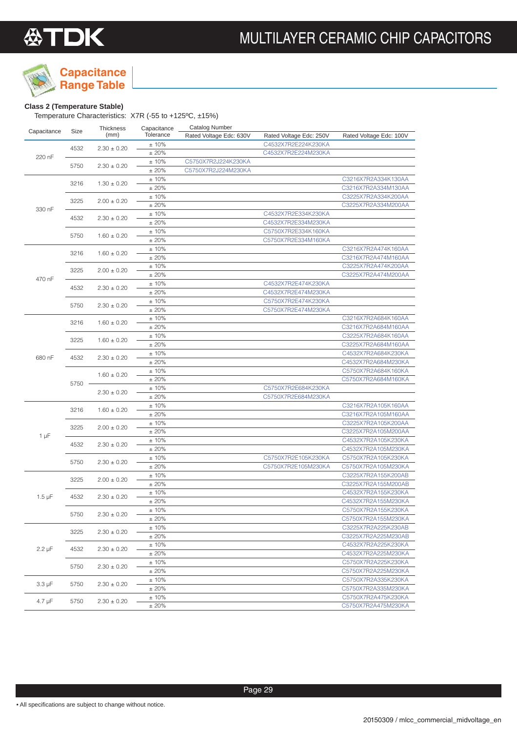## Capacitance Range Table

**Class 2 (Temperature Stable)**

Temperature Characteristics: X7R (-55 to +125ºC, ±15%)

| Capacitance | Size | Thickness (mm) | Capacitance Tolerance | Catalog Number Rated Voltage Edc: 630V | Rated Voltage Edc: 250V | Rated Voltage Edc: 100V |
|---|---|---|---|---|---|---|
| 220 nF | 4532 | 2.30 ± 0.20 | ± 10% | | C4532X7R2E224K230KA | |
| | | | ± 20% | | C4532X7R2E224M230KA | |
| | 5750 | 2.30 ± 0.20 | ± 10% | C5750X7R2J224K230KA | | |
| | | | ± 20% | C5750X7R2J224M230KA | | |
| 330 nF | 3216 | 1.30 ± 0.20 | ± 10% | | | C3216X7R2A334K130AA |
| | | | ± 20% | | | C3216X7R2A334M130AA |
| | 3225 | 2.00 ± 0.20 | ± 10% | | | C3225X7R2A334K200AA |
| | | | ± 20% | | | C3225X7R2A334M200AA |
| | 4532 | 2.30 ± 0.20 | ± 10% | | C4532X7R2E334K230KA | |
| | | | ± 20% | | C4532X7R2E334M230KA | |
| | 5750 | 1.60 ± 0.20 | ± 10% | | C5750X7R2E334K160KA | |
| | | | ± 20% | | C5750X7R2E334M160KA | |
| 470 nF | 3216 | 1.60 ± 0.20 | ± 10% | | | C3216X7R2A474K160AA |
| | | | ± 20% | | | C3216X7R2A474M160AA |
| | 3225 | 2.00 ± 0.20 | ± 10% | | | C3225X7R2A474K200AA |
| | | | ± 20% | | | C3225X7R2A474M200AA |
| | 4532 | 2.30 ± 0.20 | ± 10% | | C4532X7R2E474K230KA | |
| | | | ± 20% | | C4532X7R2E474M230KA | |
| | 5750 | 2.30 ± 0.20 | ± 10% | | C5750X7R2E474K230KA | |
| | | | ± 20% | | C5750X7R2E474M230KA | |
| 680 nF | 3216 | 1.60 ± 0.20 | ± 10% | | | C3216X7R2A684K160AA |
| | | | ± 20% | | | C3216X7R2A684M160AA |
| | 3225 | 1.60 ± 0.20 | ± 10% | | | C3225X7R2A684K160AA |
| | | | ± 20% | | | C3225X7R2A684M160AA |
| | 4532 | 2.30 ± 0.20 | ± 10% | | | C4532X7R2A684K230KA |
| | | | ± 20% | | | C4532X7R2A684M230KA |
| | 5750 | 1.60 ± 0.20 | ± 10% | | | C5750X7R2A684K160KA |
| | | | ± 20% | | | C5750X7R2A684M160KA |
| | | 2.30 ± 0.20 | ± 10% | | C5750X7R2E684K230KA | |
| | | | ± 20% | | C5750X7R2E684M230KA | |
| 1 µF | 3216 | 1.60 ± 0.20 | ± 10% | | | C3216X7R2A105K160AA |
| | | | ± 20% | | | C3216X7R2A105M160AA |
| | 3225 | 2.00 ± 0.20 | ± 10% | | | C3225X7R2A105K200AA |
| | | | ± 20% | | | C3225X7R2A105M200AA |
| | 4532 | 2.30 ± 0.20 | ± 10% | | | C4532X7R2A105K230KA |
| | | | ± 20% | | | C4532X7R2A105M230KA |
| | 5750 | 2.30 ± 0.20 | ± 10% | | C5750X7R2E105K230KA | C5750X7R2A105K230KA |
| | | | ± 20% | | C5750X7R2E105M230KA | C5750X7R2A105M230KA |
| 1.5 µF | 3225 | 2.00 ± 0.20 | ± 10% | | | C3225X7R2A155K200AB |
| | | | ± 20% | | | C3225X7R2A155M200AB |
| | 4532 | 2.30 ± 0.20 | ± 10% | | | C4532X7R2A155K230KA |
| | | | ± 20% | | | C4532X7R2A155M230KA |
| | 5750 | 2.30 ± 0.20 | ± 10% | | | C5750X7R2A155K230KA |
| | | | ± 20% | | | C5750X7R2A155M230KA |
| 2.2 µF | 3225 | 2.30 ± 0.20 | ± 10% | | | C3225X7R2A225K230AB |
| | | | ± 20% | | | C3225X7R2A225M230AB |
| | 4532 | 2.30 ± 0.20 | ± 10% | | | C4532X7R2A225K230KA |
| | | | ± 20% | | | C4532X7R2A225M230KA |
| | 5750 | 2.30 ± 0.20 | ± 10% | | | C5750X7R2A225K230KA |
| | | | ± 20% | | | C5750X7R2A225M230KA |
| 3.3 µF | 5750 | 2.30 ± 0.20 | ± 10% | | | C5750X7R2A335K230KA |
| | | | ± 20% | | | C5750X7R2A335M230KA |
| 4.7 µF | 5750 | 2.30 ± 0.20 | ± 10% | | | C5750X7R2A475K230KA |
| | | | ± 20% | | | C5750X7R2A475M230KA |

• All specifications are subject to change without notice.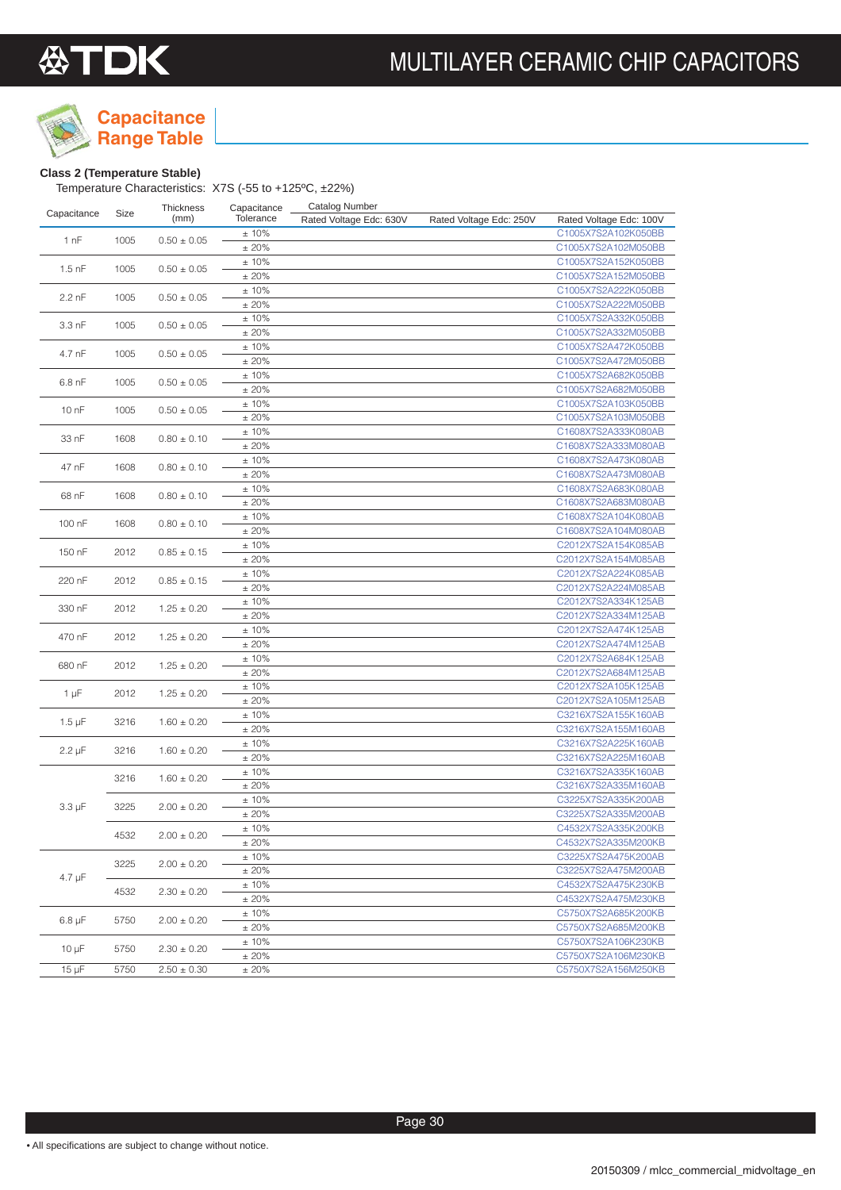## Capacitance Range Table

**Class 2 (Temperature Stable)**

Temperature Characteristics: X7S (-55 to +125ºC, ±22%)

| Capacitance | Size | Thickness (mm) | Capacitance Tolerance | Catalog Number Rated Voltage Edc: 630V | Rated Voltage Edc: 250V | Rated Voltage Edc: 100V |
|---|---|---|---|---|---|---|
| 1 nF | 1005 | 0.50 ± 0.05 | ± 10% | | | C1005X7S2A102K050BB |
| | | | ± 20% | | | C1005X7S2A102M050BB |
| 1.5 nF | 1005 | 0.50 ± 0.05 | ± 10% | | | C1005X7S2A152K050BB |
| | | | ± 20% | | | C1005X7S2A152M050BB |
| 2.2 nF | 1005 | 0.50 ± 0.05 | ± 10% | | | C1005X7S2A222K050BB |
| | | | ± 20% | | | C1005X7S2A222M050BB |
| 3.3 nF | 1005 | 0.50 ± 0.05 | ± 10% | | | C1005X7S2A332K050BB |
| | | | ± 20% | | | C1005X7S2A332M050BB |
| 4.7 nF | 1005 | 0.50 ± 0.05 | ± 10% | | | C1005X7S2A472K050BB |
| | | | ± 20% | | | C1005X7S2A472M050BB |
| 6.8 nF | 1005 | 0.50 ± 0.05 | ± 10% | | | C1005X7S2A682K050BB |
| | | | ± 20% | | | C1005X7S2A682M050BB |
| 10 nF | 1005 | 0.50 ± 0.05 | ± 10% | | | C1005X7S2A103K050BB |
| | | | ± 20% | | | C1005X7S2A103M050BB |
| 33 nF | 1608 | 0.80 ± 0.10 | ± 10% | | | C1608X7S2A333K080AB |
| | | | ± 20% | | | C1608X7S2A333M080AB |
| 47 nF | 1608 | 0.80 ± 0.10 | ± 10% | | | C1608X7S2A473K080AB |
| | | | ± 20% | | | C1608X7S2A473M080AB |
| 68 nF | 1608 | 0.80 ± 0.10 | ± 10% | | | C1608X7S2A683K080AB |
| | | | ± 20% | | | C1608X7S2A683M080AB |
| 100 nF | 1608 | 0.80 ± 0.10 | ± 10% | | | C1608X7S2A104K080AB |
| | | | ± 20% | | | C1608X7S2A104M080AB |
| 150 nF | 2012 | 0.85 ± 0.15 | ± 10% | | | C2012X7S2A154K085AB |
| | | | ± 20% | | | C2012X7S2A154M085AB |
| 220 nF | 2012 | 0.85 ± 0.15 | ± 10% | | | C2012X7S2A224K085AB |
| | | | ± 20% | | | C2012X7S2A224M085AB |
| 330 nF | 2012 | 1.25 ± 0.20 | ± 10% | | | C2012X7S2A334K125AB |
| | | | ± 20% | | | C2012X7S2A334M125AB |
| 470 nF | 2012 | 1.25 ± 0.20 | ± 10% | | | C2012X7S2A474K125AB |
| | | | ± 20% | | | C2012X7S2A474M125AB |
| 680 nF | 2012 | 1.25 ± 0.20 | ± 10% | | | C2012X7S2A684K125AB |
| | | | ± 20% | | | C2012X7S2A684M125AB |
| 1 µF | 2012 | 1.25 ± 0.20 | ± 10% | | | C2012X7S2A105K125AB |
| | | | ± 20% | | | C2012X7S2A105M125AB |
| 1.5 µF | 3216 | 1.60 ± 0.20 | ± 10% | | | C3216X7S2A155K160AB |
| | | | ± 20% | | | C3216X7S2A155M160AB |
| 2.2 µF | 3216 | 1.60 ± 0.20 | ± 10% | | | C3216X7S2A225K160AB |
| | | | ± 20% | | | C3216X7S2A225M160AB |
| 3.3 µF | 3216 | 1.60 ± 0.20 | ± 10% | | | C3216X7S2A335K160AB |
| | | | ± 20% | | | C3216X7S2A335M160AB |
| | 3225 | 2.00 ± 0.20 | ± 10% | | | C3225X7S2A335K200AB |
| | | | ± 20% | | | C3225X7S2A335M200AB |
| | 4532 | 2.00 ± 0.20 | ± 10% | | | C4532X7S2A335K200KB |
| | | | ± 20% | | | C4532X7S2A335M200KB |
| 4.7 µF | 3225 | 2.00 ± 0.20 | ± 10% | | | C3225X7S2A475K200AB |
| | | | ± 20% | | | C3225X7S2A475M200AB |
| | 4532 | 2.30 ± 0.20 | ± 10% | | | C4532X7S2A475K230KB |
| | | | ± 20% | | | C4532X7S2A475M230KB |
| 6.8 µF | 5750 | 2.00 ± 0.20 | ± 10% | | | C5750X7S2A685K200KB |
| | | | ± 20% | | | C5750X7S2A685M200KB |
| 10 µF | 5750 | 2.30 ± 0.20 | ± 10% | | | C5750X7S2A106K230KB |
| | | | ± 20% | | | C5750X7S2A106M230KB |
| 15 µF | 5750 | 2.50 ± 0.30 | ± 20% | | | C5750X7S2A156M250KB |

• All specifications are subject to change without notice.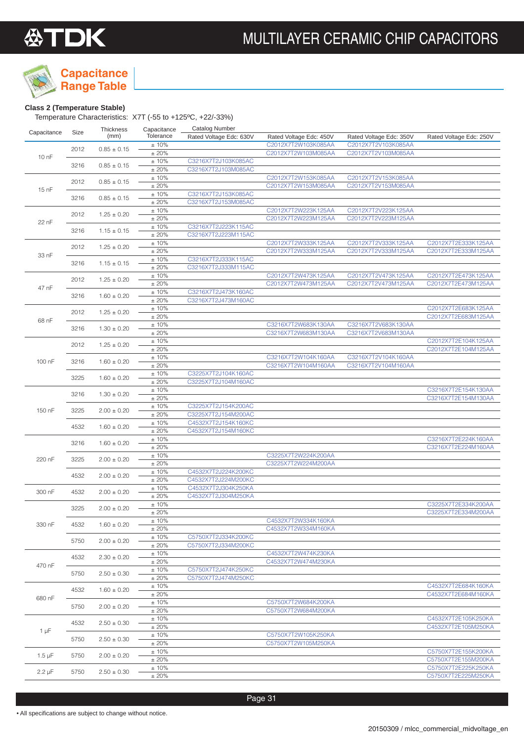## Capacitance Range Table

**Class 2 (Temperature Stable)**

Temperature Characteristics: X7T (-55 to +125ºC, +22/-33%)

| Capacitance | Size | Thickness (mm) | Capacitance Tolerance | Catalog Number Rated Voltage Edc: 630V | Rated Voltage Edc: 450V | Rated Voltage Edc: 350V | Rated Voltage Edc: 250V |
|---|---|---|---|---|---|---|---|
| 10 nF | 2012 | 0.85 ± 0.15 | ± 10% | | C2012X7T2W103K085AA | C2012X7T2V103K085AA | |
| | | | ± 20% | | C2012X7T2W103M085AA | C2012X7T2V103M085AA | |
| | 3216 | 0.85 ± 0.15 | ± 10% | C3216X7T2J103K085AC | | | |
| | | | ± 20% | C3216X7T2J103M085AC | | | |
| 15 nF | 2012 | 0.85 ± 0.15 | ± 10% | | C2012X7T2W153K085AA | C2012X7T2V153K085AA | |
| | | | ± 20% | | C2012X7T2W153M085AA | C2012X7T2V153M085AA | |
| | 3216 | 0.85 ± 0.15 | ± 10% | C3216X7T2J153K085AC | | | |
| | | | ± 20% | C3216X7T2J153M085AC | | | |
| 22 nF | 2012 | 1.25 ± 0.20 | ± 10% | | C2012X7T2W223K125AA | C2012X7T2V223K125AA | |
| | | | ± 20% | | C2012X7T2W223M125AA | C2012X7T2V223M125AA | |
| | 3216 | 1.15 ± 0.15 | ± 10% | C3216X7T2J223K115AC | | | |
| | | | ± 20% | C3216X7T2J223M115AC | | | |
| 33 nF | 2012 | 1.25 ± 0.20 | ± 10% | | C2012X7T2W333K125AA | C2012X7T2V333K125AA | C2012X7T2E333K125AA |
| | | | ± 20% | | C2012X7T2W333M125AA | C2012X7T2V333M125AA | C2012X7T2E333M125AA |
| | 3216 | 1.15 ± 0.15 | ± 10% | C3216X7T2J333K115AC | | | |
| | | | ± 20% | C3216X7T2J333M115AC | | | |
| 47 nF | 2012 | 1.25 ± 0.20 | ± 10% | | C2012X7T2W473K125AA | C2012X7T2V473K125AA | C2012X7T2E473K125AA |
| | | | ± 20% | | C2012X7T2W473M125AA | C2012X7T2V473M125AA | C2012X7T2E473M125AA |
| | 3216 | 1.60 ± 0.20 | ± 10% | C3216X7T2J473K160AC | | | |
| | | | ± 20% | C3216X7T2J473M160AC | | | |
| 68 nF | 2012 | 1.25 ± 0.20 | ± 10% | | | | C2012X7T2E683K125AA |
| | | | ± 20% | | | | C2012X7T2E683M125AA |
| | 3216 | 1.30 ± 0.20 | ± 10% | | C3216X7T2W683K130AA | C3216X7T2V683K130AA | |
| | | | ± 20% | | C3216X7T2W683M130AA | C3216X7T2V683M130AA | |
| 100 nF | 2012 | 1.25 ± 0.20 | ± 10% | | | | C2012X7T2E104K125AA |
| | | | ± 20% | | | | C2012X7T2E104M125AA |
| | 3216 | 1.60 ± 0.20 | ± 10% | | C3216X7T2W104K160AA | C3216X7T2V104K160AA | |
| | | | ± 20% | | C3216X7T2W104M160AA | C3216X7T2V104M160AA | |
| | 3225 | 1.60 ± 0.20 | ± 10% | C3225X7T2J104K160AC | | | |
| | | | ± 20% | C3225X7T2J104M160AC | | | |
| 150 nF | 3216 | 1.30 ± 0.20 | ± 10% | | | | C3216X7T2E154K130AA |
| | | | ± 20% | | | | C3216X7T2E154M130AA |
| | 3225 | 2.00 ± 0.20 | ± 10% | C3225X7T2J154K200AC | | | |
| | | | ± 20% | C3225X7T2J154M200AC | | | |
| | 4532 | 1.60 ± 0.20 | ± 10% | C4532X7T2J154K160KC | | | |
| | | | ± 20% | C4532X7T2J154M160KC | | | |
| 220 nF | 3216 | 1.60 ± 0.20 | ± 10% | | | | C3216X7T2E224K160AA |
| | | | ± 20% | | | | C3216X7T2E224M160AA |
| | 3225 | 2.00 ± 0.20 | ± 10% | | C3225X7T2W224K200AA | | |
| | | | ± 20% | | C3225X7T2W224M200AA | | |
| | 4532 | 2.00 ± 0.20 | ± 10% | C4532X7T2J224K200KC | | | |
| | | | ± 20% | C4532X7T2J224M200KC | | | |
| 300 nF | 4532 | 2.00 ± 0.20 | ± 10% | C4532X7T2J304K250KA | | | |
| | | | ± 20% | C4532X7T2J304M250KA | | | |
| 330 nF | 3225 | 2.00 ± 0.20 | ± 10% | | | | C3225X7T2E334K200AA |
| | | | ± 20% | | | | C3225X7T2E334M200AA |
| | 4532 | 1.60 ± 0.20 | ± 10% | | C4532X7T2W334K160KA | | |
| | | | ± 20% | | C4532X7T2W334M160KA | | |
| | 5750 | 2.00 ± 0.20 | ± 10% | C5750X7T2J334K200KC | | | |
| | | | ± 20% | C5750X7T2J334M200KC | | | |
| 470 nF | 4532 | 2.30 ± 0.20 | ± 10% | | C4532X7T2W474K230KA | | |
| | | | ± 20% | | C4532X7T2W474M230KA | | |
| | 5750 | 2.50 ± 0.30 | ± 10% | C5750X7T2J474K250KC | | | |
| | | | ± 20% | C5750X7T2J474M250KC | | | |
| 680 nF | 4532 | 1.60 ± 0.20 | ± 10% | | | | C4532X7T2E684K160KA |
| | | | ± 20% | | | | C4532X7T2E684M160KA |
| | 5750 | 2.00 ± 0.20 | ± 10% | | C5750X7T2W684K200KA | | |
| | | | ± 20% | | C5750X7T2W684M200KA | | |
| 1 µF | 4532 | 2.50 ± 0.30 | ± 10% | | | | C4532X7T2E105K250KA |
| | | | ± 20% | | | | C4532X7T2E105M250KA |
| | 5750 | 2.50 ± 0.30 | ± 10% | | C5750X7T2W105K250KA | | |
| | | | ± 20% | | C5750X7T2W105M250KA | | |
| 1.5 µF | 5750 | 2.00 ± 0.20 | ± 10% | | | | C5750X7T2E155K200KA |
| | | | ± 20% | | | | C5750X7T2E155M200KA |
| 2.2 µF | 5750 | 2.50 ± 0.30 | ± 10% | | | | C5750X7T2E225K250KA |
| | | | ± 20% | | | | C5750X7T2E225M250KA |

• All specifications are subject to change without notice.

20150309 / mlcc_commercial_midvoltage_en